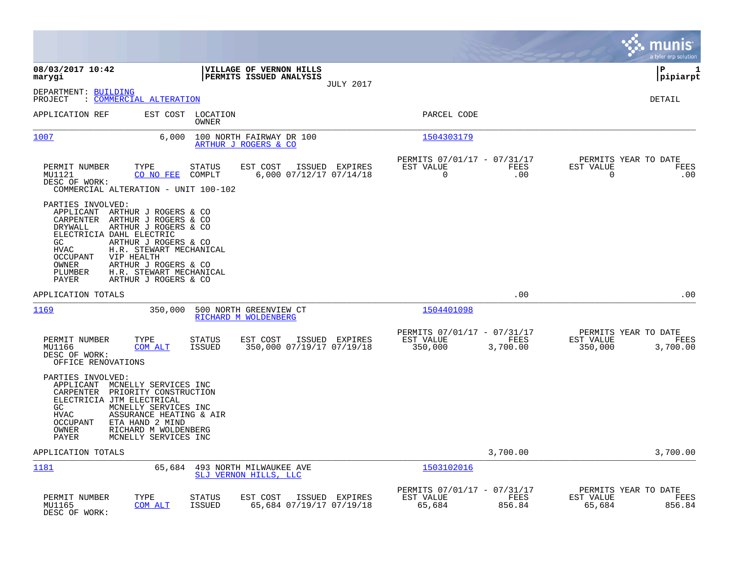**08/03/2017 10:42**
**marygi**

**VILLAGE OF VERNON HILLS**
**PERMITS ISSUED ANALYSIS**
JULY 2017

**P 1**
**pipiarpt**

DEPARTMENT: BUILDING
PROJECT : COMMERCIAL ALTERATION

DETAIL

| APPLICATION REF | EST COST | LOCATION / OWNER | PARCEL CODE |
|---|---|---|---|
| 1007 | 6,000 | 100 NORTH FAIRWAY DR 100 / ARTHUR J ROGERS & CO | 1504303179 |

| PERMIT NUMBER | TYPE | STATUS | EST COST | ISSUED | EXPIRES | PERMITS 07/01/17 - 07/31/17 EST VALUE | FEES | PERMITS YEAR TO DATE EST VALUE | FEES |
|---|---|---|---|---|---|---|---|---|---|
| MU1121 | CO NO FEE | COMPLT | 6,000 | 07/12/17 | 07/14/18 | 0 | .00 | 0 | .00 |

DESC OF WORK:
COMMERCIAL ALTERATION - UNIT 100-102

PARTIES INVOLVED:
- APPLICANT ARTHUR J ROGERS & CO
- CARPENTER ARTHUR J ROGERS & CO
- DRYWALL ARTHUR J ROGERS & CO
- ELECTRICIA DAHL ELECTRIC
- GC ARTHUR J ROGERS & CO
- HVAC H.R. STEWART MECHANICAL
- OCCUPANT VIP HEALTH
- OWNER ARTHUR J ROGERS & CO
- PLUMBER H.R. STEWART MECHANICAL
- PAYER ARTHUR J ROGERS & CO

APPLICATION TOTALS .00 .00

| APPLICATION REF | EST COST | LOCATION / OWNER | PARCEL CODE |
|---|---|---|---|
| 1169 | 350,000 | 500 NORTH GREENVIEW CT / RICHARD M WOLDENBERG | 1504401098 |

| PERMIT NUMBER | TYPE | STATUS | EST COST | ISSUED | EXPIRES | PERMITS 07/01/17 - 07/31/17 EST VALUE | FEES | PERMITS YEAR TO DATE EST VALUE | FEES |
|---|---|---|---|---|---|---|---|---|---|
| MU1166 | COM ALT | ISSUED | 350,000 | 07/19/17 | 07/19/18 | 350,000 | 3,700.00 | 350,000 | 3,700.00 |

DESC OF WORK:
OFFICE RENOVATIONS

PARTIES INVOLVED:
- APPLICANT MCNELLY SERVICES INC
- CARPENTER PRIORITY CONSTRUCTION
- ELECTRICIA JTM ELECTRICAL
- GC MCNELLY SERVICES INC
- HVAC ASSURANCE HEATING & AIR
- OCCUPANT ETA HAND 2 MIND
- OWNER RICHARD M WOLDENBERG
- PAYER MCNELLY SERVICES INC

APPLICATION TOTALS 3,700.00 3,700.00

| APPLICATION REF | EST COST | LOCATION / OWNER | PARCEL CODE |
|---|---|---|---|
| 1181 | 65,684 | 493 NORTH MILWAUKEE AVE / SLJ VERNON HILLS, LLC | 1503102016 |

| PERMIT NUMBER | TYPE | STATUS | EST COST | ISSUED | EXPIRES | PERMITS 07/01/17 - 07/31/17 EST VALUE | FEES | PERMITS YEAR TO DATE EST VALUE | FEES |
|---|---|---|---|---|---|---|---|---|---|
| MU1165 | COM ALT | ISSUED | 65,684 | 07/19/17 | 07/19/18 | 65,684 | 856.84 | 65,684 | 856.84 |

DESC OF WORK: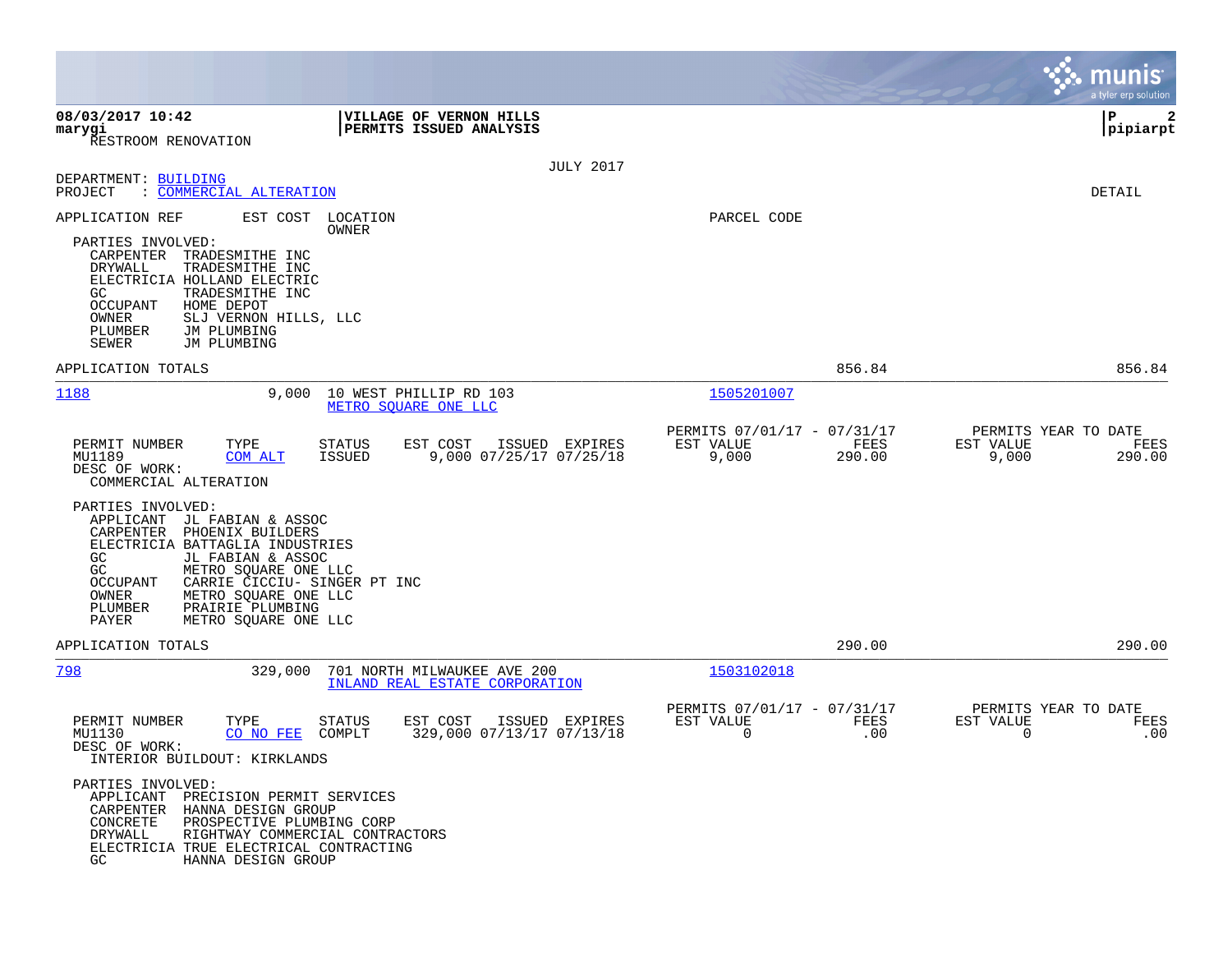RESTROOM RENOVATION

**VILLAGE OF VERNON HILLS**
**PERMITS ISSUED ANALYSIS**

JULY 2017

DEPARTMENT: BUILDING
PROJECT : COMMERCIAL ALTERATION

DETAIL

APPLICATION REF | EST COST | LOCATION / OWNER | PARCEL CODE

PARTIES INVOLVED:
- CARPENTER TRADESMITHE INC
- DRYWALL TRADESMITHE INC
- ELECTRICIA HOLLAND ELECTRIC
- GC TRADESMITHE INC
- OCCUPANT HOME DEPOT
- OWNER SLJ VERNON HILLS, LLC
- PLUMBER JM PLUMBING
- SEWER JM PLUMBING

APPLICATION TOTALS: 856.84 | 856.84

---

**1188** | 9,000 | 10 WEST PHILLIP RD 103 / METRO SQUARE ONE LLC | 1505201007

| PERMIT NUMBER | TYPE | STATUS | EST COST | ISSUED | EXPIRES | PERMITS 07/01/17 - 07/31/17 EST VALUE | FEES | PERMITS YEAR TO DATE EST VALUE | FEES |
|---|---|---|---|---|---|---|---|---|---|
| MU1189 | COM ALT | ISSUED | 9,000 | 07/25/17 | 07/25/18 | 9,000 | 290.00 | 9,000 | 290.00 |

DESC OF WORK:
COMMERCIAL ALTERATION

PARTIES INVOLVED:
- APPLICANT JL FABIAN & ASSOC
- CARPENTER PHOENIX BUILDERS
- ELECTRICIA BATTAGLIA INDUSTRIES
- GC JL FABIAN & ASSOC
- GC METRO SQUARE ONE LLC
- OCCUPANT CARRIE CICCIU- SINGER PT INC
- OWNER METRO SQUARE ONE LLC
- PLUMBER PRAIRIE PLUMBING
- PAYER METRO SQUARE ONE LLC

APPLICATION TOTALS: 290.00 | 290.00

---

**798** | 329,000 | 701 NORTH MILWAUKEE AVE 200 / INLAND REAL ESTATE CORPORATION | 1503102018

| PERMIT NUMBER | TYPE | STATUS | EST COST | ISSUED | EXPIRES | PERMITS 07/01/17 - 07/31/17 EST VALUE | FEES | PERMITS YEAR TO DATE EST VALUE | FEES |
|---|---|---|---|---|---|---|---|---|---|
| MU1130 | CO NO FEE | COMPLT | 329,000 | 07/13/17 | 07/13/18 | 0 | .00 | 0 | .00 |

DESC OF WORK:
INTERIOR BUILDOUT: KIRKLANDS

PARTIES INVOLVED:
- APPLICANT PRECISION PERMIT SERVICES
- CARPENTER HANNA DESIGN GROUP
- CONCRETE PROSPECTIVE PLUMBING CORP
- DRYWALL RIGHTWAY COMMERCIAL CONTRACTORS
- ELECTRICIA TRUE ELECTRICAL CONTRACTING
- GC HANNA DESIGN GROUP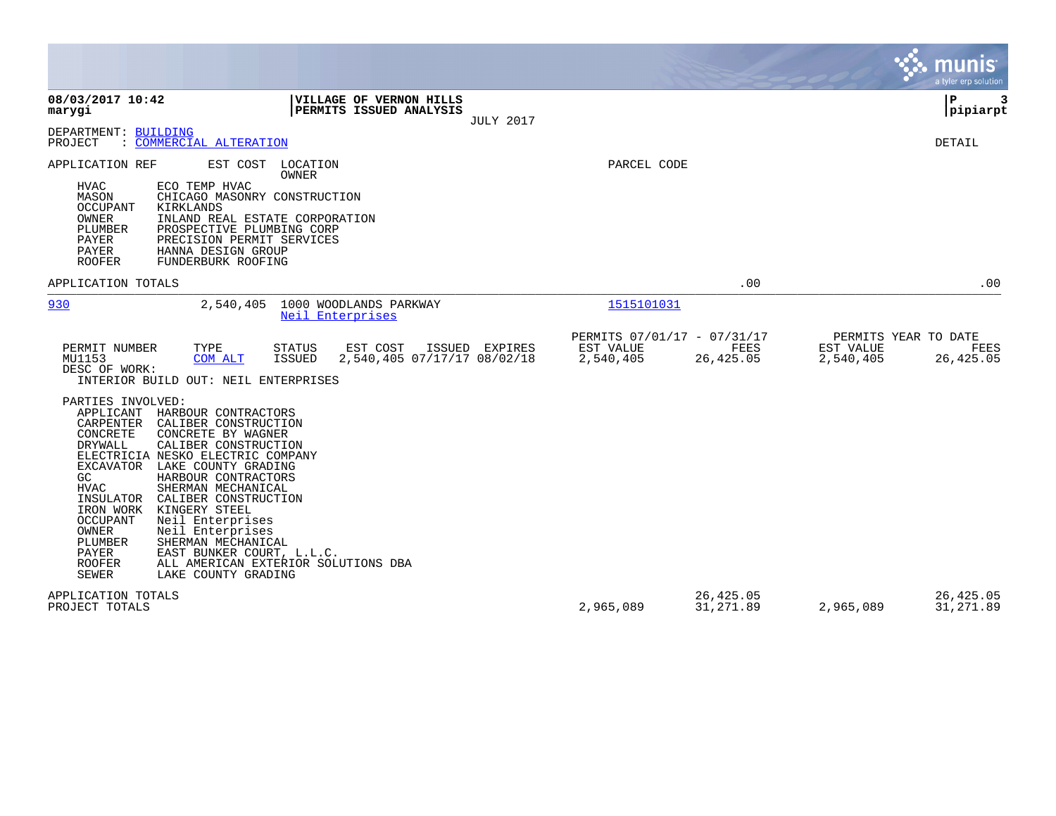**08/03/2017 10:42**
**marygi**

**VILLAGE OF VERNON HILLS**
**PERMITS ISSUED ANALYSIS**
JULY 2017

**P 3**
**pipiarpt**

DEPARTMENT: BUILDING
PROJECT : COMMERCIAL ALTERATION

DETAIL

APPLICATION REF EST COST LOCATION OWNER PARCEL CODE

| Role | Party |
|---|---|
| HVAC | ECO TEMP HVAC |
| MASON | CHICAGO MASONRY CONSTRUCTION |
| OCCUPANT | KIRKLANDS |
| OWNER | INLAND REAL ESTATE CORPORATION |
| PLUMBER | PROSPECTIVE PLUMBING CORP |
| PAYER | PRECISION PERMIT SERVICES |
| PAYER | HANNA DESIGN GROUP |
| ROOFER | FUNDERBURK ROOFING |

APPLICATION TOTALS .00 .00

---

**930** 2,540,405 1000 WOODLANDS PARKWAY — Neil Enterprises — 1515101031

| PERMIT NUMBER | TYPE | STATUS | EST COST | ISSUED | EXPIRES | PERMITS 07/01/17 - 07/31/17 EST VALUE | FEES | PERMITS YEAR TO DATE EST VALUE | FEES |
|---|---|---|---|---|---|---|---|---|---|
| MU1153 | COM ALT | ISSUED | 2,540,405 | 07/17/17 | 08/02/18 | 2,540,405 | 26,425.05 | 2,540,405 | 26,425.05 |

DESC OF WORK:
INTERIOR BUILD OUT: NEIL ENTERPRISES

PARTIES INVOLVED:

| Role | Party |
|---|---|
| APPLICANT | HARBOUR CONTRACTORS |
| CARPENTER | CALIBER CONSTRUCTION |
| CONCRETE | CONCRETE BY WAGNER |
| DRYWALL | CALIBER CONSTRUCTION |
| ELECTRICIA | NESKO ELECTRIC COMPANY |
| EXCAVATOR | LAKE COUNTY GRADING |
| GC | HARBOUR CONTRACTORS |
| HVAC | SHERMAN MECHANICAL |
| INSULATOR | CALIBER CONSTRUCTION |
| IRON WORK | KINGERY STEEL |
| OCCUPANT | Neil Enterprises |
| OWNER | Neil Enterprises |
| PLUMBER | SHERMAN MECHANICAL |
| PAYER | EAST BUNKER COURT, L.L.C. |
| ROOFER | ALL AMERICAN EXTERIOR SOLUTIONS DBA |
| SEWER | LAKE COUNTY GRADING |

| | EST VALUE | FEES | YTD EST VALUE | YTD FEES |
|---|---|---|---|---|
| APPLICATION TOTALS | | 26,425.05 | | 26,425.05 |
| PROJECT TOTALS | 2,965,089 | 31,271.89 | 2,965,089 | 31,271.89 |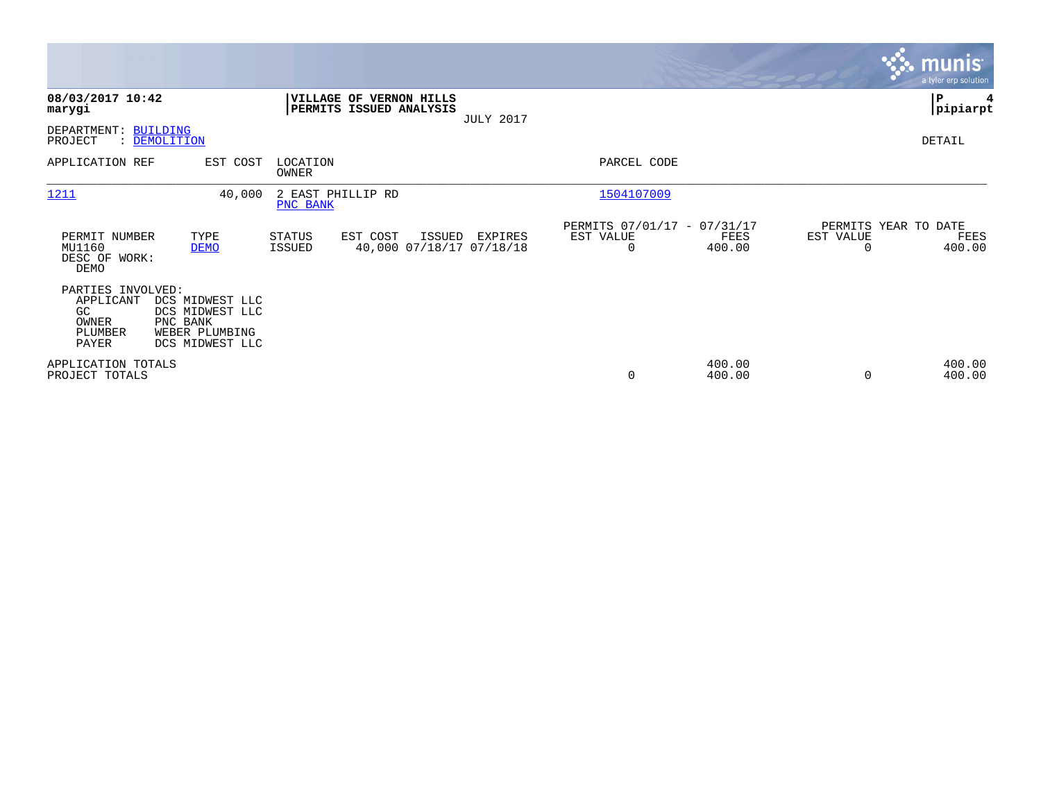**08/03/2017 10:42**
**marygi**

**VILLAGE OF VERNON HILLS**
**PERMITS ISSUED ANALYSIS**
JULY 2017

**P 4**
**pipiarpt**

DEPARTMENT: BUILDING
PROJECT : DEMOLITION

DETAIL

| APPLICATION REF | EST COST | LOCATION / OWNER | PARCEL CODE |
|---|---|---|---|
| 1211 | 40,000 | 2 EAST PHILLIP RD / PNC BANK | 1504107009 |

| PERMIT NUMBER | TYPE | STATUS | EST COST | ISSUED | EXPIRES | PERMITS 07/01/17 - 07/31/17 EST VALUE | FEES | PERMITS YEAR TO DATE EST VALUE | FEES |
|---|---|---|---|---|---|---|---|---|---|
| MU1160 | DEMO | ISSUED | 40,000 | 07/18/17 | 07/18/18 | 0 | 400.00 | 0 | 400.00 |

DESC OF WORK:
DEMO

PARTIES INVOLVED:

| Role | Party |
|---|---|
| APPLICANT | DCS MIDWEST LLC |
| GC | DCS MIDWEST LLC |
| OWNER | PNC BANK |
| PLUMBER | WEBER PLUMBING |
| PAYER | DCS MIDWEST LLC |

| | EST VALUE | FEES | EST VALUE | FEES |
|---|---|---|---|---|
| APPLICATION TOTALS | | 400.00 | | 400.00 |
| PROJECT TOTALS | 0 | 400.00 | 0 | 400.00 |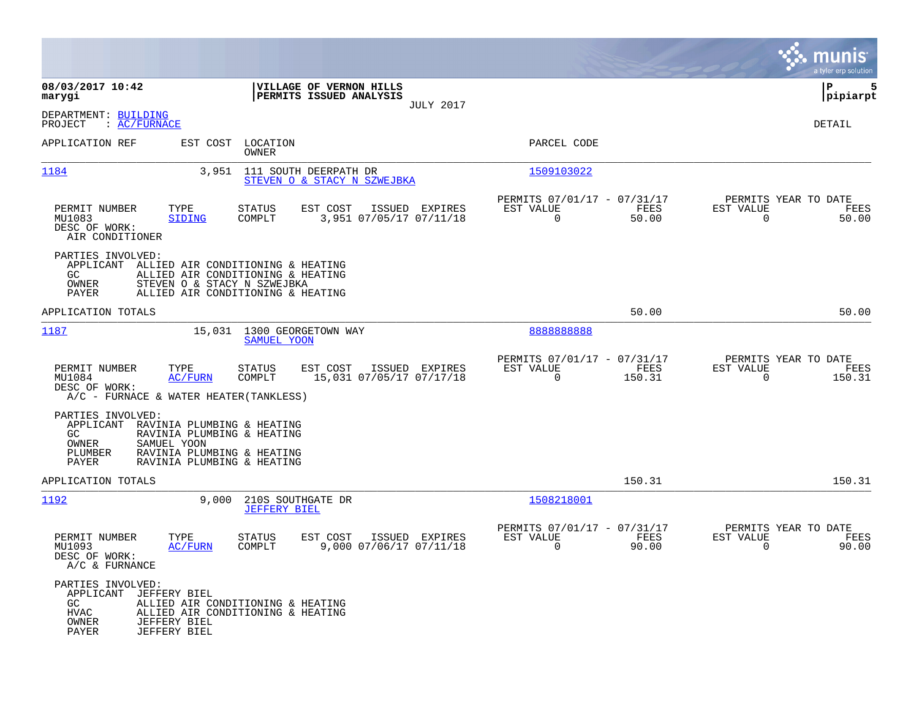**08/03/2017 10:42**
**marygi**

**VILLAGE OF VERNON HILLS**
**PERMITS ISSUED ANALYSIS**
JULY 2017

**pipiarpt**

DEPARTMENT: BUILDING
PROJECT : AC/FURNACE

DETAIL

| APPLICATION REF | EST COST | LOCATION / OWNER | PARCEL CODE |
|---|---|---|---|
| 1184 | 3,951 | 111 SOUTH DEERPATH DR / STEVEN O & STACY N SZWEJBKA | 1509103022 |

| PERMIT NUMBER | TYPE | STATUS | EST COST | ISSUED | EXPIRES | PERMITS 07/01/17 - 07/31/17 EST VALUE | FEES | PERMITS YEAR TO DATE EST VALUE | FEES |
|---|---|---|---|---|---|---|---|---|---|
| MU1083 | SIDING | COMPLT | 3,951 | 07/05/17 | 07/11/18 | 0 | 50.00 | 0 | 50.00 |

DESC OF WORK:
AIR CONDITIONER

PARTIES INVOLVED:
- APPLICANT ALLIED AIR CONDITIONING & HEATING
- GC ALLIED AIR CONDITIONING & HEATING
- OWNER STEVEN O & STACY N SZWEJBKA
- PAYER ALLIED AIR CONDITIONING & HEATING

APPLICATION TOTALS 50.00 50.00

| APPLICATION REF | EST COST | LOCATION / OWNER | PARCEL CODE |
|---|---|---|---|
| 1187 | 15,031 | 1300 GEORGETOWN WAY / SAMUEL YOON | 8888888888 |

| PERMIT NUMBER | TYPE | STATUS | EST COST | ISSUED | EXPIRES | PERMITS 07/01/17 - 07/31/17 EST VALUE | FEES | PERMITS YEAR TO DATE EST VALUE | FEES |
|---|---|---|---|---|---|---|---|---|---|
| MU1084 | AC/FURN | COMPLT | 15,031 | 07/05/17 | 07/17/18 | 0 | 150.31 | 0 | 150.31 |

DESC OF WORK:
A/C - FURNACE & WATER HEATER(TANKLESS)

PARTIES INVOLVED:
- APPLICANT RAVINIA PLUMBING & HEATING
- GC RAVINIA PLUMBING & HEATING
- OWNER SAMUEL YOON
- PLUMBER RAVINIA PLUMBING & HEATING
- PAYER RAVINIA PLUMBING & HEATING

APPLICATION TOTALS 150.31 150.31

| APPLICATION REF | EST COST | LOCATION / OWNER | PARCEL CODE |
|---|---|---|---|
| 1192 | 9,000 | 210S SOUTHGATE DR / JEFFERY BIEL | 1508218001 |

| PERMIT NUMBER | TYPE | STATUS | EST COST | ISSUED | EXPIRES | PERMITS 07/01/17 - 07/31/17 EST VALUE | FEES | PERMITS YEAR TO DATE EST VALUE | FEES |
|---|---|---|---|---|---|---|---|---|---|
| MU1093 | AC/FURN | COMPLT | 9,000 | 07/06/17 | 07/11/18 | 0 | 90.00 | 0 | 90.00 |

DESC OF WORK:
A/C & FURNANCE

PARTIES INVOLVED:
- APPLICANT JEFFERY BIEL
- GC ALLIED AIR CONDITIONING & HEATING
- HVAC ALLIED AIR CONDITIONING & HEATING
- OWNER JEFFERY BIEL
- PAYER JEFFERY BIEL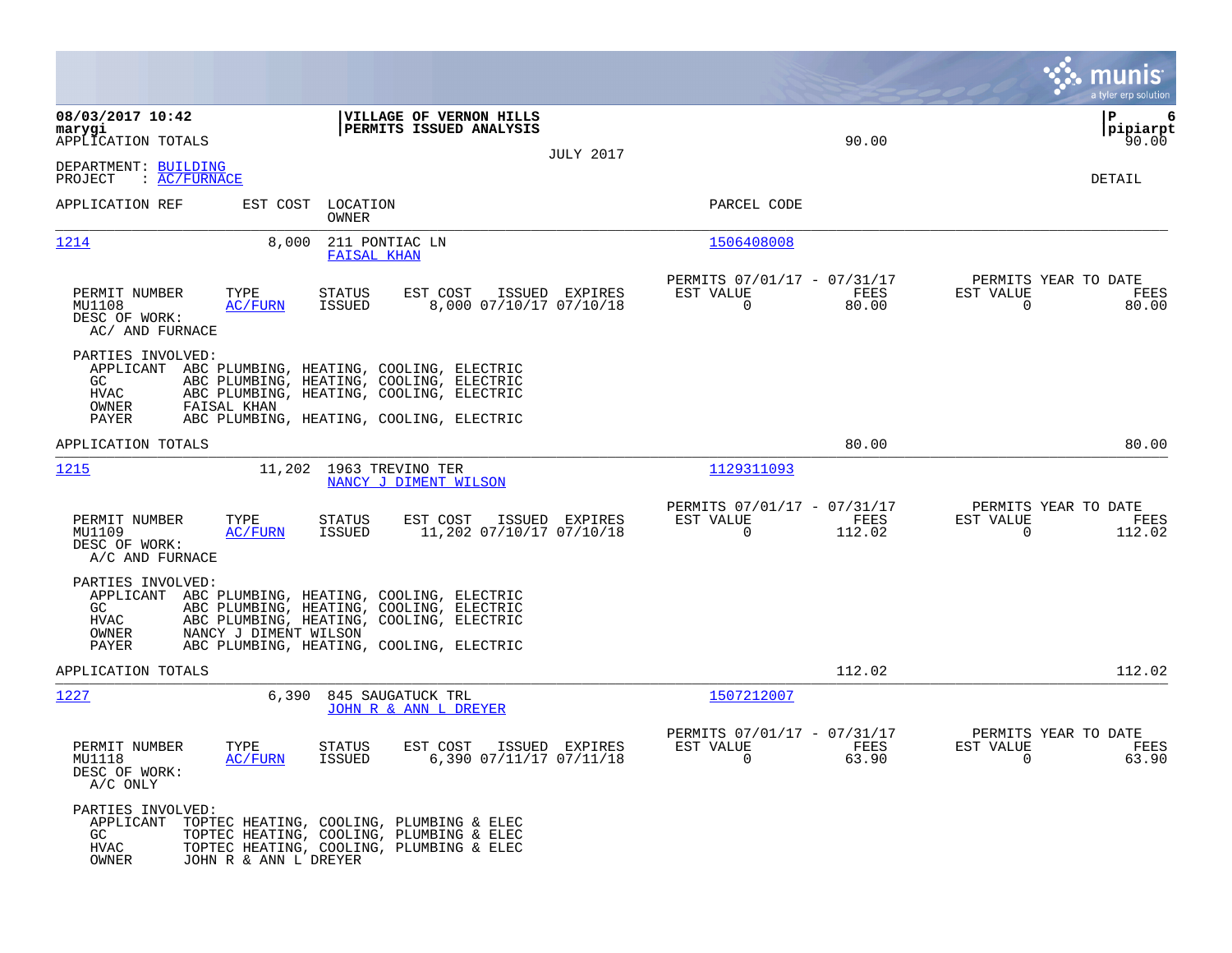08/03/2017 10:42 | VILLAGE OF VERNON HILLS | P 6
marygi | PERMITS ISSUED ANALYSIS | pipiarpt

APPLICATION TOTALS | 90.00 | 90.00

JULY 2017

DEPARTMENT: BUILDING
PROJECT : AC/FURNACE

DETAIL

| APPLICATION REF | EST COST | LOCATION / OWNER | PARCEL CODE |
|---|---|---|---|
| 1214 | 8,000 | 211 PONTIAC LN / FAISAL KHAN | 1506408008 |

| PERMIT NUMBER | TYPE | STATUS | EST COST | ISSUED | EXPIRES | PERMITS 07/01/17 - 07/31/17 EST VALUE | FEES | PERMITS YEAR TO DATE EST VALUE | FEES |
|---|---|---|---|---|---|---|---|---|---|
| MU1108 | AC/FURN | ISSUED | 8,000 | 07/10/17 | 07/10/18 | 0 | 80.00 | 0 | 80.00 |

DESC OF WORK:
AC/ AND FURNACE

PARTIES INVOLVED:
- APPLICANT ABC PLUMBING, HEATING, COOLING, ELECTRIC
- GC ABC PLUMBING, HEATING, COOLING, ELECTRIC
- HVAC ABC PLUMBING, HEATING, COOLING, ELECTRIC
- OWNER FAISAL KHAN
- PAYER ABC PLUMBING, HEATING, COOLING, ELECTRIC

APPLICATION TOTALS | 80.00 | 80.00

| APPLICATION REF | EST COST | LOCATION / OWNER | PARCEL CODE |
|---|---|---|---|
| 1215 | 11,202 | 1963 TREVINO TER / NANCY J DIMENT WILSON | 1129311093 |

| PERMIT NUMBER | TYPE | STATUS | EST COST | ISSUED | EXPIRES | PERMITS 07/01/17 - 07/31/17 EST VALUE | FEES | PERMITS YEAR TO DATE EST VALUE | FEES |
|---|---|---|---|---|---|---|---|---|---|
| MU1109 | AC/FURN | ISSUED | 11,202 | 07/10/17 | 07/10/18 | 0 | 112.02 | 0 | 112.02 |

DESC OF WORK:
A/C AND FURNACE

PARTIES INVOLVED:
- APPLICANT ABC PLUMBING, HEATING, COOLING, ELECTRIC
- GC ABC PLUMBING, HEATING, COOLING, ELECTRIC
- HVAC ABC PLUMBING, HEATING, COOLING, ELECTRIC
- OWNER NANCY J DIMENT WILSON
- PAYER ABC PLUMBING, HEATING, COOLING, ELECTRIC

APPLICATION TOTALS | 112.02 | 112.02

| APPLICATION REF | EST COST | LOCATION / OWNER | PARCEL CODE |
|---|---|---|---|
| 1227 | 6,390 | 845 SAUGATUCK TRL / JOHN R & ANN L DREYER | 1507212007 |

| PERMIT NUMBER | TYPE | STATUS | EST COST | ISSUED | EXPIRES | PERMITS 07/01/17 - 07/31/17 EST VALUE | FEES | PERMITS YEAR TO DATE EST VALUE | FEES |
|---|---|---|---|---|---|---|---|---|---|
| MU1118 | AC/FURN | ISSUED | 6,390 | 07/11/17 | 07/11/18 | 0 | 63.90 | 0 | 63.90 |

DESC OF WORK:
A/C ONLY

PARTIES INVOLVED:
- APPLICANT TOPTEC HEATING, COOLING, PLUMBING & ELEC
- GC TOPTEC HEATING, COOLING, PLUMBING & ELEC
- HVAC TOPTEC HEATING, COOLING, PLUMBING & ELEC
- OWNER JOHN R & ANN L DREYER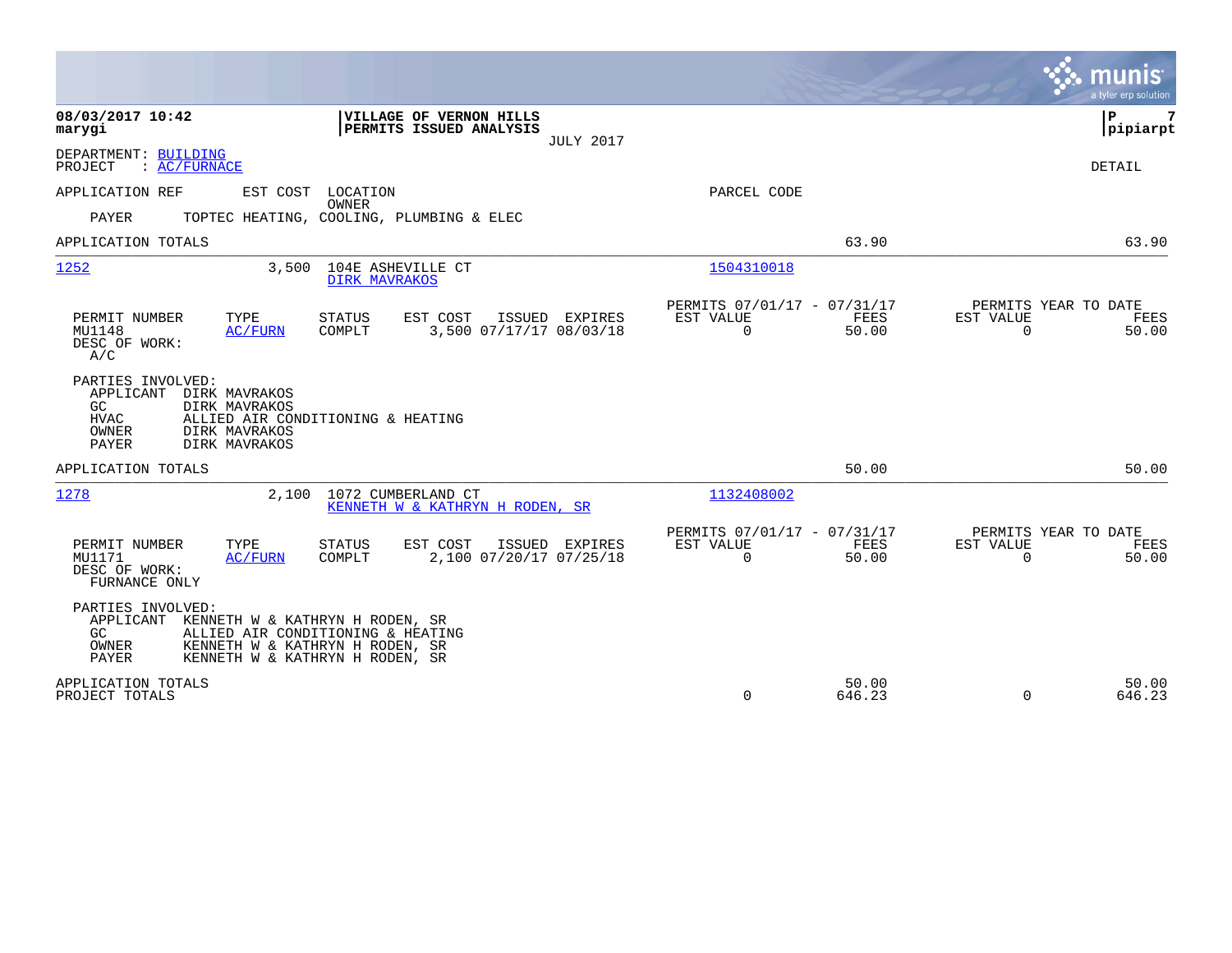**08/03/2017 10:42**
**marygi**

**VILLAGE OF VERNON HILLS**
**PERMITS ISSUED ANALYSIS**
JULY 2017

**P 7**
**pipiarpt**

DEPARTMENT: BUILDING
PROJECT : AC/FURNACE

DETAIL

| APPLICATION REF | EST COST | LOCATION / OWNER | PARCEL CODE | | |
|---|---|---|---|---|---|
| PAYER | TOPTEC HEATING, COOLING, PLUMBING & ELEC | | | | |
| APPLICATION TOTALS | | | | 63.90 | 63.90 |

---

**1252** — EST COST: 3,500 — 104E ASHEVILLE CT — DIRK MAVRAKOS — PARCEL CODE: 1504310018

| PERMIT NUMBER | TYPE | STATUS | EST COST | ISSUED | EXPIRES | PERMITS 07/01/17 - 07/31/17 EST VALUE | FEES | PERMITS YEAR TO DATE EST VALUE | FEES |
|---|---|---|---|---|---|---|---|---|---|
| MU1148 | AC/FURN | COMPLT | 3,500 | 07/17/17 | 08/03/18 | 0 | 50.00 | 0 | 50.00 |

DESC OF WORK:
A/C

PARTIES INVOLVED:

| Role | Name |
|---|---|
| APPLICANT | DIRK MAVRAKOS |
| GC | DIRK MAVRAKOS |
| HVAC | ALLIED AIR CONDITIONING & HEATING |
| OWNER | DIRK MAVRAKOS |
| PAYER | DIRK MAVRAKOS |

APPLICATION TOTALS: 50.00 | 50.00

---

**1278** — EST COST: 2,100 — 1072 CUMBERLAND CT — KENNETH W & KATHRYN H RODEN, SR — PARCEL CODE: 1132408002

| PERMIT NUMBER | TYPE | STATUS | EST COST | ISSUED | EXPIRES | PERMITS 07/01/17 - 07/31/17 EST VALUE | FEES | PERMITS YEAR TO DATE EST VALUE | FEES |
|---|---|---|---|---|---|---|---|---|---|
| MU1171 | AC/FURN | COMPLT | 2,100 | 07/20/17 | 07/25/18 | 0 | 50.00 | 0 | 50.00 |

DESC OF WORK:
FURNANCE ONLY

PARTIES INVOLVED:

| Role | Name |
|---|---|
| APPLICANT | KENNETH W & KATHRYN H RODEN, SR |
| GC | ALLIED AIR CONDITIONING & HEATING |
| OWNER | KENNETH W & KATHRYN H RODEN, SR |
| PAYER | KENNETH W & KATHRYN H RODEN, SR |

| | EST VALUE | FEES | YTD EST VALUE | YTD FEES |
|---|---|---|---|---|
| APPLICATION TOTALS | | 50.00 | | 50.00 |
| PROJECT TOTALS | 0 | 646.23 | 0 | 646.23 |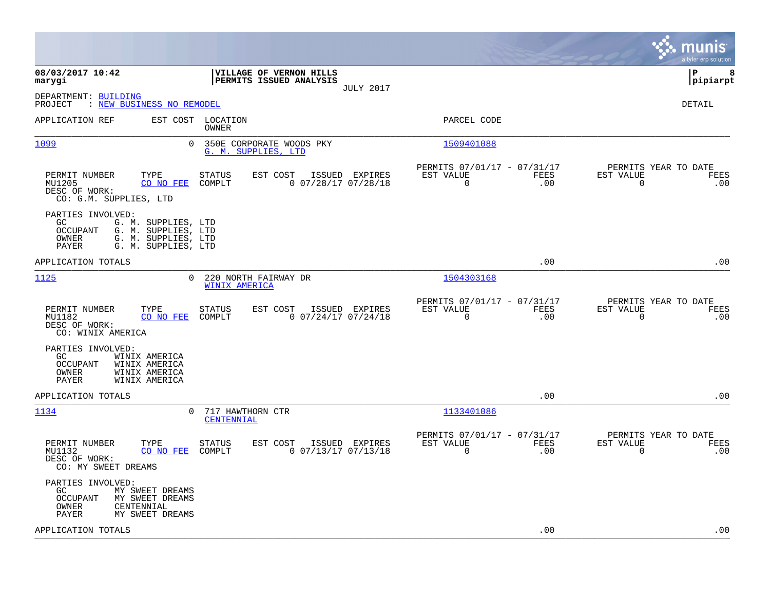**08/03/2017 10:42**
**marygi**

**VILLAGE OF VERNON HILLS**
**PERMITS ISSUED ANALYSIS**
JULY 2017

**P 8**
**pipiarpt**

DEPARTMENT: BUILDING
PROJECT : NEW BUSINESS NO REMODEL

DETAIL

| APPLICATION REF | EST COST | LOCATION / OWNER | PARCEL CODE |
|---|---|---|---|
| 1099 | 0 | 350E CORPORATE WOODS PKY / G. M. SUPPLIES, LTD | 1509401088 |

| PERMIT NUMBER | TYPE | STATUS | EST COST | ISSUED | EXPIRES | PERMITS 07/01/17 - 07/31/17 EST VALUE | FEES | PERMITS YEAR TO DATE EST VALUE | FEES |
|---|---|---|---|---|---|---|---|---|---|
| MU1205 | CO NO FEE | COMPLT | 0 | 07/28/17 | 07/28/18 | 0 | .00 | 0 | .00 |

DESC OF WORK:
CO: G.M. SUPPLIES, LTD

PARTIES INVOLVED:
GC G. M. SUPPLIES, LTD
OCCUPANT G. M. SUPPLIES, LTD
OWNER G. M. SUPPLIES, LTD
PAYER G. M. SUPPLIES, LTD

APPLICATION TOTALS .00 .00

| APPLICATION REF | EST COST | LOCATION / OWNER | PARCEL CODE |
|---|---|---|---|
| 1125 | 0 | 220 NORTH FAIRWAY DR / WINIX AMERICA | 1504303168 |

| PERMIT NUMBER | TYPE | STATUS | EST COST | ISSUED | EXPIRES | PERMITS 07/01/17 - 07/31/17 EST VALUE | FEES | PERMITS YEAR TO DATE EST VALUE | FEES |
|---|---|---|---|---|---|---|---|---|---|
| MU1182 | CO NO FEE | COMPLT | 0 | 07/24/17 | 07/24/18 | 0 | .00 | 0 | .00 |

DESC OF WORK:
CO: WINIX AMERICA

PARTIES INVOLVED:
GC WINIX AMERICA
OCCUPANT WINIX AMERICA
OWNER WINIX AMERICA
PAYER WINIX AMERICA

APPLICATION TOTALS .00 .00

| APPLICATION REF | EST COST | LOCATION / OWNER | PARCEL CODE |
|---|---|---|---|
| 1134 | 0 | 717 HAWTHORN CTR / CENTENNIAL | 1133401086 |

| PERMIT NUMBER | TYPE | STATUS | EST COST | ISSUED | EXPIRES | PERMITS 07/01/17 - 07/31/17 EST VALUE | FEES | PERMITS YEAR TO DATE EST VALUE | FEES |
|---|---|---|---|---|---|---|---|---|---|
| MU1132 | CO NO FEE | COMPLT | 0 | 07/13/17 | 07/13/18 | 0 | .00 | 0 | .00 |

DESC OF WORK:
CO: MY SWEET DREAMS

PARTIES INVOLVED:
GC MY SWEET DREAMS
OCCUPANT MY SWEET DREAMS
OWNER CENTENNIAL
PAYER MY SWEET DREAMS

APPLICATION TOTALS .00 .00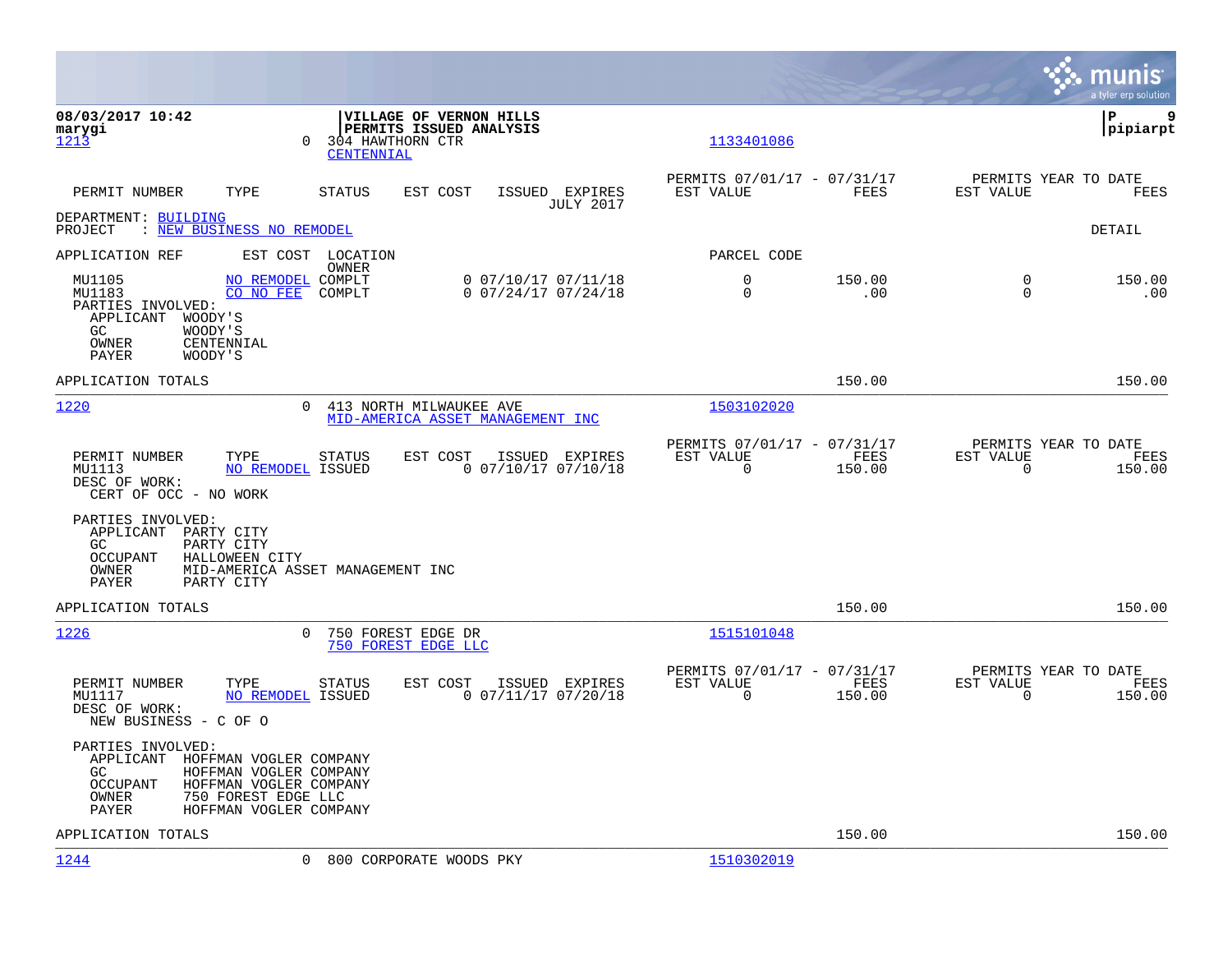**08/03/2017 10:42**
**marygi**

**VILLAGE OF VERNON HILLS**
**PERMITS ISSUED ANALYSIS**

**pipiarpt**

1213 — 0 304 HAWTHORN CTR — CENTENNIAL — 1133401086

| PERMIT NUMBER | TYPE | STATUS | EST COST | ISSUED | EXPIRES | PERMITS 07/01/17 - 07/31/17 EST VALUE | FEES | PERMITS YEAR TO DATE EST VALUE | FEES |
|---|---|---|---|---|---|---|---|---|---|

JULY 2017

DEPARTMENT: BUILDING
PROJECT : NEW BUSINESS NO REMODEL

DETAIL

| APPLICATION REF | EST COST | LOCATION / OWNER | ISSUED | EXPIRES | PARCEL CODE | FEES | EST VALUE | FEES |
|---|---|---|---|---|---|---|---|---|
| MU1105 | NO REMODEL | COMPLT | 0 07/10/17 | 07/11/18 | 0 | 150.00 | 0 | 150.00 |
| MU1183 | CO NO FEE | COMPLT | 0 07/24/17 | 07/24/18 | 0 | .00 | 0 | .00 |

PARTIES INVOLVED:
- APPLICANT WOODY'S
- GC WOODY'S
- OWNER CENTENNIAL
- PAYER WOODY'S

APPLICATION TOTALS — 150.00 — 150.00

---

1220 — 0 413 NORTH MILWAUKEE AVE — MID-AMERICA ASSET MANAGEMENT INC — 1503102020

| PERMIT NUMBER | TYPE | STATUS | EST COST | ISSUED | EXPIRES | PERMITS 07/01/17 - 07/31/17 EST VALUE | FEES | PERMITS YEAR TO DATE EST VALUE | FEES |
|---|---|---|---|---|---|---|---|---|---|
| MU1113 | NO REMODEL | ISSUED | 0 | 07/10/17 | 07/10/18 | 0 | 150.00 | 0 | 150.00 |

DESC OF WORK:
CERT OF OCC - NO WORK

PARTIES INVOLVED:
- APPLICANT PARTY CITY
- GC PARTY CITY
- OCCUPANT HALLOWEEN CITY
- OWNER MID-AMERICA ASSET MANAGEMENT INC
- PAYER PARTY CITY

APPLICATION TOTALS — 150.00 — 150.00

---

1226 — 0 750 FOREST EDGE DR — 750 FOREST EDGE LLC — 1515101048

| PERMIT NUMBER | TYPE | STATUS | EST COST | ISSUED | EXPIRES | PERMITS 07/01/17 - 07/31/17 EST VALUE | FEES | PERMITS YEAR TO DATE EST VALUE | FEES |
|---|---|---|---|---|---|---|---|---|---|
| MU1117 | NO REMODEL | ISSUED | 0 | 07/11/17 | 07/20/18 | 0 | 150.00 | 0 | 150.00 |

DESC OF WORK:
NEW BUSINESS - C OF O

PARTIES INVOLVED:
- APPLICANT HOFFMAN VOGLER COMPANY
- GC HOFFMAN VOGLER COMPANY
- OCCUPANT HOFFMAN VOGLER COMPANY
- OWNER 750 FOREST EDGE LLC
- PAYER HOFFMAN VOGLER COMPANY

APPLICATION TOTALS — 150.00 — 150.00

---

1244 — 0 800 CORPORATE WOODS PKY — 1510302019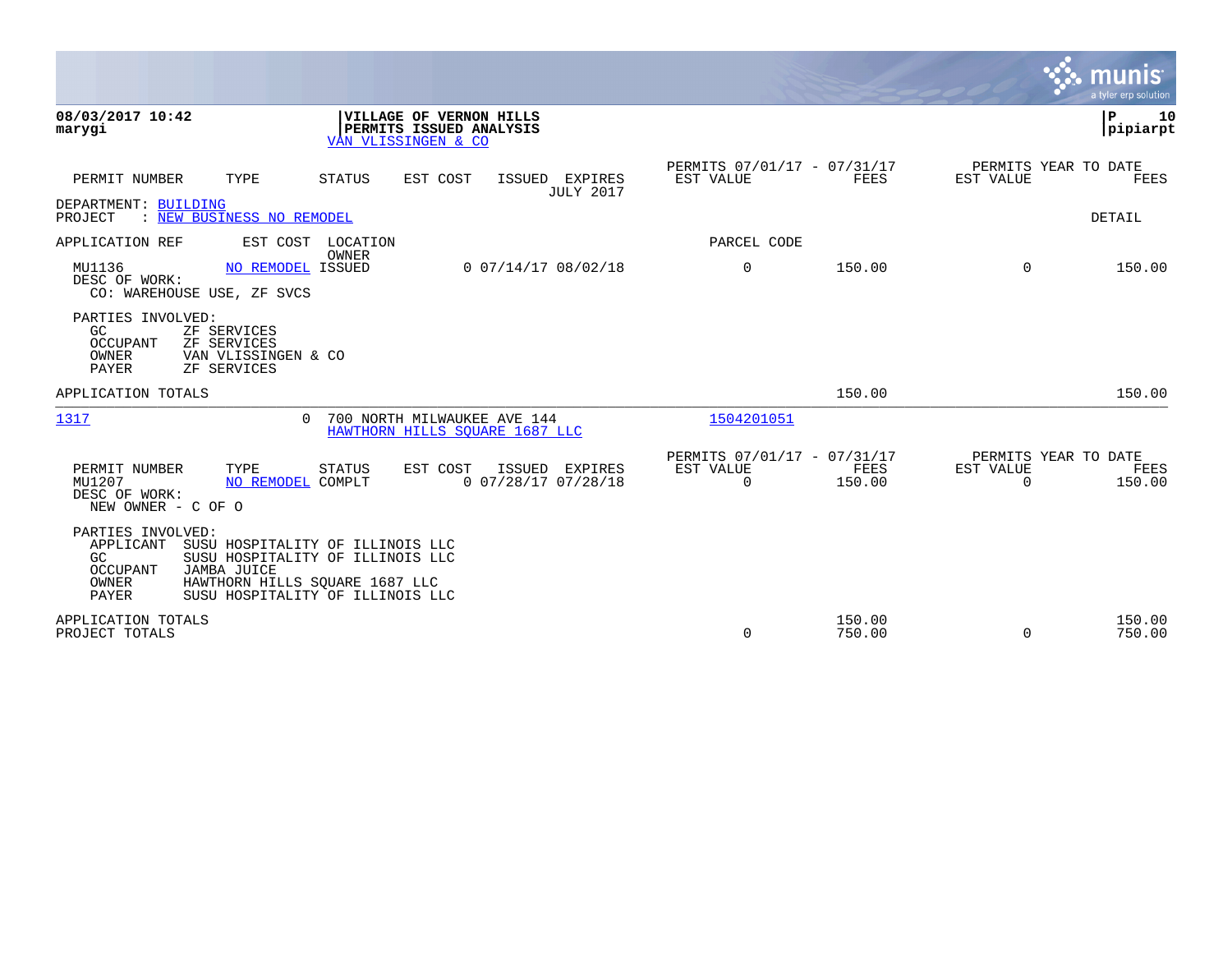**08/03/2017 10:42**
**marygi**

**VILLAGE OF VERNON HILLS**
**PERMITS ISSUED ANALYSIS**
VAN VLISSINGEN & CO

**P 10**
**pipiarpt**

| PERMIT NUMBER | TYPE | STATUS | EST COST | ISSUED | EXPIRES | PERMITS 07/01/17 - 07/31/17 EST VALUE | FEES | PERMITS YEAR TO DATE EST VALUE | FEES |
|---|---|---|---|---|---|---|---|---|---|
| | | | | | JULY 2017 | | | | |

DEPARTMENT: BUILDING
PROJECT : NEW BUSINESS NO REMODEL

DETAIL

APPLICATION REF | EST COST | LOCATION / OWNER | PARCEL CODE

| PERMIT NUMBER | TYPE | STATUS | EST COST | ISSUED | EXPIRES | EST VALUE | FEES | EST VALUE | FEES |
|---|---|---|---|---|---|---|---|---|---|
| MU1136 | NO REMODEL | ISSUED | 0 | 07/14/17 | 08/02/18 | 0 | 150.00 | 0 | 150.00 |

DESC OF WORK:
CO: WAREHOUSE USE, ZF SVCS

PARTIES INVOLVED:
- GC ZF SERVICES
- OCCUPANT ZF SERVICES
- OWNER VAN VLISSINGEN & CO
- PAYER ZF SERVICES

APPLICATION TOTALS 150.00 150.00

1317 | 0 | 700 NORTH MILWAUKEE AVE 144 | 1504201051
HAWTHORN HILLS SQUARE 1687 LLC

| PERMIT NUMBER | TYPE | STATUS | EST COST | ISSUED | EXPIRES | PERMITS 07/01/17 - 07/31/17 EST VALUE | FEES | PERMITS YEAR TO DATE EST VALUE | FEES |
|---|---|---|---|---|---|---|---|---|---|
| MU1207 | NO REMODEL | COMPLT | 0 | 07/28/17 | 07/28/18 | 0 | 150.00 | 0 | 150.00 |

DESC OF WORK:
NEW OWNER - C OF O

PARTIES INVOLVED:
- APPLICANT SUSU HOSPITALITY OF ILLINOIS LLC
- GC SUSU HOSPITALITY OF ILLINOIS LLC
- OCCUPANT JAMBA JUICE
- OWNER HAWTHORN HILLS SQUARE 1687 LLC
- PAYER SUSU HOSPITALITY OF ILLINOIS LLC

| | EST VALUE | FEES | EST VALUE | FEES |
|---|---|---|---|---|
| APPLICATION TOTALS | | 150.00 | | 150.00 |
| PROJECT TOTALS | 0 | 750.00 | 0 | 750.00 |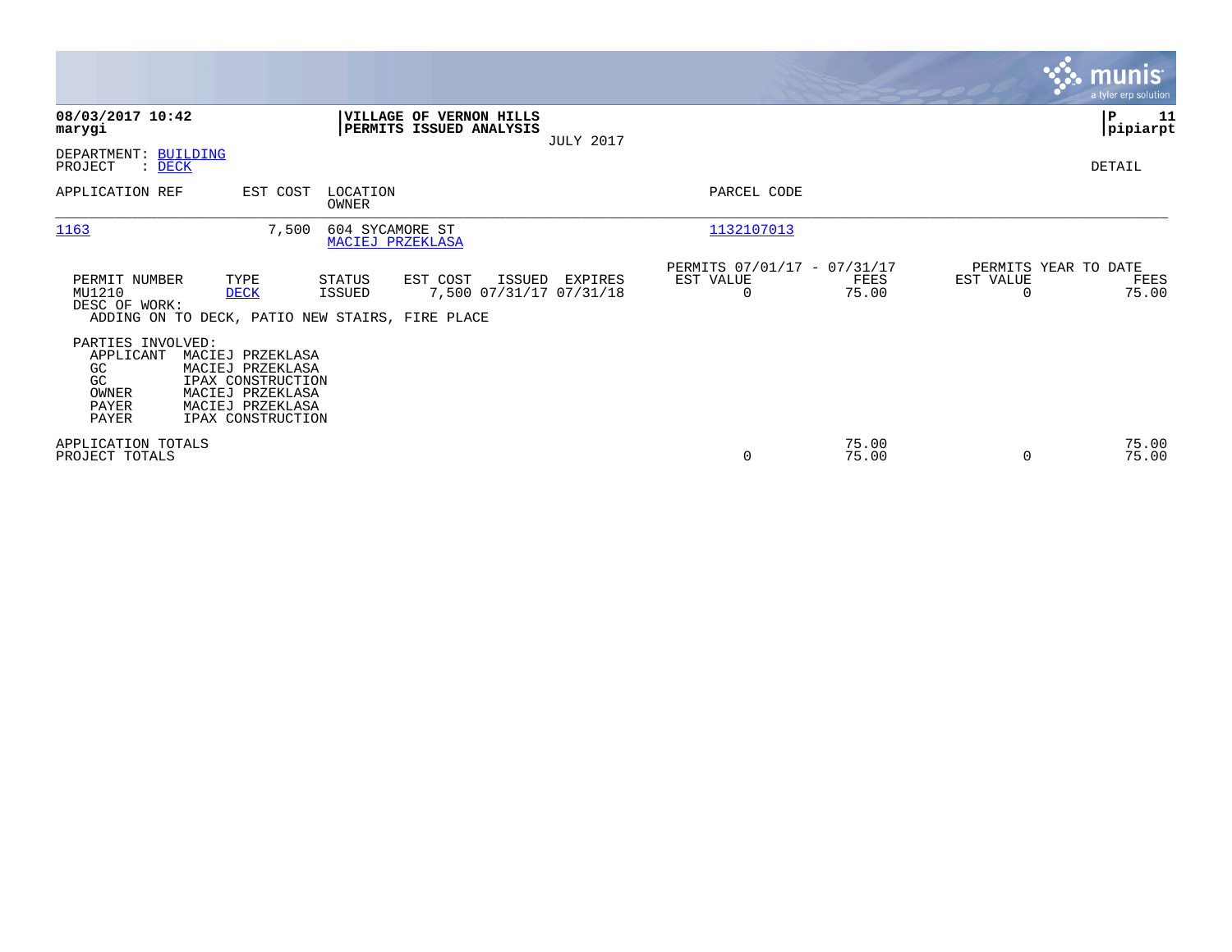**08/03/2017 10:42**
**marygi**

**VILLAGE OF VERNON HILLS**
**PERMITS ISSUED ANALYSIS**
JULY 2017

**pipiarpt**

DEPARTMENT: BUILDING
PROJECT : DECK

DETAIL

| APPLICATION REF | EST COST | LOCATION / OWNER | PARCEL CODE |
|---|---|---|---|
| 1163 | 7,500 | 604 SYCAMORE ST / MACIEJ PRZEKLASA | 1132107013 |

| PERMIT NUMBER | TYPE | STATUS | EST COST | ISSUED | EXPIRES | PERMITS 07/01/17 - 07/31/17 EST VALUE | FEES | PERMITS YEAR TO DATE EST VALUE | FEES |
|---|---|---|---|---|---|---|---|---|---|
| MU1210 | DECK | ISSUED | 7,500 | 07/31/17 | 07/31/18 | 0 | 75.00 | 0 | 75.00 |

DESC OF WORK:
ADDING ON TO DECK, PATIO NEW STAIRS, FIRE PLACE

PARTIES INVOLVED:

| Role | Name |
|---|---|
| APPLICANT | MACIEJ PRZEKLASA |
| GC | MACIEJ PRZEKLASA |
| GC | IPAX CONSTRUCTION |
| OWNER | MACIEJ PRZEKLASA |
| PAYER | MACIEJ PRZEKLASA |
| PAYER | IPAX CONSTRUCTION |

| | EST VALUE | FEES | YTD EST VALUE | YTD FEES |
|---|---|---|---|---|
| APPLICATION TOTALS | | 75.00 | | 75.00 |
| PROJECT TOTALS | 0 | 75.00 | 0 | 75.00 |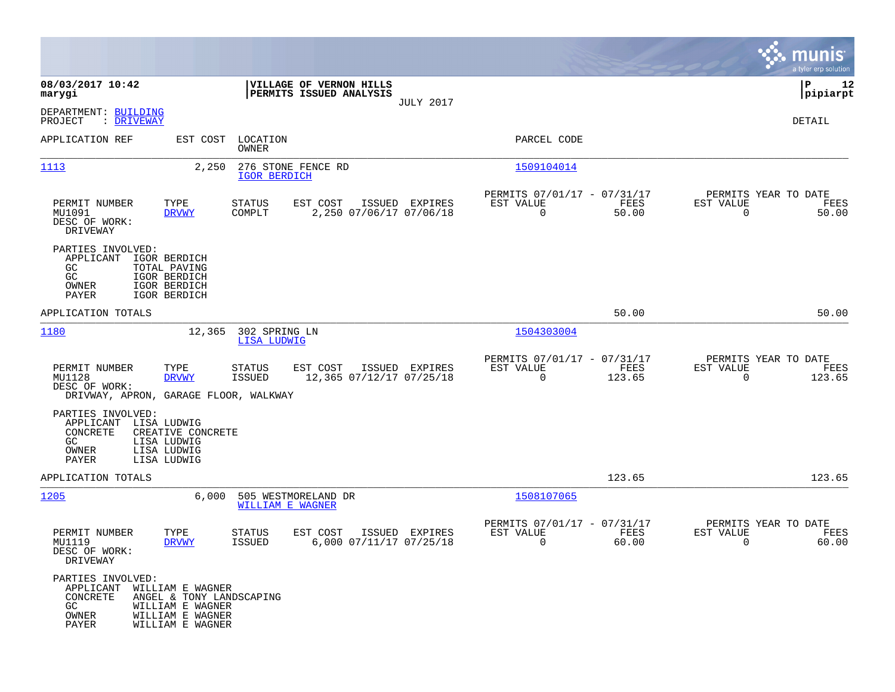**08/03/2017 10:42**
**marygi**

**VILLAGE OF VERNON HILLS**
**PERMITS ISSUED ANALYSIS**
JULY 2017

**P 12**
**pipiarpt**

DEPARTMENT: BUILDING
PROJECT : DRIVEWAY

DETAIL

| APPLICATION REF | EST COST | LOCATION / OWNER | PARCEL CODE |
|---|---|---|---|
| 1113 | 2,250 | 276 STONE FENCE RD / IGOR BERDICH | 1509104014 |

| PERMIT NUMBER | TYPE | STATUS | EST COST | ISSUED | EXPIRES | PERMITS 07/01/17 - 07/31/17 EST VALUE | FEES | PERMITS YEAR TO DATE EST VALUE | FEES |
|---|---|---|---|---|---|---|---|---|---|
| MU1091 | DRVWY | COMPLT | 2,250 | 07/06/17 | 07/06/18 | 0 | 50.00 | 0 | 50.00 |

DESC OF WORK:
DRIVEWAY

PARTIES INVOLVED:
- APPLICANT IGOR BERDICH
- GC TOTAL PAVING
- GC IGOR BERDICH
- OWNER IGOR BERDICH
- PAYER IGOR BERDICH

APPLICATION TOTALS: 50.00 | 50.00

| APPLICATION REF | EST COST | LOCATION / OWNER | PARCEL CODE |
|---|---|---|---|
| 1180 | 12,365 | 302 SPRING LN / LISA LUDWIG | 1504303004 |

| PERMIT NUMBER | TYPE | STATUS | EST COST | ISSUED | EXPIRES | PERMITS 07/01/17 - 07/31/17 EST VALUE | FEES | PERMITS YEAR TO DATE EST VALUE | FEES |
|---|---|---|---|---|---|---|---|---|---|
| MU1128 | DRVWY | ISSUED | 12,365 | 07/12/17 | 07/25/18 | 0 | 123.65 | 0 | 123.65 |

DESC OF WORK:
DRIVWAY, APRON, GARAGE FLOOR, WALKWAY

PARTIES INVOLVED:
- APPLICANT LISA LUDWIG
- CONCRETE CREATIVE CONCRETE
- GC LISA LUDWIG
- OWNER LISA LUDWIG
- PAYER LISA LUDWIG

APPLICATION TOTALS: 123.65 | 123.65

| APPLICATION REF | EST COST | LOCATION / OWNER | PARCEL CODE |
|---|---|---|---|
| 1205 | 6,000 | 505 WESTMORELAND DR / WILLIAM E WAGNER | 1508107065 |

| PERMIT NUMBER | TYPE | STATUS | EST COST | ISSUED | EXPIRES | PERMITS 07/01/17 - 07/31/17 EST VALUE | FEES | PERMITS YEAR TO DATE EST VALUE | FEES |
|---|---|---|---|---|---|---|---|---|---|
| MU1119 | DRVWY | ISSUED | 6,000 | 07/11/17 | 07/25/18 | 0 | 60.00 | 0 | 60.00 |

DESC OF WORK:
DRIVEWAY

PARTIES INVOLVED:
- APPLICANT WILLIAM E WAGNER
- CONCRETE ANGEL & TONY LANDSCAPING
- GC WILLIAM E WAGNER
- OWNER WILLIAM E WAGNER
- PAYER WILLIAM E WAGNER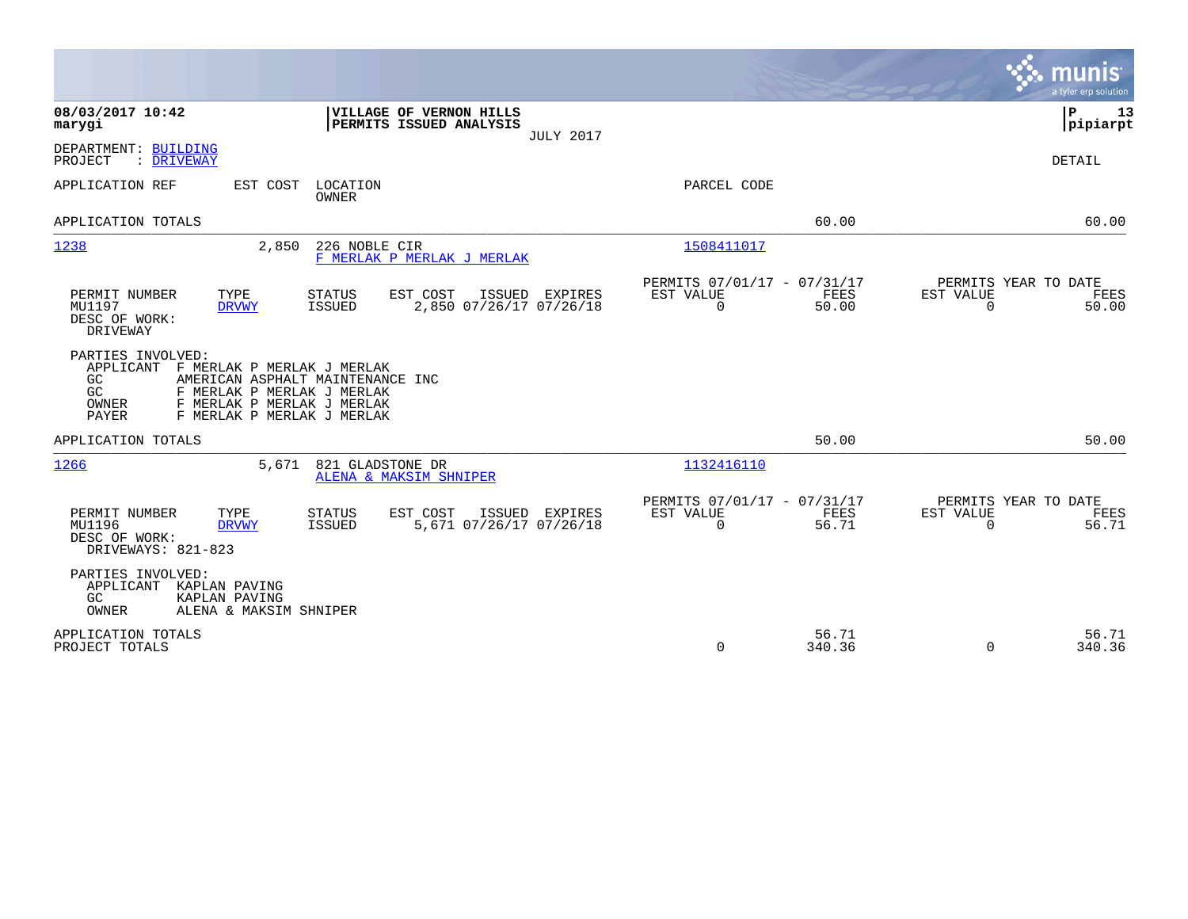**08/03/2017 10:42**
**marygi**

**VILLAGE OF VERNON HILLS**
**PERMITS ISSUED ANALYSIS**
JULY 2017

**P 13**
**pipiarpt**

DEPARTMENT: BUILDING
PROJECT : DRIVEWAY

DETAIL

| APPLICATION REF | EST COST | LOCATION / OWNER | PARCEL CODE | | |
|---|---|---|---|---|---|
| APPLICATION TOTALS | | | | 60.00 | 60.00 |
| 1238 | 2,850 | 226 NOBLE CIR / F MERLAK P MERLAK J MERLAK | 1508411017 | | |

| PERMIT NUMBER | TYPE | STATUS | EST COST | ISSUED | EXPIRES | PERMITS 07/01/17 - 07/31/17 EST VALUE | FEES | PERMITS YEAR TO DATE EST VALUE | FEES |
|---|---|---|---|---|---|---|---|---|---|
| MU1197 | DRVWY | ISSUED | 2,850 | 07/26/17 | 07/26/18 | 0 | 50.00 | 0 | 50.00 |

DESC OF WORK:
DRIVEWAY

PARTIES INVOLVED:

| | |
|---|---|
| APPLICANT | F MERLAK P MERLAK J MERLAK |
| GC | AMERICAN ASPHALT MAINTENANCE INC |
| GC | F MERLAK P MERLAK J MERLAK |
| OWNER | F MERLAK P MERLAK J MERLAK |
| PAYER | F MERLAK P MERLAK J MERLAK |

| | | | | | |
|---|---|---|---|---|---|
| APPLICATION TOTALS | | | | 50.00 | 50.00 |
| 1266 | 5,671 | 821 GLADSTONE DR / ALENA & MAKSIM SHNIPER | 1132416110 | | |

| PERMIT NUMBER | TYPE | STATUS | EST COST | ISSUED | EXPIRES | PERMITS 07/01/17 - 07/31/17 EST VALUE | FEES | PERMITS YEAR TO DATE EST VALUE | FEES |
|---|---|---|---|---|---|---|---|---|---|
| MU1196 | DRVWY | ISSUED | 5,671 | 07/26/17 | 07/26/18 | 0 | 56.71 | 0 | 56.71 |

DESC OF WORK:
DRIVEWAYS: 821-823

PARTIES INVOLVED:

| | |
|---|---|
| APPLICANT | KAPLAN PAVING |
| GC | KAPLAN PAVING |
| OWNER | ALENA & MAKSIM SHNIPER |

| | EST VALUE | FEES | EST VALUE | FEES |
|---|---|---|---|---|
| APPLICATION TOTALS | | 56.71 | | 56.71 |
| PROJECT TOTALS | 0 | 340.36 | 0 | 340.36 |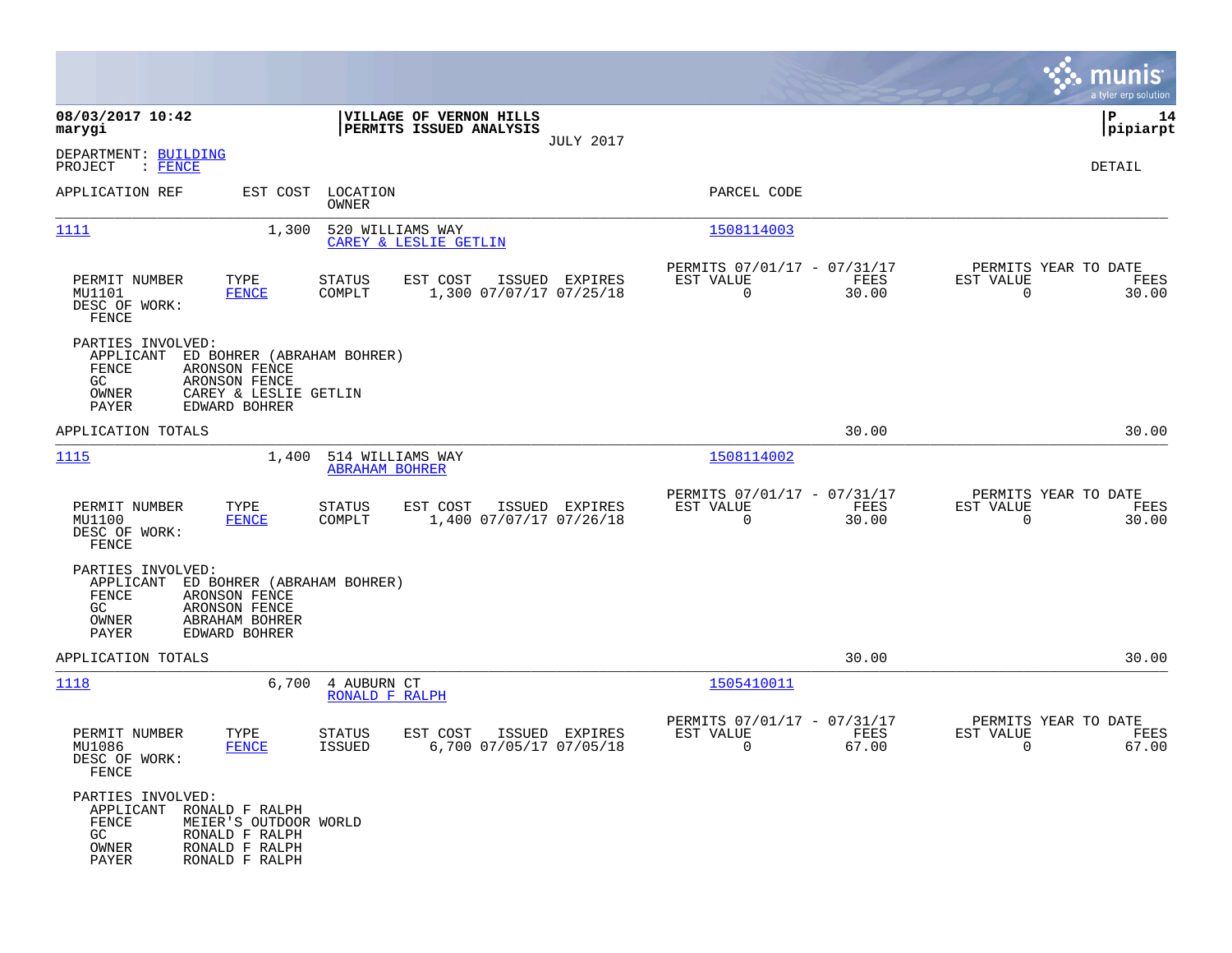08/03/2017 10:42 | VILLAGE OF VERNON HILLS | P 14
marygi | PERMITS ISSUED ANALYSIS | pipiarpt

JULY 2017

DEPARTMENT: BUILDING
PROJECT : FENCE

DETAIL

| APPLICATION REF | EST COST | LOCATION / OWNER | PARCEL CODE |
|---|---|---|---|
| 1111 | 1,300 | 520 WILLIAMS WAY / CAREY & LESLIE GETLIN | 1508114003 |

| PERMIT NUMBER | TYPE | STATUS | EST COST | ISSUED | EXPIRES | PERMITS 07/01/17 - 07/31/17 EST VALUE | FEES | PERMITS YEAR TO DATE EST VALUE | FEES |
|---|---|---|---|---|---|---|---|---|---|
| MU1101 | FENCE | COMPLT | 1,300 | 07/07/17 | 07/25/18 | 0 | 30.00 | 0 | 30.00 |

DESC OF WORK:
FENCE

PARTIES INVOLVED:
- APPLICANT ED BOHRER (ABRAHAM BOHRER)
- FENCE ARONSON FENCE
- GC ARONSON FENCE
- OWNER CAREY & LESLIE GETLIN
- PAYER EDWARD BOHRER

APPLICATION TOTALS 30.00 30.00

| APPLICATION REF | EST COST | LOCATION / OWNER | PARCEL CODE |
|---|---|---|---|
| 1115 | 1,400 | 514 WILLIAMS WAY / ABRAHAM BOHRER | 1508114002 |

| PERMIT NUMBER | TYPE | STATUS | EST COST | ISSUED | EXPIRES | PERMITS 07/01/17 - 07/31/17 EST VALUE | FEES | PERMITS YEAR TO DATE EST VALUE | FEES |
|---|---|---|---|---|---|---|---|---|---|
| MU1100 | FENCE | COMPLT | 1,400 | 07/07/17 | 07/26/18 | 0 | 30.00 | 0 | 30.00 |

DESC OF WORK:
FENCE

PARTIES INVOLVED:
- APPLICANT ED BOHRER (ABRAHAM BOHRER)
- FENCE ARONSON FENCE
- GC ARONSON FENCE
- OWNER ABRAHAM BOHRER
- PAYER EDWARD BOHRER

APPLICATION TOTALS 30.00 30.00

| APPLICATION REF | EST COST | LOCATION / OWNER | PARCEL CODE |
|---|---|---|---|
| 1118 | 6,700 | 4 AUBURN CT / RONALD F RALPH | 1505410011 |

| PERMIT NUMBER | TYPE | STATUS | EST COST | ISSUED | EXPIRES | PERMITS 07/01/17 - 07/31/17 EST VALUE | FEES | PERMITS YEAR TO DATE EST VALUE | FEES |
|---|---|---|---|---|---|---|---|---|---|
| MU1086 | FENCE | ISSUED | 6,700 | 07/05/17 | 07/05/18 | 0 | 67.00 | 0 | 67.00 |

DESC OF WORK:
FENCE

PARTIES INVOLVED:
- APPLICANT RONALD F RALPH
- FENCE MEIER'S OUTDOOR WORLD
- GC RONALD F RALPH
- OWNER RONALD F RALPH
- PAYER RONALD F RALPH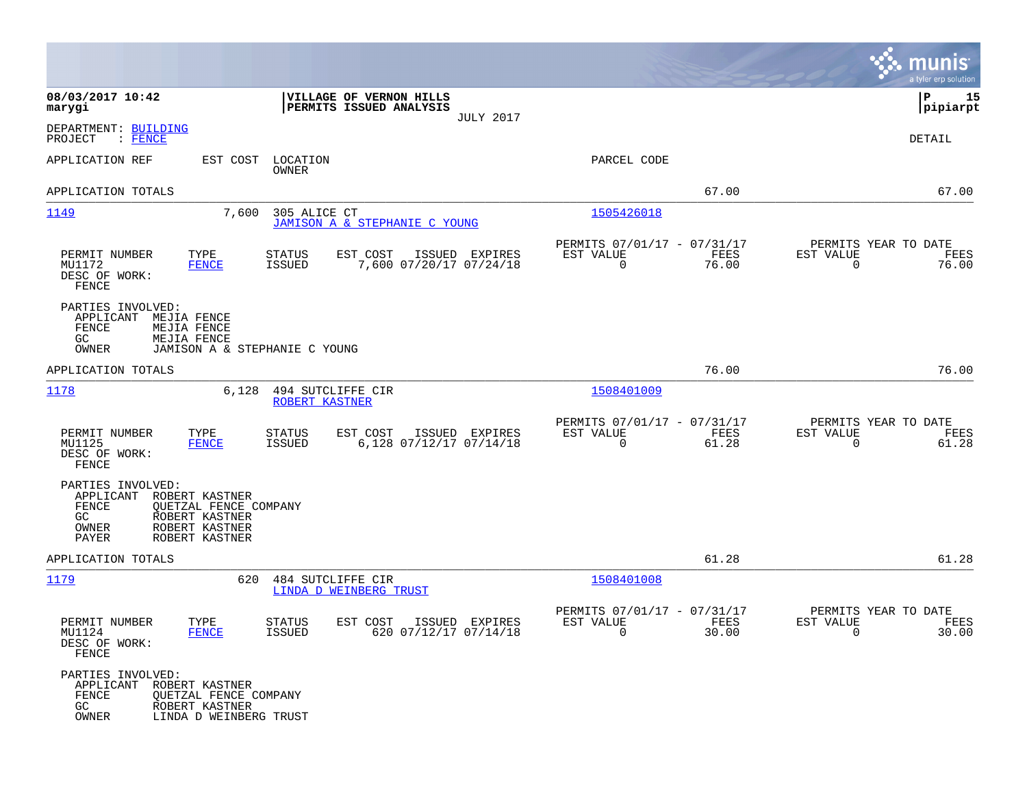**08/03/2017 10:42**
**marygi**

**VILLAGE OF VERNON HILLS**
**PERMITS ISSUED ANALYSIS**
JULY 2017

**P 15**
**pipiarpt**

DEPARTMENT: BUILDING
PROJECT : FENCE

DETAIL

APPLICATION REF | EST COST | LOCATION / OWNER | PARCEL CODE

APPLICATION TOTALS — 67.00 — 67.00

---

**1149** — 7,600 — 305 ALICE CT — JAMISON A & STEPHANIE C YOUNG — 1505426018

| PERMIT NUMBER | TYPE | STATUS | EST COST | ISSUED | EXPIRES | PERMITS 07/01/17 - 07/31/17 EST VALUE | FEES | PERMITS YEAR TO DATE EST VALUE | FEES |
|---|---|---|---|---|---|---|---|---|---|
| MU1172 | FENCE | ISSUED | 7,600 | 07/20/17 | 07/24/18 | 0 | 76.00 | 0 | 76.00 |

DESC OF WORK:
FENCE

PARTIES INVOLVED:
- APPLICANT MEJIA FENCE
- FENCE MEJIA FENCE
- GC MEJIA FENCE
- OWNER JAMISON A & STEPHANIE C YOUNG

APPLICATION TOTALS — 76.00 — 76.00

---

**1178** — 6,128 — 494 SUTCLIFFE CIR — ROBERT KASTNER — 1508401009

| PERMIT NUMBER | TYPE | STATUS | EST COST | ISSUED | EXPIRES | PERMITS 07/01/17 - 07/31/17 EST VALUE | FEES | PERMITS YEAR TO DATE EST VALUE | FEES |
|---|---|---|---|---|---|---|---|---|---|
| MU1125 | FENCE | ISSUED | 6,128 | 07/12/17 | 07/14/18 | 0 | 61.28 | 0 | 61.28 |

DESC OF WORK:
FENCE

PARTIES INVOLVED:
- APPLICANT ROBERT KASTNER
- FENCE QUETZAL FENCE COMPANY
- GC ROBERT KASTNER
- OWNER ROBERT KASTNER
- PAYER ROBERT KASTNER

APPLICATION TOTALS — 61.28 — 61.28

---

**1179** — 620 — 484 SUTCLIFFE CIR — LINDA D WEINBERG TRUST — 1508401008

| PERMIT NUMBER | TYPE | STATUS | EST COST | ISSUED | EXPIRES | PERMITS 07/01/17 - 07/31/17 EST VALUE | FEES | PERMITS YEAR TO DATE EST VALUE | FEES |
|---|---|---|---|---|---|---|---|---|---|
| MU1124 | FENCE | ISSUED | 620 | 07/12/17 | 07/14/18 | 0 | 30.00 | 0 | 30.00 |

DESC OF WORK:
FENCE

PARTIES INVOLVED:
- APPLICANT ROBERT KASTNER
- FENCE QUETZAL FENCE COMPANY
- GC ROBERT KASTNER
- OWNER LINDA D WEINBERG TRUST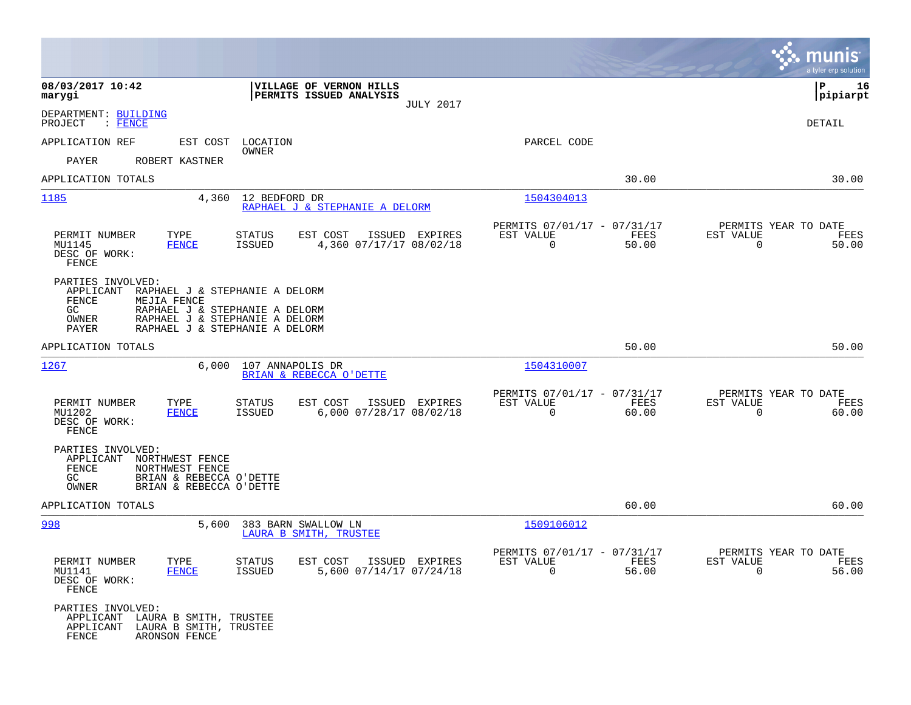**08/03/2017 10:42**
**marygi**

**VILLAGE OF VERNON HILLS**
**PERMITS ISSUED ANALYSIS**
JULY 2017

**P 16**
**pipiarpt**

DEPARTMENT: BUILDING
PROJECT : FENCE

DETAIL

APPLICATION REF | EST COST | LOCATION / OWNER | PARCEL CODE

PAYER ROBERT KASTNER

APPLICATION TOTALS 30.00 30.00

---

**1185** 4,360 12 BEDFORD DR
RAPHAEL J & STEPHANIE A DELORM
Parcel: 1504304013

| PERMIT NUMBER | TYPE | STATUS | EST COST | ISSUED | EXPIRES | PERMITS 07/01/17 - 07/31/17 EST VALUE | FEES | PERMITS YEAR TO DATE EST VALUE | FEES |
|---|---|---|---|---|---|---|---|---|---|
| MU1145 | FENCE | ISSUED | 4,360 | 07/17/17 | 08/02/18 | 0 | 50.00 | 0 | 50.00 |

DESC OF WORK:
FENCE

PARTIES INVOLVED:
- APPLICANT RAPHAEL J & STEPHANIE A DELORM
- FENCE MEJIA FENCE
- GC RAPHAEL J & STEPHANIE A DELORM
- OWNER RAPHAEL J & STEPHANIE A DELORM
- PAYER RAPHAEL J & STEPHANIE A DELORM

APPLICATION TOTALS 50.00 50.00

---

**1267** 6,000 107 ANNAPOLIS DR
BRIAN & REBECCA O'DETTE
Parcel: 1504310007

| PERMIT NUMBER | TYPE | STATUS | EST COST | ISSUED | EXPIRES | PERMITS 07/01/17 - 07/31/17 EST VALUE | FEES | PERMITS YEAR TO DATE EST VALUE | FEES |
|---|---|---|---|---|---|---|---|---|---|
| MU1202 | FENCE | ISSUED | 6,000 | 07/28/17 | 08/02/18 | 0 | 60.00 | 0 | 60.00 |

DESC OF WORK:
FENCE

PARTIES INVOLVED:
- APPLICANT NORTHWEST FENCE
- FENCE NORTHWEST FENCE
- GC BRIAN & REBECCA O'DETTE
- OWNER BRIAN & REBECCA O'DETTE

APPLICATION TOTALS 60.00 60.00

---

**998** 5,600 383 BARN SWALLOW LN
LAURA B SMITH, TRUSTEE
Parcel: 1509106012

| PERMIT NUMBER | TYPE | STATUS | EST COST | ISSUED | EXPIRES | PERMITS 07/01/17 - 07/31/17 EST VALUE | FEES | PERMITS YEAR TO DATE EST VALUE | FEES |
|---|---|---|---|---|---|---|---|---|---|
| MU1141 | FENCE | ISSUED | 5,600 | 07/14/17 | 07/24/18 | 0 | 56.00 | 0 | 56.00 |

DESC OF WORK:
FENCE

PARTIES INVOLVED:
- APPLICANT LAURA B SMITH, TRUSTEE
- APPLICANT LAURA B SMITH, TRUSTEE
- FENCE ARONSON FENCE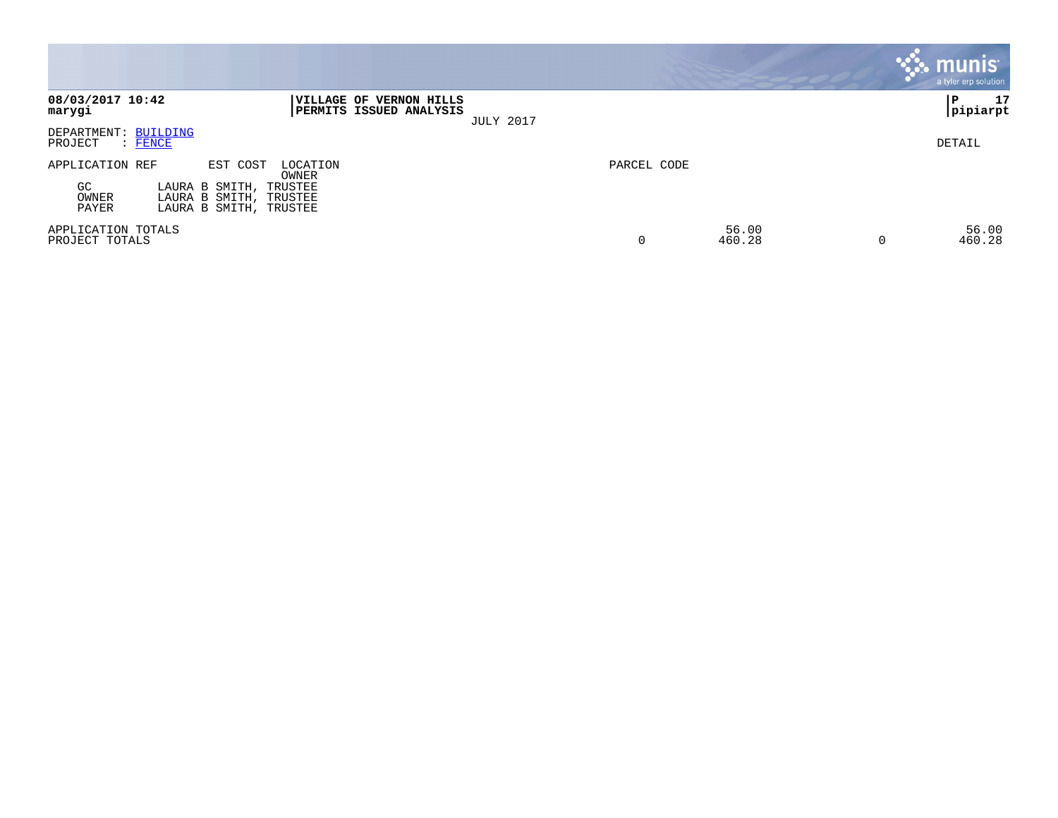**08/03/2017 10:42**
**marygi**

**VILLAGE OF VERNON HILLS**
**PERMITS ISSUED ANALYSIS**
JULY 2017

**P 17**
**pipiarpt**

DEPARTMENT: BUILDING
PROJECT : FENCE

DETAIL

| APPLICATION REF | EST COST | LOCATION / OWNER | PARCEL CODE | | | |
|---|---|---|---|---|---|---|
| GC | LAURA B SMITH, TRUSTEE | | | | | |
| OWNER | LAURA B SMITH, TRUSTEE | | | | | |
| PAYER | LAURA B SMITH, TRUSTEE | | | | | |
| APPLICATION TOTALS | | | | 56.00 | | 56.00 |
| PROJECT TOTALS | | | 0 | 460.28 | 0 | 460.28 |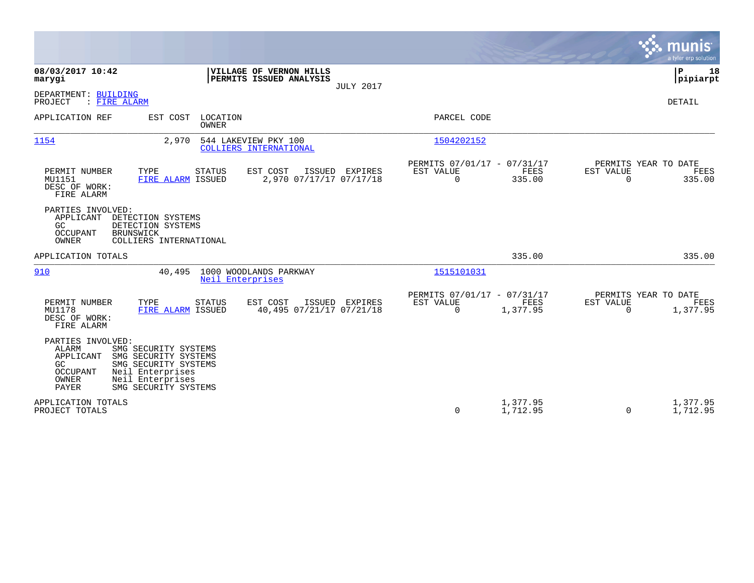**08/03/2017 10:42**
**marygi**

**VILLAGE OF VERNON HILLS**
**PERMITS ISSUED ANALYSIS**
JULY 2017

**P 18**
**pipiarpt**

DEPARTMENT: BUILDING
PROJECT : FIRE ALARM

DETAIL

| APPLICATION REF | EST COST | LOCATION / OWNER | PARCEL CODE |
|---|---|---|---|
| 1154 | 2,970 | 544 LAKEVIEW PKY 100 / COLLIERS INTERNATIONAL | 1504202152 |

| PERMIT NUMBER | TYPE | STATUS | EST COST | ISSUED | EXPIRES | PERMITS 07/01/17 - 07/31/17 EST VALUE | FEES | PERMITS YEAR TO DATE EST VALUE | FEES |
|---|---|---|---|---|---|---|---|---|---|
| MU1151 | FIRE ALARM | ISSUED | 2,970 | 07/17/17 | 07/17/18 | 0 | 335.00 | 0 | 335.00 |

DESC OF WORK:
FIRE ALARM

PARTIES INVOLVED:
- APPLICANT DETECTION SYSTEMS
- GC DETECTION SYSTEMS
- OCCUPANT BRUNSWICK
- OWNER COLLIERS INTERNATIONAL

APPLICATION TOTALS 335.00 335.00

| APPLICATION REF | EST COST | LOCATION / OWNER | PARCEL CODE |
|---|---|---|---|
| 910 | 40,495 | 1000 WOODLANDS PARKWAY / Neil Enterprises | 1515101031 |

| PERMIT NUMBER | TYPE | STATUS | EST COST | ISSUED | EXPIRES | PERMITS 07/01/17 - 07/31/17 EST VALUE | FEES | PERMITS YEAR TO DATE EST VALUE | FEES |
|---|---|---|---|---|---|---|---|---|---|
| MU1178 | FIRE ALARM | ISSUED | 40,495 | 07/21/17 | 07/21/18 | 0 | 1,377.95 | 0 | 1,377.95 |

DESC OF WORK:
FIRE ALARM

PARTIES INVOLVED:
- ALARM SMG SECURITY SYSTEMS
- APPLICANT SMG SECURITY SYSTEMS
- GC SMG SECURITY SYSTEMS
- OCCUPANT Neil Enterprises
- OWNER Neil Enterprises
- PAYER SMG SECURITY SYSTEMS

| | EST VALUE | FEES | YTD EST VALUE | YTD FEES |
|---|---|---|---|---|
| APPLICATION TOTALS | | 1,377.95 | | 1,377.95 |
| PROJECT TOTALS | 0 | 1,712.95 | 0 | 1,712.95 |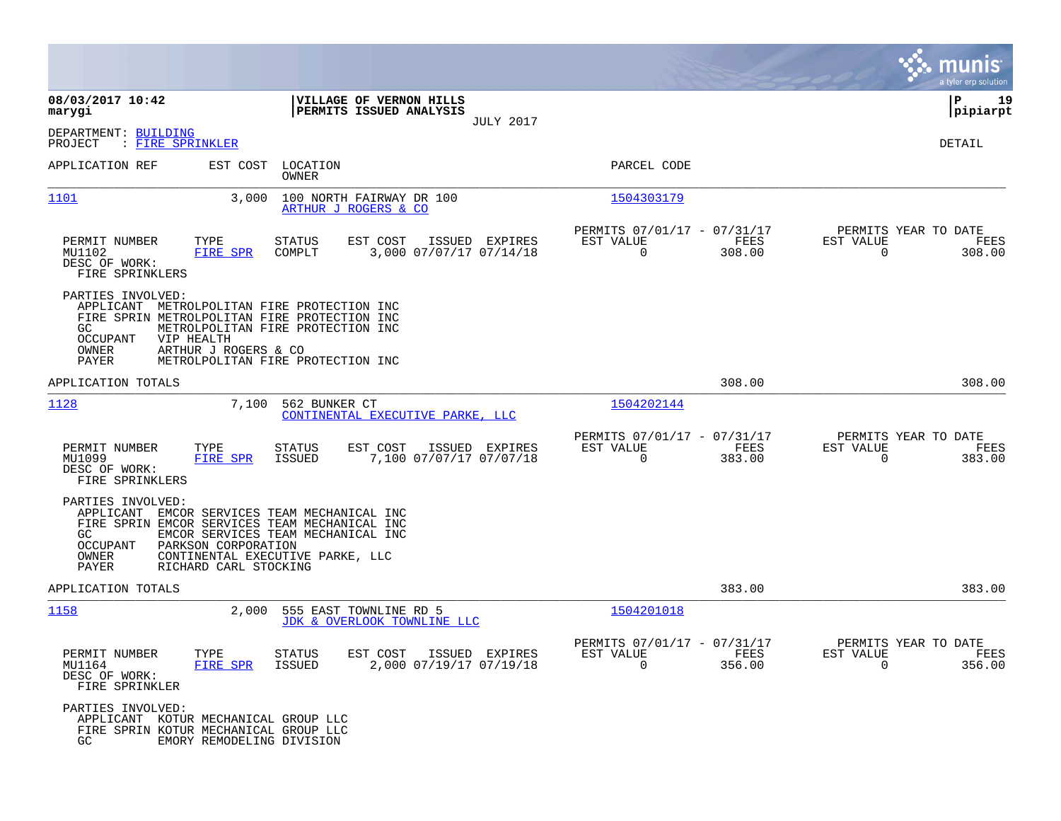**08/03/2017 10:42** | **VILLAGE OF VERNON HILLS** | **P 19**
**marygi** | **PERMITS ISSUED ANALYSIS** | **pipiarpt**
JULY 2017

DEPARTMENT: BUILDING
PROJECT : FIRE SPRINKLER

DETAIL

| APPLICATION REF | EST COST | LOCATION / OWNER | PARCEL CODE |
|---|---|---|---|
| 1101 | 3,000 | 100 NORTH FAIRWAY DR 100 / ARTHUR J ROGERS & CO | 1504303179 |

| PERMIT NUMBER | TYPE | STATUS | EST COST | ISSUED | EXPIRES | PERMITS 07/01/17 - 07/31/17 EST VALUE | FEES | PERMITS YEAR TO DATE EST VALUE | FEES |
|---|---|---|---|---|---|---|---|---|---|
| MU1102 | FIRE SPR | COMPLT | 3,000 | 07/07/17 | 07/14/18 | 0 | 308.00 | 0 | 308.00 |

DESC OF WORK:
FIRE SPRINKLERS

PARTIES INVOLVED:
- APPLICANT METROLPOLITAN FIRE PROTECTION INC
- FIRE SPRIN METROLPOLITAN FIRE PROTECTION INC
- GC METROLPOLITAN FIRE PROTECTION INC
- OCCUPANT VIP HEALTH
- OWNER ARTHUR J ROGERS & CO
- PAYER METROLPOLITAN FIRE PROTECTION INC

APPLICATION TOTALS: 308.00 | 308.00

| APPLICATION REF | EST COST | LOCATION / OWNER | PARCEL CODE |
|---|---|---|---|
| 1128 | 7,100 | 562 BUNKER CT / CONTINENTAL EXECUTIVE PARKE, LLC | 1504202144 |

| PERMIT NUMBER | TYPE | STATUS | EST COST | ISSUED | EXPIRES | PERMITS 07/01/17 - 07/31/17 EST VALUE | FEES | PERMITS YEAR TO DATE EST VALUE | FEES |
|---|---|---|---|---|---|---|---|---|---|
| MU1099 | FIRE SPR | ISSUED | 7,100 | 07/07/17 | 07/07/18 | 0 | 383.00 | 0 | 383.00 |

DESC OF WORK:
FIRE SPRINKLERS

PARTIES INVOLVED:
- APPLICANT EMCOR SERVICES TEAM MECHANICAL INC
- FIRE SPRIN EMCOR SERVICES TEAM MECHANICAL INC
- GC EMCOR SERVICES TEAM MECHANICAL INC
- OCCUPANT PARKSON CORPORATION
- OWNER CONTINENTAL EXECUTIVE PARKE, LLC
- PAYER RICHARD CARL STOCKING

APPLICATION TOTALS: 383.00 | 383.00

| APPLICATION REF | EST COST | LOCATION / OWNER | PARCEL CODE |
|---|---|---|---|
| 1158 | 2,000 | 555 EAST TOWNLINE RD 5 / JDK & OVERLOOK TOWNLINE LLC | 1504201018 |

| PERMIT NUMBER | TYPE | STATUS | EST COST | ISSUED | EXPIRES | PERMITS 07/01/17 - 07/31/17 EST VALUE | FEES | PERMITS YEAR TO DATE EST VALUE | FEES |
|---|---|---|---|---|---|---|---|---|---|
| MU1164 | FIRE SPR | ISSUED | 2,000 | 07/19/17 | 07/19/18 | 0 | 356.00 | 0 | 356.00 |

DESC OF WORK:
FIRE SPRINKLER

PARTIES INVOLVED:
- APPLICANT KOTUR MECHANICAL GROUP LLC
- FIRE SPRIN KOTUR MECHANICAL GROUP LLC
- GC EMORY REMODELING DIVISION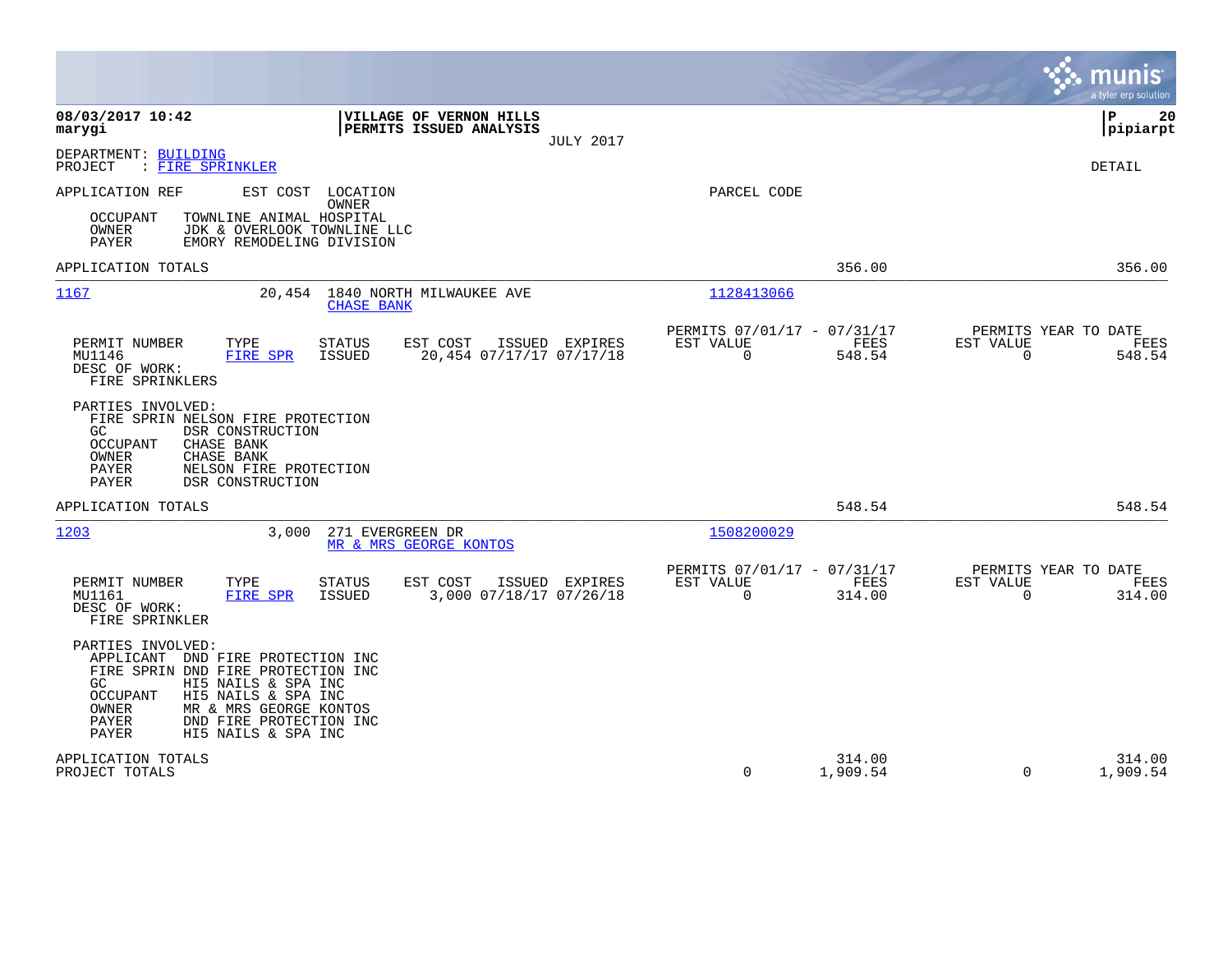**08/03/2017 10:42**
**marygi**

**VILLAGE OF VERNON HILLS**
**PERMITS ISSUED ANALYSIS**
JULY 2017

**P 20**
**pipiarpt**

DEPARTMENT: BUILDING
PROJECT : FIRE SPRINKLER

DETAIL

APPLICATION REF | EST COST | LOCATION / OWNER | PARCEL CODE

OCCUPANT TOWNLINE ANIMAL HOSPITAL
OWNER JDK & OVERLOOK TOWNLINE LLC
PAYER EMORY REMODELING DIVISION

| APPLICATION TOTALS | | | | 356.00 | | 356.00 |
|---|---|---|---|---|---|---|

---

**1167** — 20,454 — 1840 NORTH MILWAUKEE AVE — CHASE BANK — Parcel: 1128413066

| PERMIT NUMBER | TYPE | STATUS | EST COST | ISSUED | EXPIRES | PERMITS 07/01/17 - 07/31/17 EST VALUE | FEES | PERMITS YEAR TO DATE EST VALUE | FEES |
|---|---|---|---|---|---|---|---|---|---|
| MU1146 | FIRE SPR | ISSUED | 20,454 | 07/17/17 | 07/17/18 | 0 | 548.54 | 0 | 548.54 |

DESC OF WORK:
FIRE SPRINKLERS

PARTIES INVOLVED:
FIRE SPRIN NELSON FIRE PROTECTION
GC DSR CONSTRUCTION
OCCUPANT CHASE BANK
OWNER CHASE BANK
PAYER NELSON FIRE PROTECTION
PAYER DSR CONSTRUCTION

| APPLICATION TOTALS | | | | 548.54 | | 548.54 |
|---|---|---|---|---|---|---|

---

**1203** — 3,000 — 271 EVERGREEN DR — MR & MRS GEORGE KONTOS — Parcel: 1508200029

| PERMIT NUMBER | TYPE | STATUS | EST COST | ISSUED | EXPIRES | PERMITS 07/01/17 - 07/31/17 EST VALUE | FEES | PERMITS YEAR TO DATE EST VALUE | FEES |
|---|---|---|---|---|---|---|---|---|---|
| MU1161 | FIRE SPR | ISSUED | 3,000 | 07/18/17 | 07/26/18 | 0 | 314.00 | 0 | 314.00 |

DESC OF WORK:
FIRE SPRINKLER

PARTIES INVOLVED:
APPLICANT DND FIRE PROTECTION INC
FIRE SPRIN DND FIRE PROTECTION INC
GC HI5 NAILS & SPA INC
OCCUPANT HI5 NAILS & SPA INC
OWNER MR & MRS GEORGE KONTOS
PAYER DND FIRE PROTECTION INC
PAYER HI5 NAILS & SPA INC

| | EST VALUE | FEES | EST VALUE | FEES |
|---|---|---|---|---|
| APPLICATION TOTALS | | 314.00 | | 314.00 |
| PROJECT TOTALS | 0 | 1,909.54 | 0 | 1,909.54 |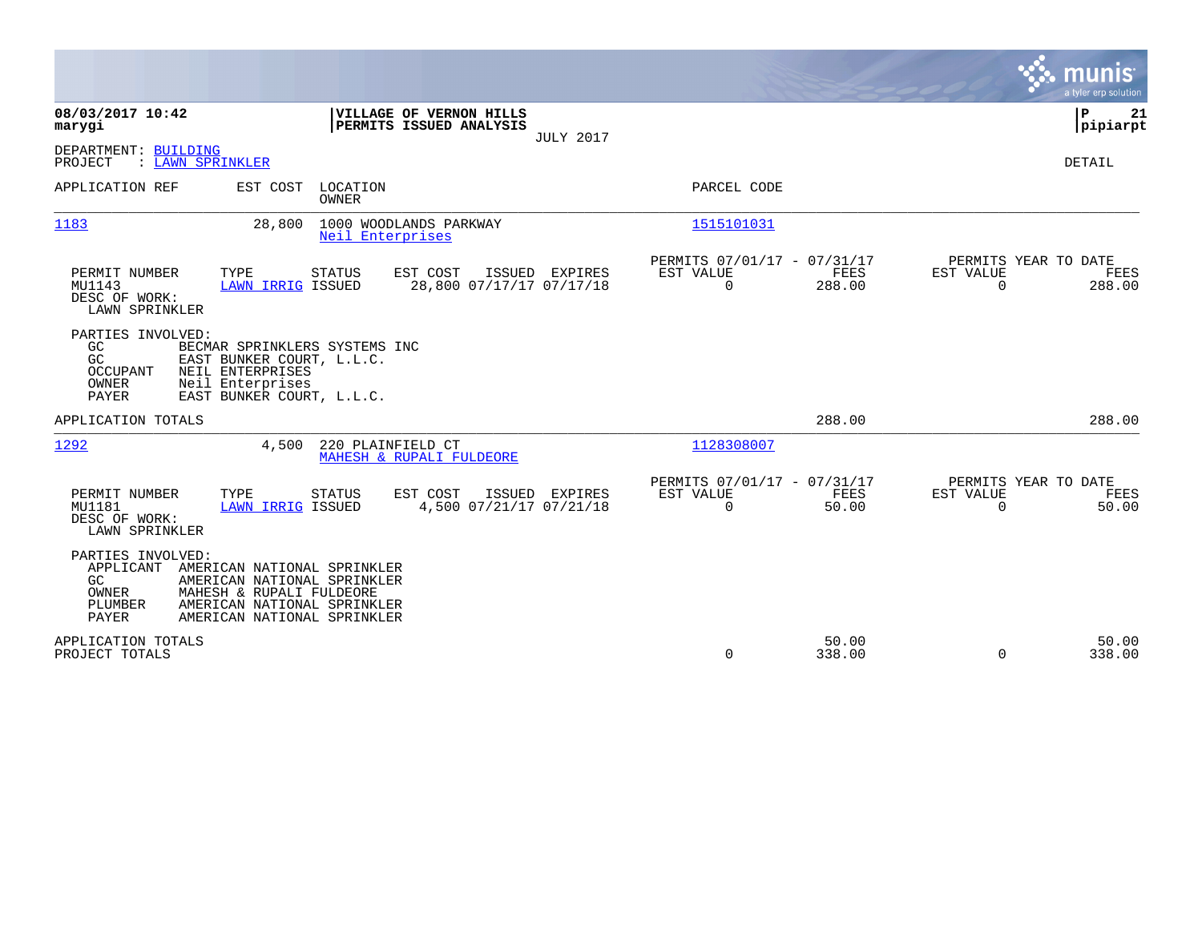**08/03/2017 10:42**
**marygi**

**VILLAGE OF VERNON HILLS**
**PERMITS ISSUED ANALYSIS**
JULY 2017

**P 21**
**pipiarpt**

DEPARTMENT: BUILDING
PROJECT : LAWN SPRINKLER

DETAIL

| APPLICATION REF | EST COST | LOCATION / OWNER | PARCEL CODE |
|---|---|---|---|
| 1183 | 28,800 | 1000 WOODLANDS PARKWAY / Neil Enterprises | 1515101031 |

| PERMIT NUMBER | TYPE | STATUS | EST COST | ISSUED | EXPIRES | PERMITS 07/01/17 - 07/31/17 EST VALUE | FEES | PERMITS YEAR TO DATE EST VALUE | FEES |
|---|---|---|---|---|---|---|---|---|---|
| MU1143 | LAWN IRRIG | ISSUED | 28,800 | 07/17/17 | 07/17/18 | 0 | 288.00 | 0 | 288.00 |

DESC OF WORK:
LAWN SPRINKLER

PARTIES INVOLVED:

| Role | Name |
|---|---|
| GC | BECMAR SPRINKLERS SYSTEMS INC |
| GC | EAST BUNKER COURT, L.L.C. |
| OCCUPANT | NEIL ENTERPRISES |
| OWNER | Neil Enterprises |
| PAYER | EAST BUNKER COURT, L.L.C. |

APPLICATION TOTALS: 288.00 | 288.00

| APPLICATION REF | EST COST | LOCATION / OWNER | PARCEL CODE |
|---|---|---|---|
| 1292 | 4,500 | 220 PLAINFIELD CT / MAHESH & RUPALI FULDEORE | 1128308007 |

| PERMIT NUMBER | TYPE | STATUS | EST COST | ISSUED | EXPIRES | PERMITS 07/01/17 - 07/31/17 EST VALUE | FEES | PERMITS YEAR TO DATE EST VALUE | FEES |
|---|---|---|---|---|---|---|---|---|---|
| MU1181 | LAWN IRRIG | ISSUED | 4,500 | 07/21/17 | 07/21/18 | 0 | 50.00 | 0 | 50.00 |

DESC OF WORK:
LAWN SPRINKLER

PARTIES INVOLVED:

| Role | Name |
|---|---|
| APPLICANT | AMERICAN NATIONAL SPRINKLER |
| GC | AMERICAN NATIONAL SPRINKLER |
| OWNER | MAHESH & RUPALI FULDEORE |
| PLUMBER | AMERICAN NATIONAL SPRINKLER |
| PAYER | AMERICAN NATIONAL SPRINKLER |

| | EST VALUE | FEES | YTD EST VALUE | YTD FEES |
|---|---|---|---|---|
| APPLICATION TOTALS | | 50.00 | | 50.00 |
| PROJECT TOTALS | 0 | 338.00 | 0 | 338.00 |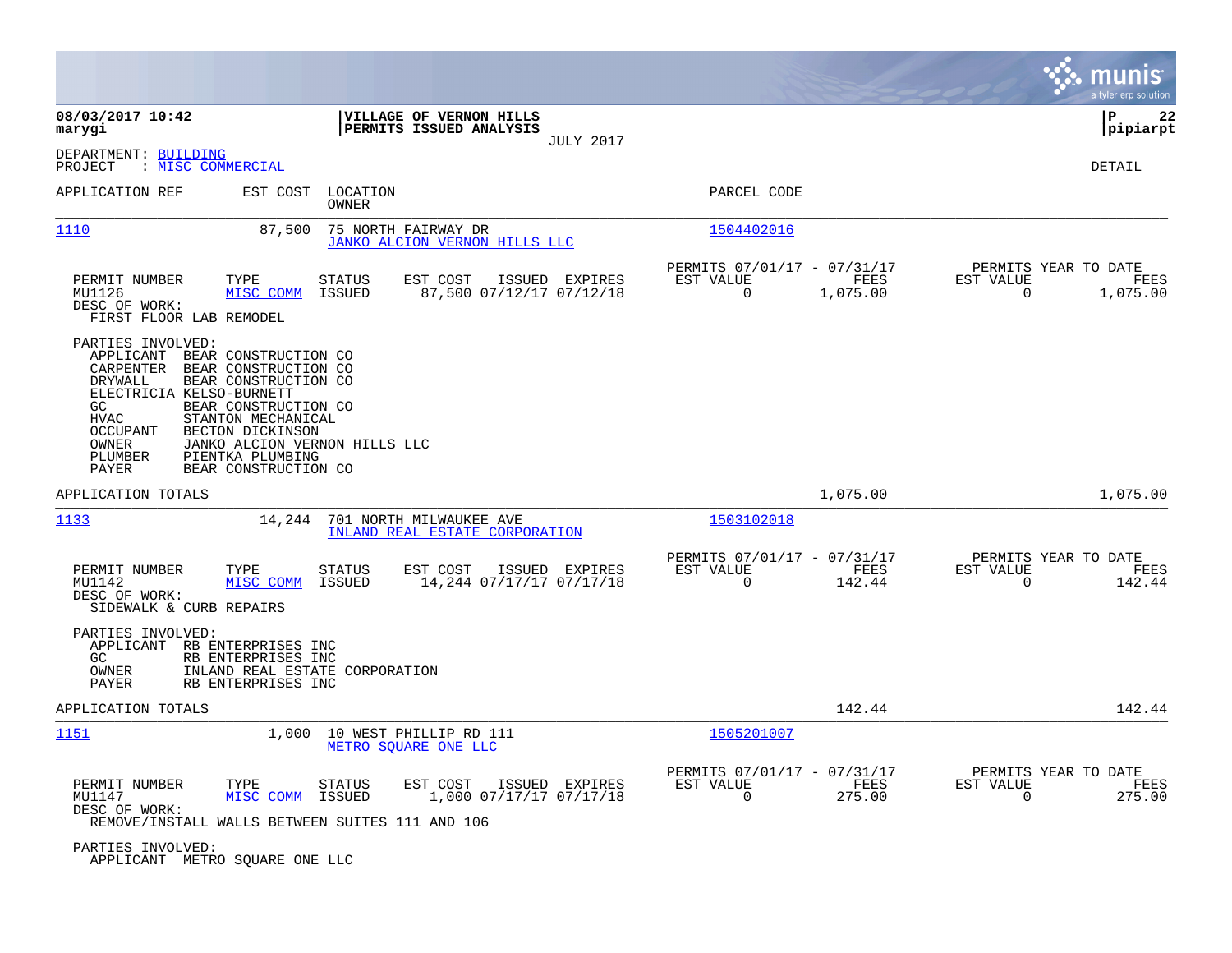**08/03/2017 10:42**
**marygi**

**VILLAGE OF VERNON HILLS**
**PERMITS ISSUED ANALYSIS**
JULY 2017

**P 22**
**pipiarpt**

DEPARTMENT: BUILDING
PROJECT : MISC COMMERCIAL

DETAIL

| APPLICATION REF | EST COST | LOCATION / OWNER | PARCEL CODE |
|---|---|---|---|
| 1110 | 87,500 | 75 NORTH FAIRWAY DR / JANKO ALCION VERNON HILLS LLC | 1504402016 |

| PERMIT NUMBER | TYPE | STATUS | EST COST | ISSUED | EXPIRES | PERMITS 07/01/17 - 07/31/17 EST VALUE | FEES | PERMITS YEAR TO DATE EST VALUE | FEES |
|---|---|---|---|---|---|---|---|---|---|
| MU1126 | MISC COMM | ISSUED | 87,500 | 07/12/17 | 07/12/18 | 0 | 1,075.00 | 0 | 1,075.00 |

DESC OF WORK:
FIRST FLOOR LAB REMODEL

PARTIES INVOLVED:

| | |
|---|---|
| APPLICANT | BEAR CONSTRUCTION CO |
| CARPENTER | BEAR CONSTRUCTION CO |
| DRYWALL | BEAR CONSTRUCTION CO |
| ELECTRICIA | KELSO-BURNETT |
| GC | BEAR CONSTRUCTION CO |
| HVAC | STANTON MECHANICAL |
| OCCUPANT | BECTON DICKINSON |
| OWNER | JANKO ALCION VERNON HILLS LLC |
| PLUMBER | PIENTKA PLUMBING |
| PAYER | BEAR CONSTRUCTION CO |

APPLICATION TOTALS: 1,075.00 | 1,075.00

| APPLICATION REF | EST COST | LOCATION / OWNER | PARCEL CODE |
|---|---|---|---|
| 1133 | 14,244 | 701 NORTH MILWAUKEE AVE / INLAND REAL ESTATE CORPORATION | 1503102018 |

| PERMIT NUMBER | TYPE | STATUS | EST COST | ISSUED | EXPIRES | PERMITS 07/01/17 - 07/31/17 EST VALUE | FEES | PERMITS YEAR TO DATE EST VALUE | FEES |
|---|---|---|---|---|---|---|---|---|---|
| MU1142 | MISC COMM | ISSUED | 14,244 | 07/17/17 | 07/17/18 | 0 | 142.44 | 0 | 142.44 |

DESC OF WORK:
SIDEWALK & CURB REPAIRS

PARTIES INVOLVED:

| | |
|---|---|
| APPLICANT | RB ENTERPRISES INC |
| GC | RB ENTERPRISES INC |
| OWNER | INLAND REAL ESTATE CORPORATION |
| PAYER | RB ENTERPRISES INC |

APPLICATION TOTALS: 142.44 | 142.44

| APPLICATION REF | EST COST | LOCATION / OWNER | PARCEL CODE |
|---|---|---|---|
| 1151 | 1,000 | 10 WEST PHILLIP RD 111 / METRO SQUARE ONE LLC | 1505201007 |

| PERMIT NUMBER | TYPE | STATUS | EST COST | ISSUED | EXPIRES | PERMITS 07/01/17 - 07/31/17 EST VALUE | FEES | PERMITS YEAR TO DATE EST VALUE | FEES |
|---|---|---|---|---|---|---|---|---|---|
| MU1147 | MISC COMM | ISSUED | 1,000 | 07/17/17 | 07/17/18 | 0 | 275.00 | 0 | 275.00 |

DESC OF WORK:
REMOVE/INSTALL WALLS BETWEEN SUITES 111 AND 106

PARTIES INVOLVED:

| | |
|---|---|
| APPLICANT | METRO SQUARE ONE LLC |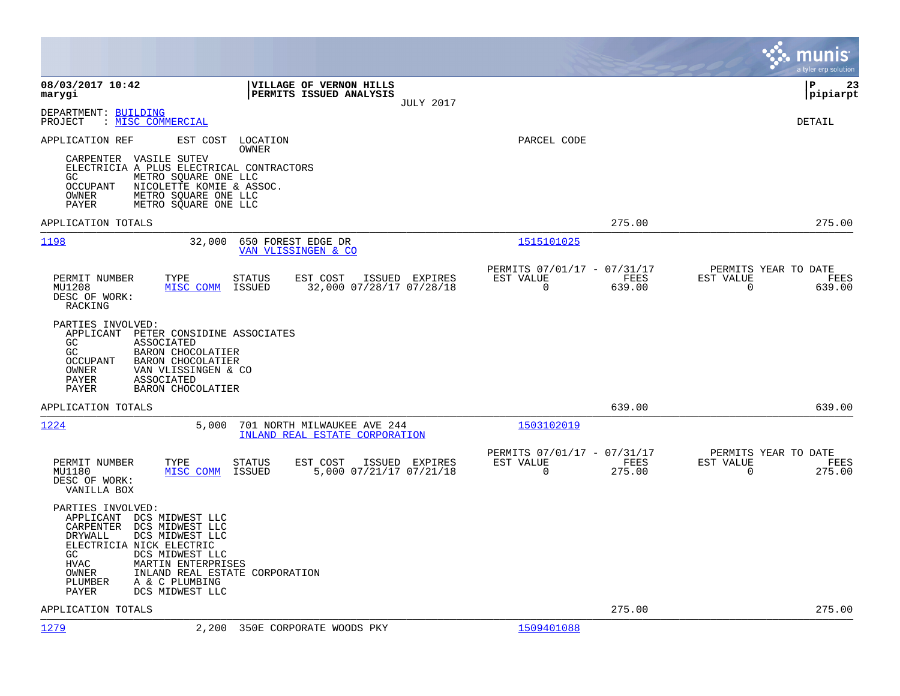**08/03/2017 10:42**
**marygi**

**VILLAGE OF VERNON HILLS**
**PERMITS ISSUED ANALYSIS**
JULY 2017

**P 23**
**pipiarpt**

DEPARTMENT: BUILDING
PROJECT : MISC COMMERCIAL

DETAIL

APPLICATION REF | EST COST | LOCATION / OWNER | PARCEL CODE

CARPENTER VASILE SUTEV
ELECTRICIA A PLUS ELECTRICAL CONTRACTORS
GC METRO SQUARE ONE LLC
OCCUPANT NICOLETTE KOMIE & ASSOC.
OWNER METRO SQUARE ONE LLC
PAYER METRO SQUARE ONE LLC

APPLICATION TOTALS 275.00 275.00

---

**1198** 32,000 650 FOREST EDGE DR — VAN VLISSINGEN & CO — 1515101025

| PERMIT NUMBER | TYPE | STATUS | EST COST | ISSUED | EXPIRES | PERMITS 07/01/17 - 07/31/17 EST VALUE | FEES | PERMITS YEAR TO DATE EST VALUE | FEES |
|---|---|---|---|---|---|---|---|---|---|
| MU1208 | MISC COMM | ISSUED | 32,000 | 07/28/17 | 07/28/18 | 0 | 639.00 | 0 | 639.00 |

DESC OF WORK:
RACKING

PARTIES INVOLVED:
APPLICANT PETER CONSIDINE ASSOCIATES
GC ASSOCIATED
GC BARON CHOCOLATIER
OCCUPANT BARON CHOCOLATIER
OWNER VAN VLISSINGEN & CO
PAYER ASSOCIATED
PAYER BARON CHOCOLATIER

APPLICATION TOTALS 639.00 639.00

---

**1224** 5,000 701 NORTH MILWAUKEE AVE 244 — INLAND REAL ESTATE CORPORATION — 1503102019

| PERMIT NUMBER | TYPE | STATUS | EST COST | ISSUED | EXPIRES | PERMITS 07/01/17 - 07/31/17 EST VALUE | FEES | PERMITS YEAR TO DATE EST VALUE | FEES |
|---|---|---|---|---|---|---|---|---|---|
| MU1180 | MISC COMM | ISSUED | 5,000 | 07/21/17 | 07/21/18 | 0 | 275.00 | 0 | 275.00 |

DESC OF WORK:
VANILLA BOX

PARTIES INVOLVED:
APPLICANT DCS MIDWEST LLC
CARPENTER DCS MIDWEST LLC
DRYWALL DCS MIDWEST LLC
ELECTRICIA NICK ELECTRIC
GC DCS MIDWEST LLC
HVAC MARTIN ENTERPRISES
OWNER INLAND REAL ESTATE CORPORATION
PLUMBER A & C PLUMBING
PAYER DCS MIDWEST LLC

APPLICATION TOTALS 275.00 275.00

---

**1279** 2,200 350E CORPORATE WOODS PKY — 1509401088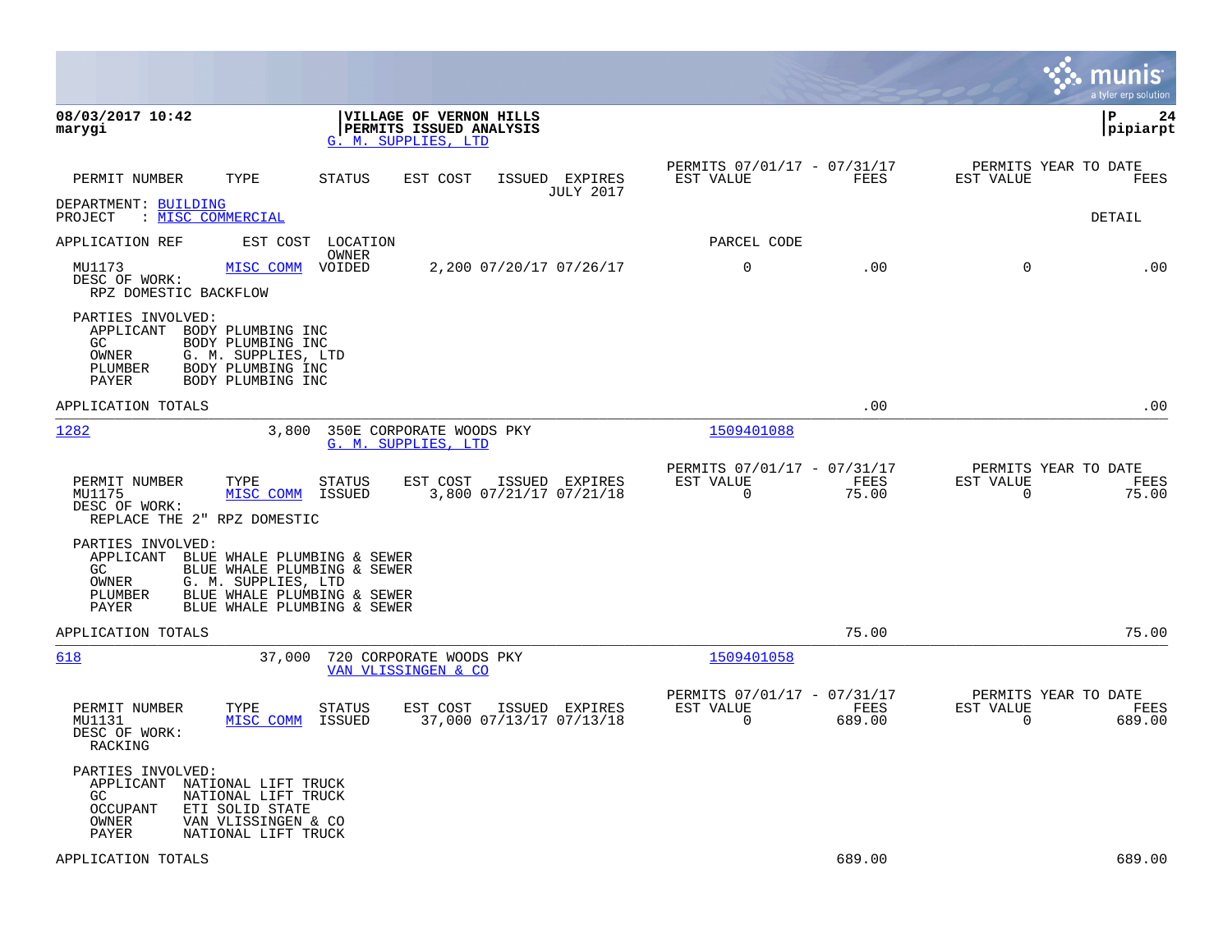**08/03/2017 10:42**
**marygi**

**VILLAGE OF VERNON HILLS**
**PERMITS ISSUED ANALYSIS**
G. M. SUPPLIES, LTD

**P 24**
**pipiarpt**

| PERMIT NUMBER | TYPE | STATUS | EST COST | ISSUED | EXPIRES | PERMITS 07/01/17 - 07/31/17 EST VALUE | FEES | PERMITS YEAR TO DATE EST VALUE | FEES |
|---|---|---|---|---|---|---|---|---|---|
| | | | | | JULY 2017 | | | | |

DEPARTMENT: BUILDING
PROJECT : MISC COMMERCIAL

DETAIL

APPLICATION REF    EST COST    LOCATION / OWNER    PARCEL CODE

| PERMIT NUMBER | TYPE | STATUS | EST COST | ISSUED | EXPIRES | EST VALUE | FEES | EST VALUE | FEES |
|---|---|---|---|---|---|---|---|---|---|
| MU1173 | MISC COMM | VOIDED | 2,200 | 07/20/17 | 07/26/17 | 0 | .00 | 0 | .00 |

DESC OF WORK:
RPZ DOMESTIC BACKFLOW

PARTIES INVOLVED:
- APPLICANT BODY PLUMBING INC
- GC BODY PLUMBING INC
- OWNER G. M. SUPPLIES, LTD
- PLUMBER BODY PLUMBING INC
- PAYER BODY PLUMBING INC

APPLICATION TOTALS .00 .00

---

1282    3,800    350E CORPORATE WOODS PKY    1509401088
G. M. SUPPLIES, LTD

| PERMIT NUMBER | TYPE | STATUS | EST COST | ISSUED | EXPIRES | PERMITS 07/01/17 - 07/31/17 EST VALUE | FEES | PERMITS YEAR TO DATE EST VALUE | FEES |
|---|---|---|---|---|---|---|---|---|---|
| MU1175 | MISC COMM | ISSUED | 3,800 | 07/21/17 | 07/21/18 | 0 | 75.00 | 0 | 75.00 |

DESC OF WORK:
REPLACE THE 2" RPZ DOMESTIC

PARTIES INVOLVED:
- APPLICANT BLUE WHALE PLUMBING & SEWER
- GC BLUE WHALE PLUMBING & SEWER
- OWNER G. M. SUPPLIES, LTD
- PLUMBER BLUE WHALE PLUMBING & SEWER
- PAYER BLUE WHALE PLUMBING & SEWER

APPLICATION TOTALS 75.00 75.00

---

618    37,000    720 CORPORATE WOODS PKY    1509401058
VAN VLISSINGEN & CO

| PERMIT NUMBER | TYPE | STATUS | EST COST | ISSUED | EXPIRES | PERMITS 07/01/17 - 07/31/17 EST VALUE | FEES | PERMITS YEAR TO DATE EST VALUE | FEES |
|---|---|---|---|---|---|---|---|---|---|
| MU1131 | MISC COMM | ISSUED | 37,000 | 07/13/17 | 07/13/18 | 0 | 689.00 | 0 | 689.00 |

DESC OF WORK:
RACKING

PARTIES INVOLVED:
- APPLICANT NATIONAL LIFT TRUCK
- GC NATIONAL LIFT TRUCK
- OCCUPANT ETI SOLID STATE
- OWNER VAN VLISSINGEN & CO
- PAYER NATIONAL LIFT TRUCK

APPLICATION TOTALS 689.00 689.00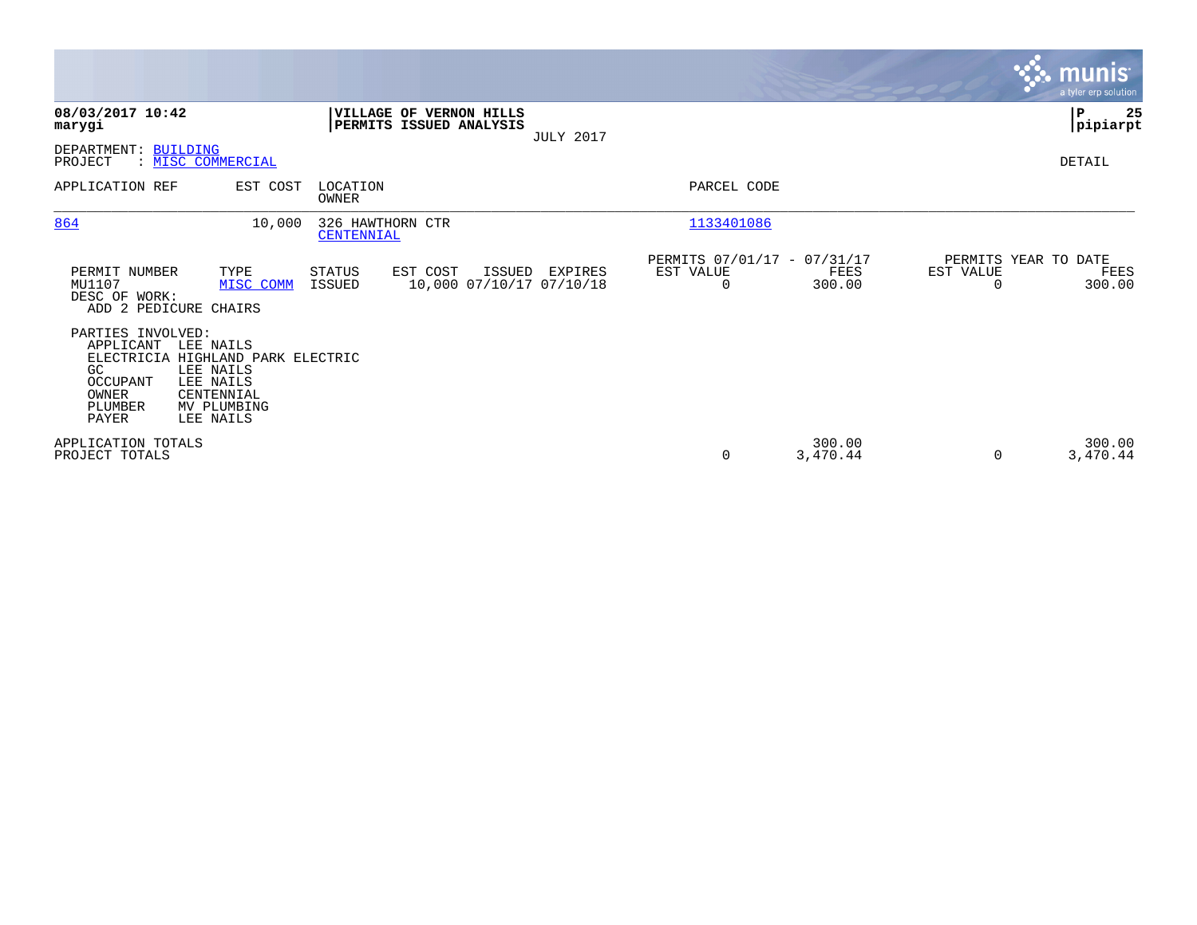**08/03/2017 10:42**
**marygi**

**VILLAGE OF VERNON HILLS**
**PERMITS ISSUED ANALYSIS**
JULY 2017

**P 25**
**pipiarpt**

DEPARTMENT: BUILDING
PROJECT : MISC COMMERCIAL

DETAIL

| APPLICATION REF | EST COST | LOCATION / OWNER | PARCEL CODE |
|---|---|---|---|
| 864 | 10,000 | 326 HAWTHORN CTR / CENTENNIAL | 1133401086 |

| PERMIT NUMBER | TYPE | STATUS | EST COST | ISSUED | EXPIRES | PERMITS 07/01/17 - 07/31/17 EST VALUE | FEES | PERMITS YEAR TO DATE EST VALUE | FEES |
|---|---|---|---|---|---|---|---|---|---|
| MU1107 | MISC COMM | ISSUED | 10,000 | 07/10/17 | 07/10/18 | 0 | 300.00 | 0 | 300.00 |

DESC OF WORK:
ADD 2 PEDICURE CHAIRS

PARTIES INVOLVED:

| | |
|---|---|
| APPLICANT | LEE NAILS |
| ELECTRICIA | HIGHLAND PARK ELECTRIC |
| GC | LEE NAILS |
| OCCUPANT | LEE NAILS |
| OWNER | CENTENNIAL |
| PLUMBER | MV PLUMBING |
| PAYER | LEE NAILS |

| | EST VALUE | FEES | YTD EST VALUE | YTD FEES |
|---|---|---|---|---|
| APPLICATION TOTALS | | 300.00 | | 300.00 |
| PROJECT TOTALS | 0 | 3,470.44 | 0 | 3,470.44 |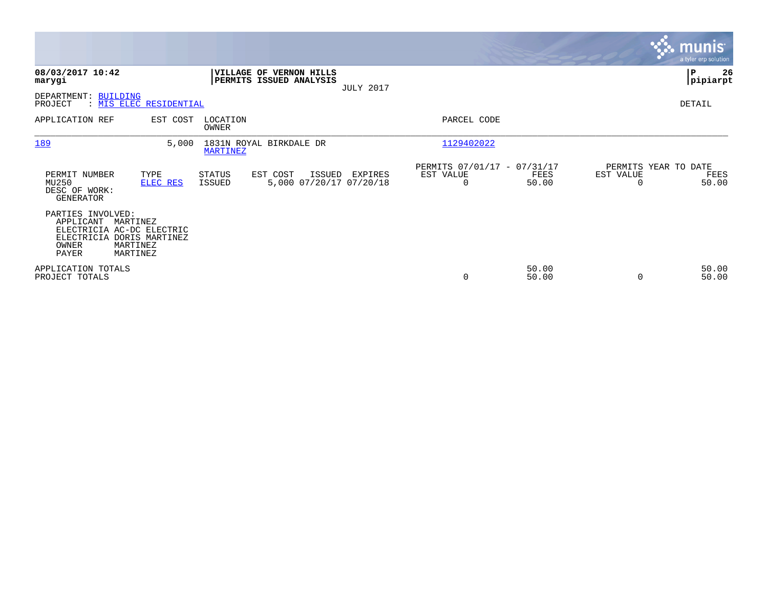**08/03/2017 10:42**
**marygi**

**VILLAGE OF VERNON HILLS**
**PERMITS ISSUED ANALYSIS**
JULY 2017

**pipiarpt**

DEPARTMENT: BUILDING
PROJECT : MIS ELEC RESIDENTIAL

DETAIL

| APPLICATION REF | EST COST | LOCATION / OWNER | PARCEL CODE |
|---|---|---|---|
| 189 | 5,000 | 1831N ROYAL BIRKDALE DR / MARTINEZ | 1129402022 |

| PERMIT NUMBER | TYPE | STATUS | EST COST | ISSUED | EXPIRES | PERMITS 07/01/17 - 07/31/17 EST VALUE | FEES | PERMITS YEAR TO DATE EST VALUE | FEES |
|---|---|---|---|---|---|---|---|---|---|
| MU250 | ELEC RES | ISSUED | 5,000 | 07/20/17 | 07/20/18 | 0 | 50.00 | 0 | 50.00 |

DESC OF WORK:
GENERATOR

PARTIES INVOLVED:
APPLICANT MARTINEZ
ELECTRICIA AC-DC ELECTRIC
ELECTRICIA DORIS MARTINEZ
OWNER MARTINEZ
PAYER MARTINEZ

| | EST VALUE | FEES | EST VALUE | FEES |
|---|---|---|---|---|
| APPLICATION TOTALS | | 50.00 | | 50.00 |
| PROJECT TOTALS | 0 | 50.00 | 0 | 50.00 |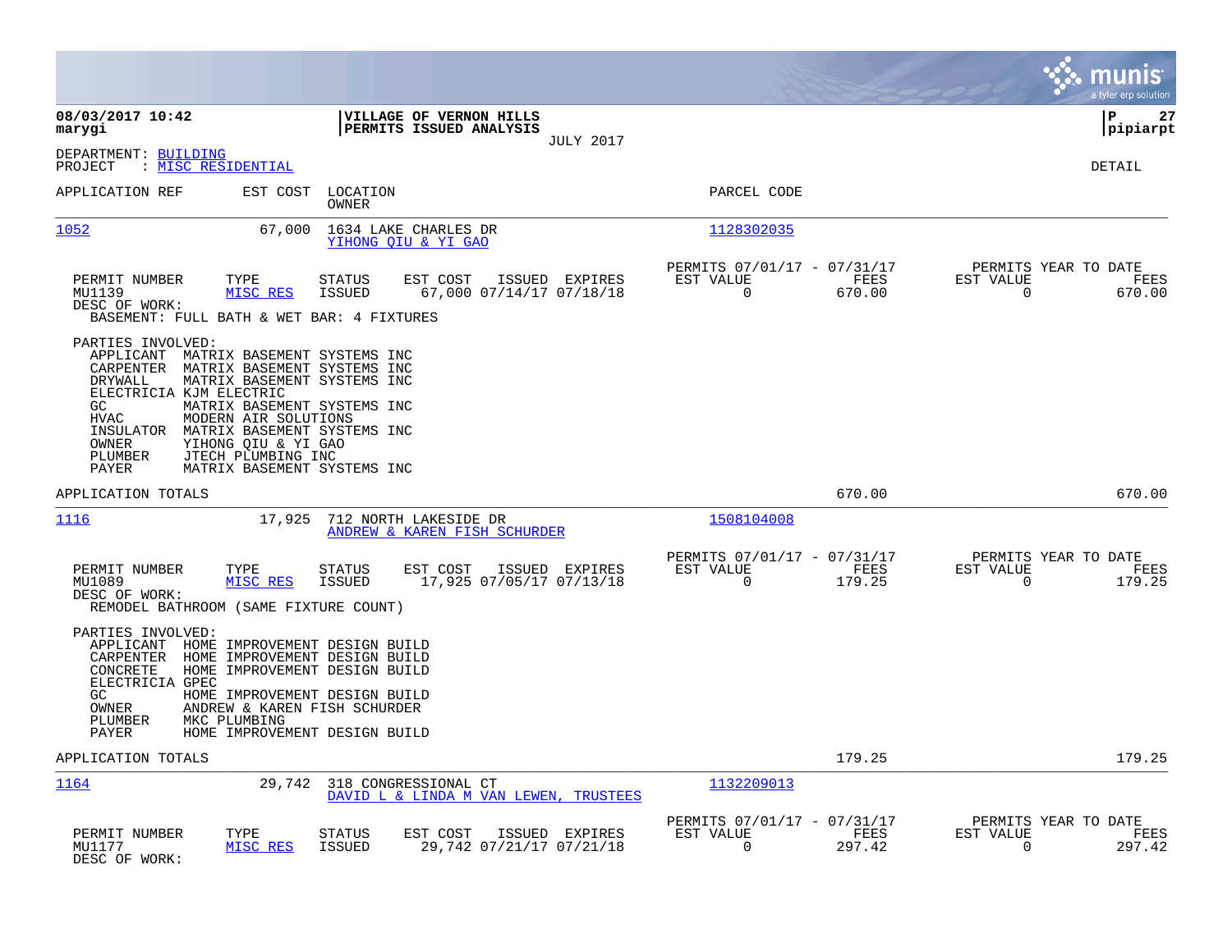**08/03/2017 10:42**
**marygi**

**VILLAGE OF VERNON HILLS**
**PERMITS ISSUED ANALYSIS**
JULY 2017

**pipiarpt**

DEPARTMENT: BUILDING
PROJECT : MISC RESIDENTIAL

DETAIL

| APPLICATION REF | EST COST | LOCATION / OWNER | PARCEL CODE |
|---|---|---|---|
| 1052 | 67,000 | 1634 LAKE CHARLES DR / YIHONG QIU & YI GAO | 1128302035 |

| PERMIT NUMBER | TYPE | STATUS | EST COST | ISSUED | EXPIRES | PERMITS 07/01/17 - 07/31/17 EST VALUE | FEES | PERMITS YEAR TO DATE EST VALUE | FEES |
|---|---|---|---|---|---|---|---|---|---|
| MU1139 | MISC RES | ISSUED | 67,000 | 07/14/17 | 07/18/18 | 0 | 670.00 | 0 | 670.00 |

DESC OF WORK:
BASEMENT: FULL BATH & WET BAR: 4 FIXTURES

PARTIES INVOLVED:

- APPLICANT MATRIX BASEMENT SYSTEMS INC
- CARPENTER MATRIX BASEMENT SYSTEMS INC
- DRYWALL MATRIX BASEMENT SYSTEMS INC
- ELECTRICIA KJM ELECTRIC
- GC MATRIX BASEMENT SYSTEMS INC
- HVAC MODERN AIR SOLUTIONS
- INSULATOR MATRIX BASEMENT SYSTEMS INC
- OWNER YIHONG QIU & YI GAO
- PLUMBER JTECH PLUMBING INC
- PAYER MATRIX BASEMENT SYSTEMS INC

APPLICATION TOTALS: 670.00 | 670.00

| APPLICATION REF | EST COST | LOCATION / OWNER | PARCEL CODE |
|---|---|---|---|
| 1116 | 17,925 | 712 NORTH LAKESIDE DR / ANDREW & KAREN FISH SCHURDER | 1508104008 |

| PERMIT NUMBER | TYPE | STATUS | EST COST | ISSUED | EXPIRES | PERMITS 07/01/17 - 07/31/17 EST VALUE | FEES | PERMITS YEAR TO DATE EST VALUE | FEES |
|---|---|---|---|---|---|---|---|---|---|
| MU1089 | MISC RES | ISSUED | 17,925 | 07/05/17 | 07/13/18 | 0 | 179.25 | 0 | 179.25 |

DESC OF WORK:
REMODEL BATHROOM (SAME FIXTURE COUNT)

PARTIES INVOLVED:

- APPLICANT HOME IMPROVEMENT DESIGN BUILD
- CARPENTER HOME IMPROVEMENT DESIGN BUILD
- CONCRETE HOME IMPROVEMENT DESIGN BUILD
- ELECTRICIA GPEC
- GC HOME IMPROVEMENT DESIGN BUILD
- OWNER ANDREW & KAREN FISH SCHURDER
- PLUMBER MKC PLUMBING
- PAYER HOME IMPROVEMENT DESIGN BUILD

APPLICATION TOTALS: 179.25 | 179.25

| APPLICATION REF | EST COST | LOCATION / OWNER | PARCEL CODE |
|---|---|---|---|
| 1164 | 29,742 | 318 CONGRESSIONAL CT / DAVID L & LINDA M VAN LEWEN, TRUSTEES | 1132209013 |

| PERMIT NUMBER | TYPE | STATUS | EST COST | ISSUED | EXPIRES | PERMITS 07/01/17 - 07/31/17 EST VALUE | FEES | PERMITS YEAR TO DATE EST VALUE | FEES |
|---|---|---|---|---|---|---|---|---|---|
| MU1177 | MISC RES | ISSUED | 29,742 | 07/21/17 | 07/21/18 | 0 | 297.42 | 0 | 297.42 |

DESC OF WORK: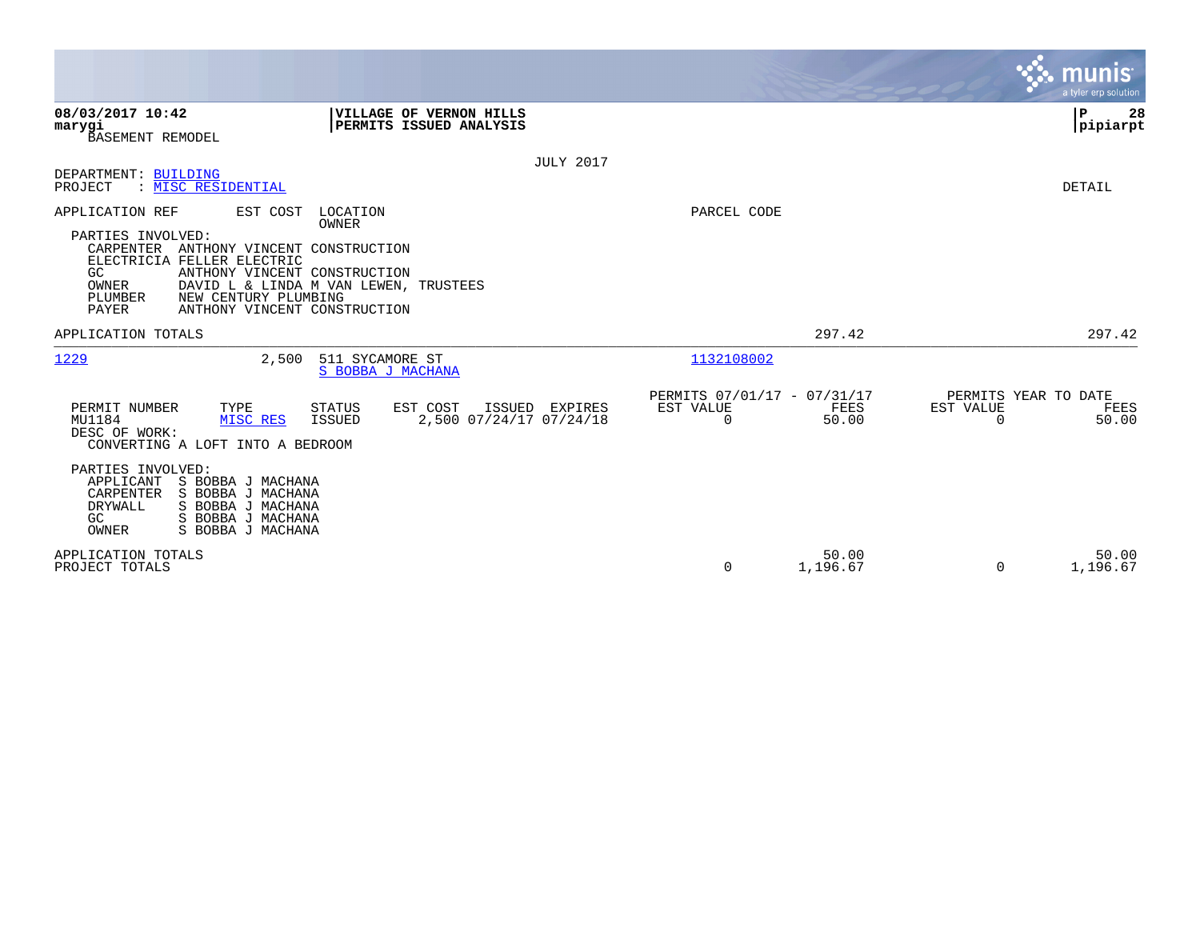**08/03/2017 10:42** | **VILLAGE OF VERNON HILLS** | **P 28**
**marygi** | **PERMITS ISSUED ANALYSIS** | **pipiarpt**

BASEMENT REMODEL

JULY 2017

DEPARTMENT: BUILDING
PROJECT : MISC RESIDENTIAL

DETAIL

APPLICATION REF    EST COST    LOCATION / OWNER    PARCEL CODE

PARTIES INVOLVED:

| Role | Party |
|---|---|
| CARPENTER | ANTHONY VINCENT CONSTRUCTION |
| ELECTRICIA | FELLER ELECTRIC |
| GC | ANTHONY VINCENT CONSTRUCTION |
| OWNER | DAVID L & LINDA M VAN LEWEN, TRUSTEES |
| PLUMBER | NEW CENTURY PLUMBING |
| PAYER | ANTHONY VINCENT CONSTRUCTION |

APPLICATION TOTALS    297.42    297.42

---

| APPLICATION REF | EST COST | LOCATION / OWNER | PARCEL CODE |
|---|---|---|---|
| 1229 | 2,500 | 511 SYCAMORE ST / S BOBBA J MACHANA | 1132108002 |

| PERMIT NUMBER | TYPE | STATUS | EST COST | ISSUED | EXPIRES | PERMITS 07/01/17 - 07/31/17 EST VALUE | FEES | PERMITS YEAR TO DATE EST VALUE | FEES |
|---|---|---|---|---|---|---|---|---|---|
| MU1184 | MISC RES | ISSUED | 2,500 | 07/24/17 | 07/24/18 | 0 | 50.00 | 0 | 50.00 |

DESC OF WORK:
CONVERTING A LOFT INTO A BEDROOM

PARTIES INVOLVED:

| Role | Party |
|---|---|
| APPLICANT | S BOBBA J MACHANA |
| CARPENTER | S BOBBA J MACHANA |
| DRYWALL | S BOBBA J MACHANA |
| GC | S BOBBA J MACHANA |
| OWNER | S BOBBA J MACHANA |

| | EST VALUE | FEES | YTD EST VALUE | YTD FEES |
|---|---|---|---|---|
| APPLICATION TOTALS | | 50.00 | | 50.00 |
| PROJECT TOTALS | 0 | 1,196.67 | 0 | 1,196.67 |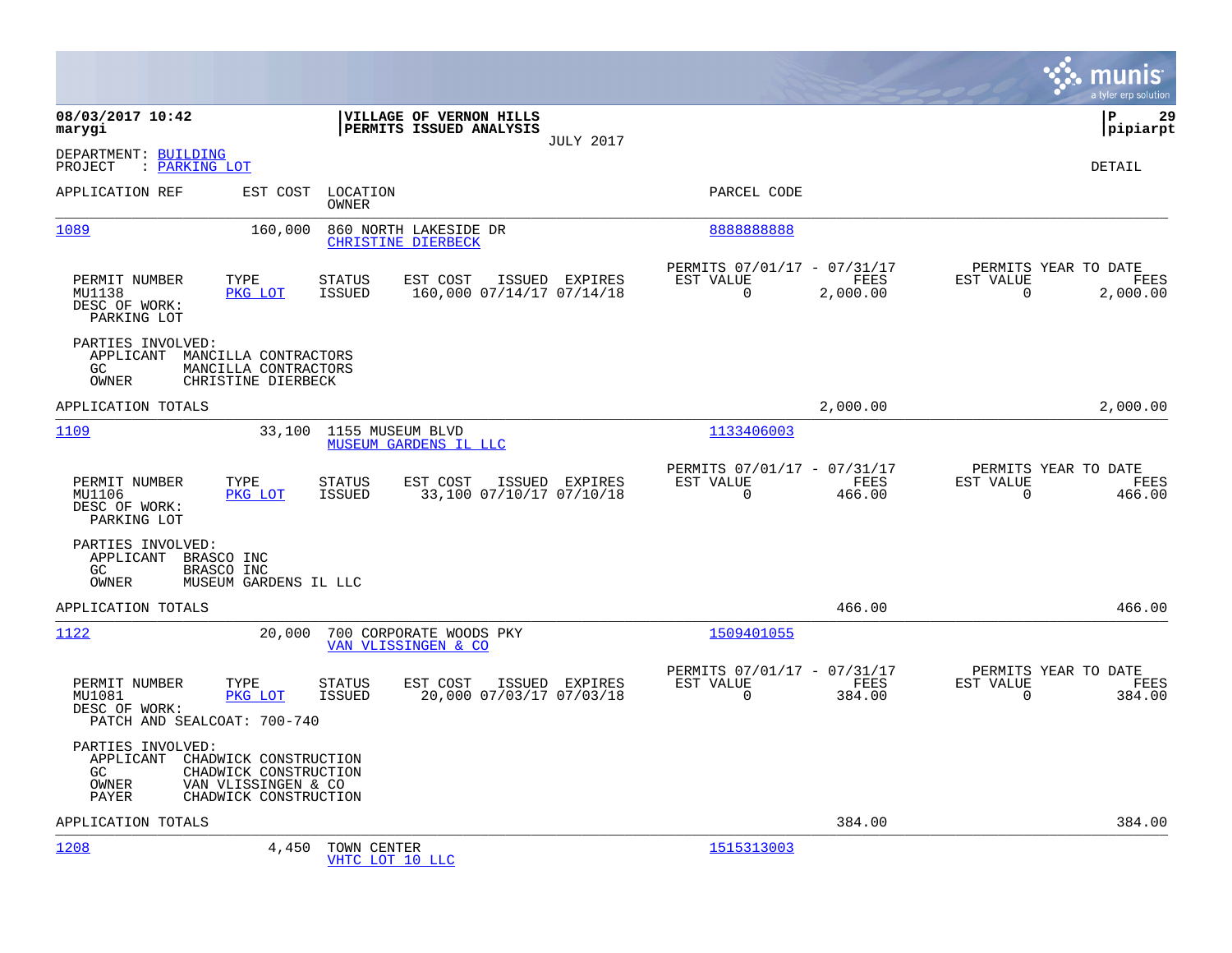**08/03/2017 10:42**
**marygi**

**VILLAGE OF VERNON HILLS**
**PERMITS ISSUED ANALYSIS**
JULY 2017

**P 29**
**pipiarpt**

DEPARTMENT: BUILDING
PROJECT : PARKING LOT

DETAIL

| APPLICATION REF | EST COST | LOCATION / OWNER | PARCEL CODE |
|---|---|---|---|
| 1089 | 160,000 | 860 NORTH LAKESIDE DR / CHRISTINE DIERBECK | 8888888888 |

| PERMIT NUMBER | TYPE | STATUS | EST COST | ISSUED | EXPIRES | PERMITS 07/01/17 - 07/31/17 EST VALUE | FEES | PERMITS YEAR TO DATE EST VALUE | FEES |
|---|---|---|---|---|---|---|---|---|---|
| MU1138 | PKG LOT | ISSUED | 160,000 | 07/14/17 | 07/14/18 | 0 | 2,000.00 | 0 | 2,000.00 |

DESC OF WORK:
PARKING LOT

PARTIES INVOLVED:
APPLICANT MANCILLA CONTRACTORS
GC MANCILLA CONTRACTORS
OWNER CHRISTINE DIERBECK

APPLICATION TOTALS: 2,000.00 | 2,000.00

| APPLICATION REF | EST COST | LOCATION / OWNER | PARCEL CODE |
|---|---|---|---|
| 1109 | 33,100 | 1155 MUSEUM BLVD / MUSEUM GARDENS IL LLC | 1133406003 |

| PERMIT NUMBER | TYPE | STATUS | EST COST | ISSUED | EXPIRES | PERMITS 07/01/17 - 07/31/17 EST VALUE | FEES | PERMITS YEAR TO DATE EST VALUE | FEES |
|---|---|---|---|---|---|---|---|---|---|
| MU1106 | PKG LOT | ISSUED | 33,100 | 07/10/17 | 07/10/18 | 0 | 466.00 | 0 | 466.00 |

DESC OF WORK:
PARKING LOT

PARTIES INVOLVED:
APPLICANT BRASCO INC
GC BRASCO INC
OWNER MUSEUM GARDENS IL LLC

APPLICATION TOTALS: 466.00 | 466.00

| APPLICATION REF | EST COST | LOCATION / OWNER | PARCEL CODE |
|---|---|---|---|
| 1122 | 20,000 | 700 CORPORATE WOODS PKY / VAN VLISSINGEN & CO | 1509401055 |

| PERMIT NUMBER | TYPE | STATUS | EST COST | ISSUED | EXPIRES | PERMITS 07/01/17 - 07/31/17 EST VALUE | FEES | PERMITS YEAR TO DATE EST VALUE | FEES |
|---|---|---|---|---|---|---|---|---|---|
| MU1081 | PKG LOT | ISSUED | 20,000 | 07/03/17 | 07/03/18 | 0 | 384.00 | 0 | 384.00 |

DESC OF WORK:
PATCH AND SEALCOAT: 700-740

PARTIES INVOLVED:
APPLICANT CHADWICK CONSTRUCTION
GC CHADWICK CONSTRUCTION
OWNER VAN VLISSINGEN & CO
PAYER CHADWICK CONSTRUCTION

APPLICATION TOTALS: 384.00 | 384.00

| APPLICATION REF | EST COST | LOCATION / OWNER | PARCEL CODE |
|---|---|---|---|
| 1208 | 4,450 | TOWN CENTER / VHTC LOT 10 LLC | 1515313003 |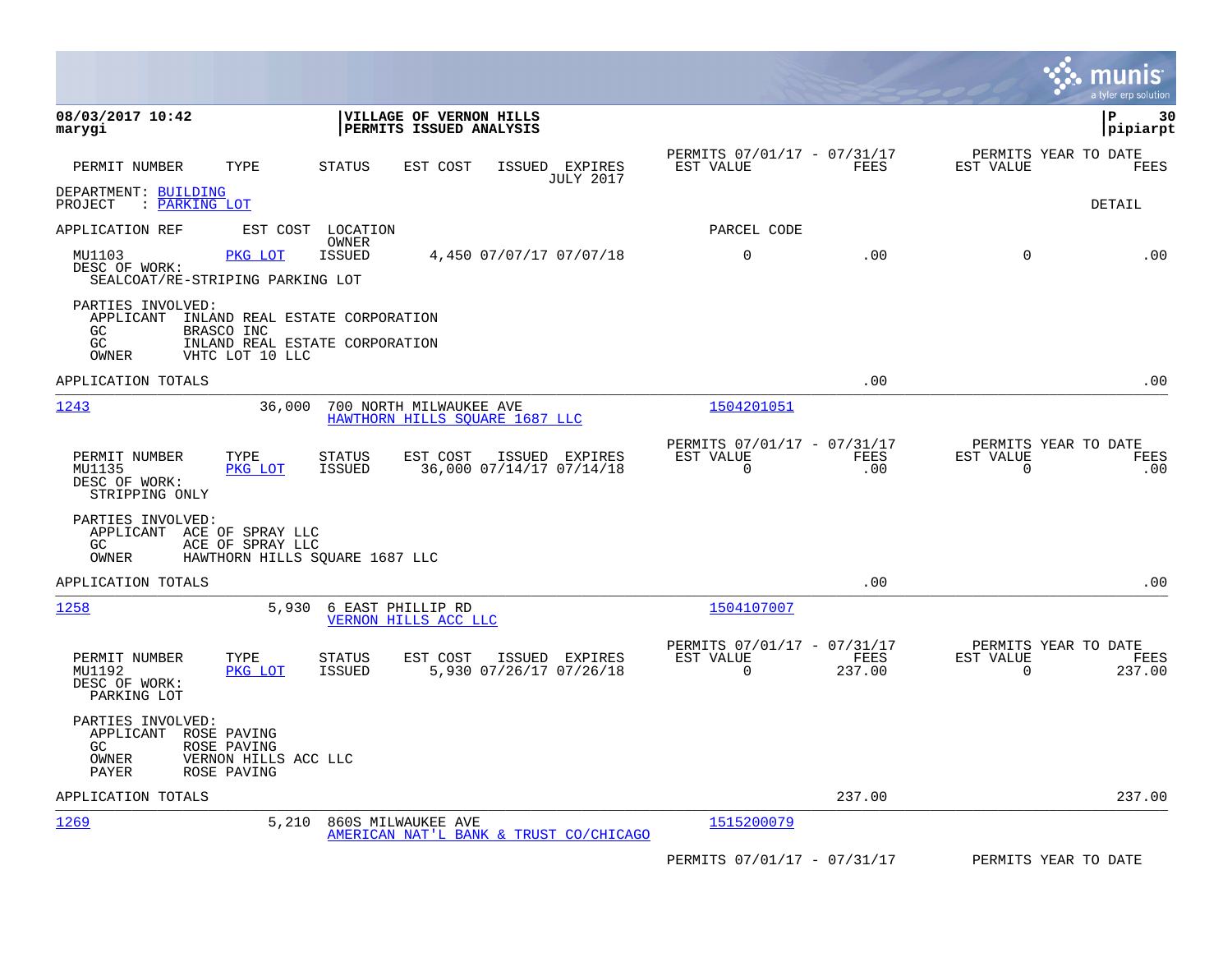08/03/2017 10:42 | VILLAGE OF VERNON HILLS | P 30
marygi | PERMITS ISSUED ANALYSIS | pipiarpt

| PERMIT NUMBER | TYPE | STATUS | EST COST | ISSUED | EXPIRES | PERMITS 07/01/17 - 07/31/17 EST VALUE | FEES | PERMITS YEAR TO DATE EST VALUE | FEES |
|---|---|---|---|---|---|---|---|---|---|
| | | | | | JULY 2017 | | | | |

DEPARTMENT: BUILDING
PROJECT : PARKING LOT

DETAIL

APPLICATION REF | EST COST | LOCATION / OWNER | PARCEL CODE

| PERMIT NUMBER | TYPE | STATUS | EST COST | ISSUED | EXPIRES | EST VALUE | FEES | YTD EST VALUE | YTD FEES |
|---|---|---|---|---|---|---|---|---|---|
| MU1103 | PKG LOT | ISSUED | 4,450 | 07/07/17 | 07/07/18 | 0 | .00 | 0 | .00 |

DESC OF WORK:
SEALCOAT/RE-STRIPING PARKING LOT

PARTIES INVOLVED:
- APPLICANT INLAND REAL ESTATE CORPORATION
- GC BRASCO INC
- GC INLAND REAL ESTATE CORPORATION
- OWNER VHTC LOT 10 LLC

APPLICATION TOTALS .00 .00

---

1243 | 36,000 | 700 NORTH MILWAUKEE AVE / HAWTHORN HILLS SQUARE 1687 LLC | 1504201051

| PERMIT NUMBER | TYPE | STATUS | EST COST | ISSUED | EXPIRES | EST VALUE | FEES | YTD EST VALUE | YTD FEES |
|---|---|---|---|---|---|---|---|---|---|
| MU1135 | PKG LOT | ISSUED | 36,000 | 07/14/17 | 07/14/18 | 0 | .00 | 0 | .00 |

DESC OF WORK:
STRIPPING ONLY

PARTIES INVOLVED:
- APPLICANT ACE OF SPRAY LLC
- GC ACE OF SPRAY LLC
- OWNER HAWTHORN HILLS SQUARE 1687 LLC

APPLICATION TOTALS .00 .00

---

1258 | 5,930 | 6 EAST PHILLIP RD / VERNON HILLS ACC LLC | 1504107007

| PERMIT NUMBER | TYPE | STATUS | EST COST | ISSUED | EXPIRES | EST VALUE | FEES | YTD EST VALUE | YTD FEES |
|---|---|---|---|---|---|---|---|---|---|
| MU1192 | PKG LOT | ISSUED | 5,930 | 07/26/17 | 07/26/18 | 0 | 237.00 | 0 | 237.00 |

DESC OF WORK:
PARKING LOT

PARTIES INVOLVED:
- APPLICANT ROSE PAVING
- GC ROSE PAVING
- OWNER VERNON HILLS ACC LLC
- PAYER ROSE PAVING

APPLICATION TOTALS 237.00 237.00

---

1269 | 5,210 | 860S MILWAUKEE AVE / AMERICAN NAT'L BANK & TRUST CO/CHICAGO | 1515200079

PERMITS 07/01/17 - 07/31/17 PERMITS YEAR TO DATE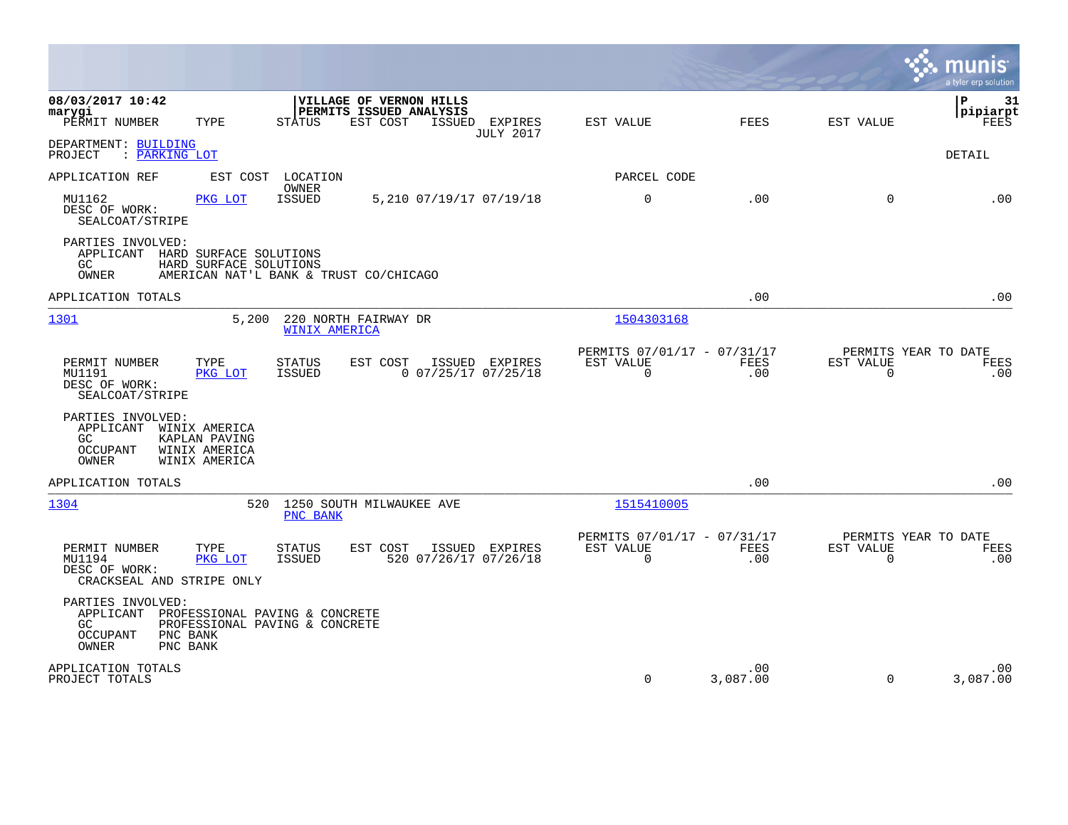**08/03/2017 10:42**
**marygi**

**VILLAGE OF VERNON HILLS**
**PERMITS ISSUED ANALYSIS**

**JULY 2017**

pipiarpt

DEPARTMENT: BUILDING
PROJECT : PARKING LOT

DETAIL

| PERMIT NUMBER | TYPE | STATUS | EST COST | ISSUED | EXPIRES | EST VALUE | FEES | EST VALUE | FEES |
|---|---|---|---|---|---|---|---|---|---|
| MU1162 | PKG LOT | ISSUED | 5,210 | 07/19/17 | 07/19/18 | 0 | .00 | 0 | .00 |

DESC OF WORK:
SEALCOAT/STRIPE

PARTIES INVOLVED:
- APPLICANT HARD SURFACE SOLUTIONS
- GC HARD SURFACE SOLUTIONS
- OWNER AMERICAN NAT'L BANK & TRUST CO/CHICAGO

APPLICATION TOTALS .00 .00

---

| APPLICATION REF | EST COST | LOCATION / OWNER | PARCEL CODE |
|---|---|---|---|
| 1301 | 5,200 | 220 NORTH FAIRWAY DR / WINIX AMERICA | 1504303168 |

| PERMIT NUMBER | TYPE | STATUS | EST COST | ISSUED | EXPIRES | PERMITS 07/01/17 - 07/31/17 EST VALUE | FEES | PERMITS YEAR TO DATE EST VALUE | FEES |
|---|---|---|---|---|---|---|---|---|---|
| MU1191 | PKG LOT | ISSUED | 0 | 07/25/17 | 07/25/18 | 0 | .00 | 0 | .00 |

DESC OF WORK:
SEALCOAT/STRIPE

PARTIES INVOLVED:
- APPLICANT WINIX AMERICA
- GC KAPLAN PAVING
- OCCUPANT WINIX AMERICA
- OWNER WINIX AMERICA

APPLICATION TOTALS .00 .00

---

| APPLICATION REF | EST COST | LOCATION / OWNER | PARCEL CODE |
|---|---|---|---|
| 1304 | 520 | 1250 SOUTH MILWAUKEE AVE / PNC BANK | 1515410005 |

| PERMIT NUMBER | TYPE | STATUS | EST COST | ISSUED | EXPIRES | PERMITS 07/01/17 - 07/31/17 EST VALUE | FEES | PERMITS YEAR TO DATE EST VALUE | FEES |
|---|---|---|---|---|---|---|---|---|---|
| MU1194 | PKG LOT | ISSUED | 520 | 07/26/17 | 07/26/18 | 0 | .00 | 0 | .00 |

DESC OF WORK:
CRACKSEAL AND STRIPE ONLY

PARTIES INVOLVED:
- APPLICANT PROFESSIONAL PAVING & CONCRETE
- GC PROFESSIONAL PAVING & CONCRETE
- OCCUPANT PNC BANK
- OWNER PNC BANK

| | EST VALUE | FEES | EST VALUE | FEES |
|---|---|---|---|---|
| APPLICATION TOTALS | | .00 | | .00 |
| PROJECT TOTALS | 0 | 3,087.00 | 0 | 3,087.00 |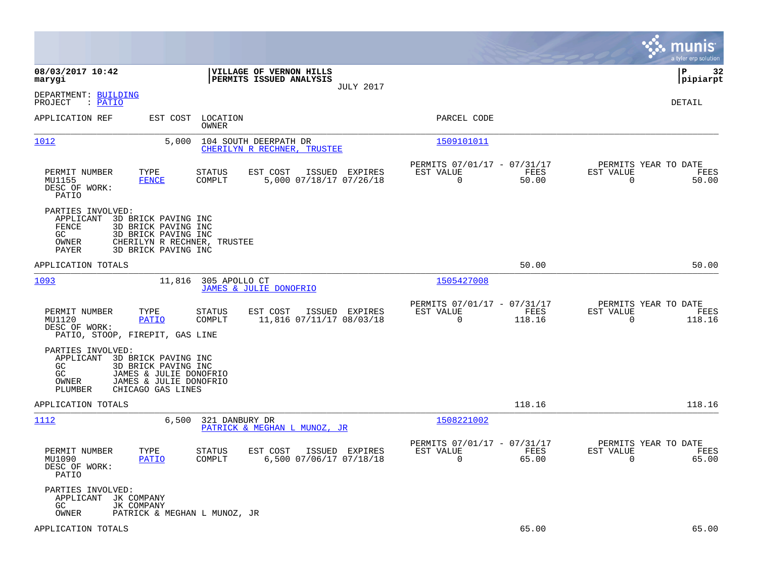**08/03/2017 10:42**
**marygi**

**VILLAGE OF VERNON HILLS**
**PERMITS ISSUED ANALYSIS**
JULY 2017

**P 32**
**pipiarpt**

DEPARTMENT: BUILDING
PROJECT : PATIO

DETAIL

| APPLICATION REF | EST COST | LOCATION / OWNER | PARCEL CODE |
|---|---|---|---|
| 1012 | 5,000 | 104 SOUTH DEERPATH DR / CHERILYN R RECHNER, TRUSTEE | 1509101011 |

| PERMIT NUMBER | TYPE | STATUS | EST COST | ISSUED | EXPIRES | PERMITS 07/01/17 - 07/31/17 EST VALUE | FEES | PERMITS YEAR TO DATE EST VALUE | FEES |
|---|---|---|---|---|---|---|---|---|---|
| MU1155 | FENCE | COMPLT | 5,000 | 07/18/17 | 07/26/18 | 0 | 50.00 | 0 | 50.00 |

DESC OF WORK:
PATIO

PARTIES INVOLVED:
- APPLICANT 3D BRICK PAVING INC
- FENCE 3D BRICK PAVING INC
- GC 3D BRICK PAVING INC
- OWNER CHERILYN R RECHNER, TRUSTEE
- PAYER 3D BRICK PAVING INC

APPLICATION TOTALS: 50.00 | 50.00

| APPLICATION REF | EST COST | LOCATION / OWNER | PARCEL CODE |
|---|---|---|---|
| 1093 | 11,816 | 305 APOLLO CT / JAMES & JULIE DONOFRIO | 1505427008 |

| PERMIT NUMBER | TYPE | STATUS | EST COST | ISSUED | EXPIRES | PERMITS 07/01/17 - 07/31/17 EST VALUE | FEES | PERMITS YEAR TO DATE EST VALUE | FEES |
|---|---|---|---|---|---|---|---|---|---|
| MU1120 | PATIO | COMPLT | 11,816 | 07/11/17 | 08/03/18 | 0 | 118.16 | 0 | 118.16 |

DESC OF WORK:
PATIO, STOOP, FIREPIT, GAS LINE

PARTIES INVOLVED:
- APPLICANT 3D BRICK PAVING INC
- GC 3D BRICK PAVING INC
- GC JAMES & JULIE DONOFRIO
- OWNER JAMES & JULIE DONOFRIO
- PLUMBER CHICAGO GAS LINES

APPLICATION TOTALS: 118.16 | 118.16

| APPLICATION REF | EST COST | LOCATION / OWNER | PARCEL CODE |
|---|---|---|---|
| 1112 | 6,500 | 321 DANBURY DR / PATRICK & MEGHAN L MUNOZ, JR | 1508221002 |

| PERMIT NUMBER | TYPE | STATUS | EST COST | ISSUED | EXPIRES | PERMITS 07/01/17 - 07/31/17 EST VALUE | FEES | PERMITS YEAR TO DATE EST VALUE | FEES |
|---|---|---|---|---|---|---|---|---|---|
| MU1090 | PATIO | COMPLT | 6,500 | 07/06/17 | 07/18/18 | 0 | 65.00 | 0 | 65.00 |

DESC OF WORK:
PATIO

PARTIES INVOLVED:
- APPLICANT JK COMPANY
- GC JK COMPANY
- OWNER PATRICK & MEGHAN L MUNOZ, JR

APPLICATION TOTALS: 65.00 | 65.00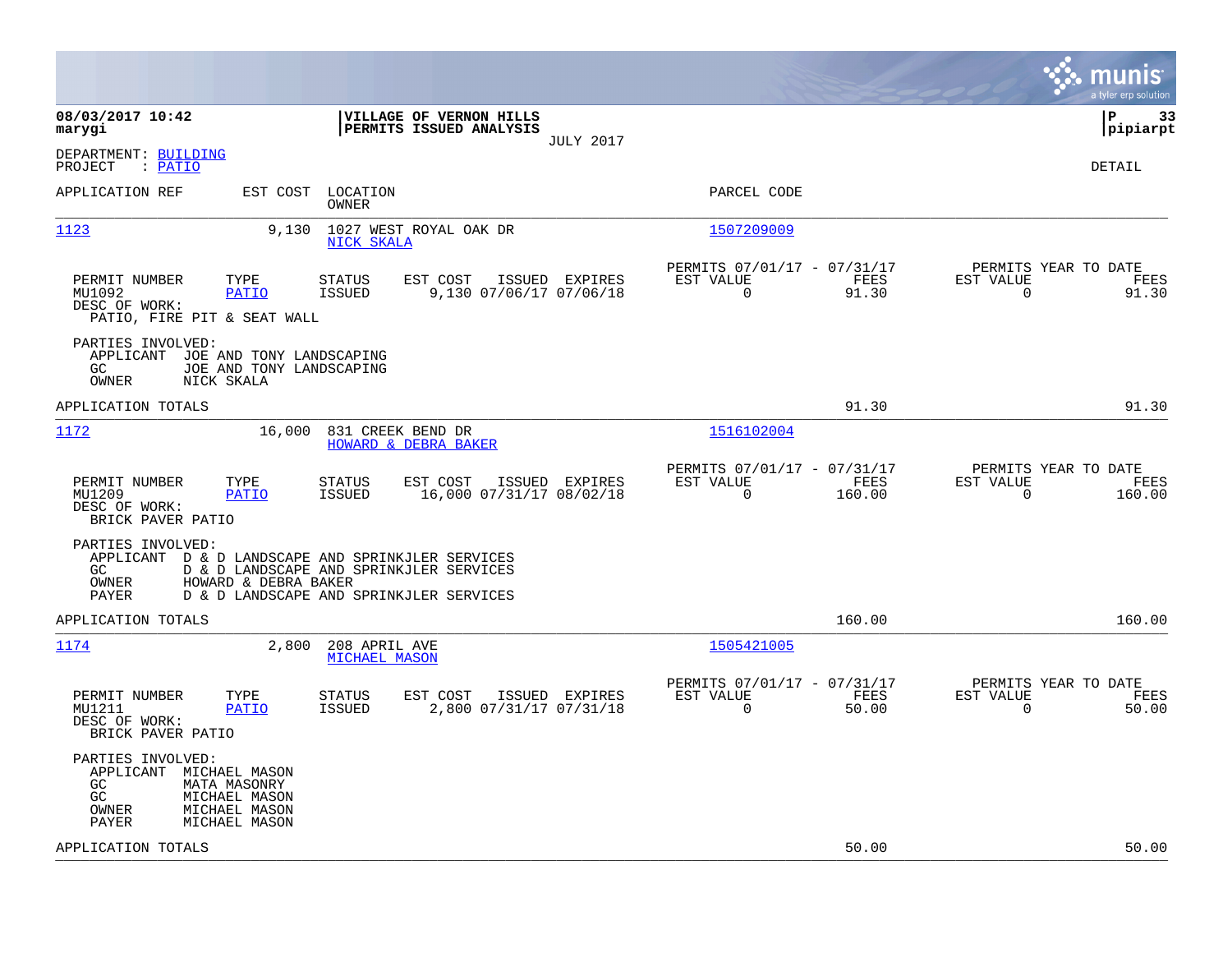**08/03/2017 10:42**
**marygi**

**VILLAGE OF VERNON HILLS**
**PERMITS ISSUED ANALYSIS**
JULY 2017

**P 33**
**pipiarpt**

DEPARTMENT: BUILDING
PROJECT : PATIO

DETAIL

| APPLICATION REF | EST COST | LOCATION / OWNER | PARCEL CODE |
|---|---|---|---|
| 1123 | 9,130 | 1027 WEST ROYAL OAK DR / NICK SKALA | 1507209009 |

| PERMIT NUMBER | TYPE | STATUS | EST COST | ISSUED | EXPIRES | PERMITS 07/01/17 - 07/31/17 EST VALUE | FEES | PERMITS YEAR TO DATE EST VALUE | FEES |
|---|---|---|---|---|---|---|---|---|---|
| MU1092 | PATIO | ISSUED | 9,130 | 07/06/17 | 07/06/18 | 0 | 91.30 | 0 | 91.30 |

DESC OF WORK:
PATIO, FIRE PIT & SEAT WALL

PARTIES INVOLVED:
APPLICANT JOE AND TONY LANDSCAPING
GC JOE AND TONY LANDSCAPING
OWNER NICK SKALA

APPLICATION TOTALS 91.30 91.30

| APPLICATION REF | EST COST | LOCATION / OWNER | PARCEL CODE |
|---|---|---|---|
| 1172 | 16,000 | 831 CREEK BEND DR / HOWARD & DEBRA BAKER | 1516102004 |

| PERMIT NUMBER | TYPE | STATUS | EST COST | ISSUED | EXPIRES | PERMITS 07/01/17 - 07/31/17 EST VALUE | FEES | PERMITS YEAR TO DATE EST VALUE | FEES |
|---|---|---|---|---|---|---|---|---|---|
| MU1209 | PATIO | ISSUED | 16,000 | 07/31/17 | 08/02/18 | 0 | 160.00 | 0 | 160.00 |

DESC OF WORK:
BRICK PAVER PATIO

PARTIES INVOLVED:
APPLICANT D & D LANDSCAPE AND SPRINKJLER SERVICES
GC D & D LANDSCAPE AND SPRINKJLER SERVICES
OWNER HOWARD & DEBRA BAKER
PAYER D & D LANDSCAPE AND SPRINKJLER SERVICES

APPLICATION TOTALS 160.00 160.00

| APPLICATION REF | EST COST | LOCATION / OWNER | PARCEL CODE |
|---|---|---|---|
| 1174 | 2,800 | 208 APRIL AVE / MICHAEL MASON | 1505421005 |

| PERMIT NUMBER | TYPE | STATUS | EST COST | ISSUED | EXPIRES | PERMITS 07/01/17 - 07/31/17 EST VALUE | FEES | PERMITS YEAR TO DATE EST VALUE | FEES |
|---|---|---|---|---|---|---|---|---|---|
| MU1211 | PATIO | ISSUED | 2,800 | 07/31/17 | 07/31/18 | 0 | 50.00 | 0 | 50.00 |

DESC OF WORK:
BRICK PAVER PATIO

PARTIES INVOLVED:
APPLICANT MICHAEL MASON
GC MATA MASONRY
GC MICHAEL MASON
OWNER MICHAEL MASON
PAYER MICHAEL MASON

APPLICATION TOTALS 50.00 50.00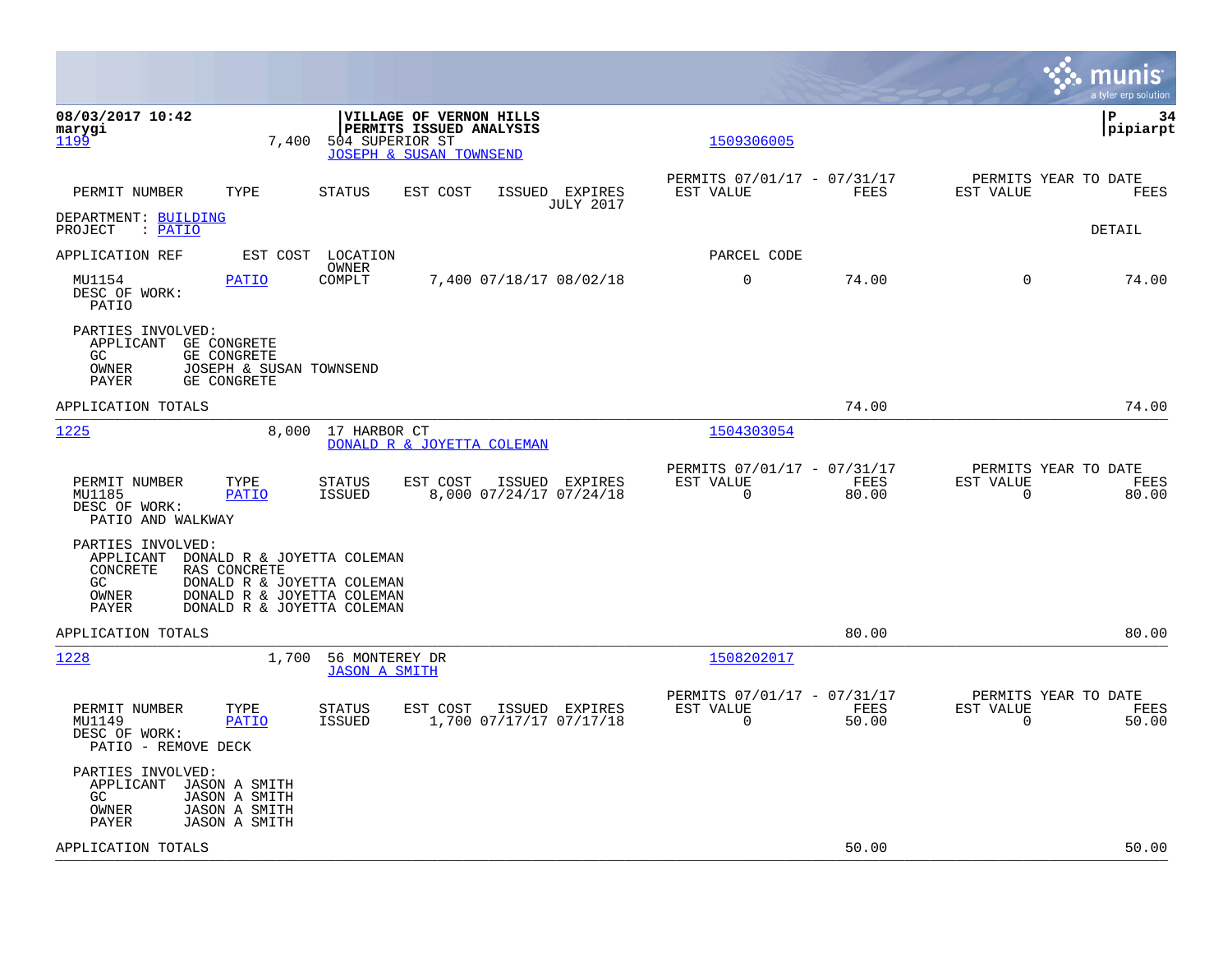08/03/2017 10:42 marygi | VILLAGE OF VERNON HILLS PERMITS ISSUED ANALYSIS | P 34 pipiarpt

**1199** 7,400 504 SUPERIOR ST — JOSEPH & SUSAN TOWNSEND — 1509306005

| PERMIT NUMBER | TYPE | STATUS | EST COST | ISSUED | EXPIRES | PERMITS 07/01/17 - 07/31/17 EST VALUE | FEES | PERMITS YEAR TO DATE EST VALUE | FEES |
|---|---|---|---|---|---|---|---|---|---|

JULY 2017

DEPARTMENT: BUILDING
PROJECT : PATIO — DETAIL

| APPLICATION REF | EST COST | LOCATION / OWNER | | | | PARCEL CODE | | | |
|---|---|---|---|---|---|---|---|---|---|
| MU1154 | PATIO | COMPLT | 7,400 | 07/18/17 | 08/02/18 | 0 | 74.00 | 0 | 74.00 |

DESC OF WORK:
PATIO

PARTIES INVOLVED:
- APPLICANT GE CONGRETE
- GC GE CONGRETE
- OWNER JOSEPH & SUSAN TOWNSEND
- PAYER GE CONGRETE

APPLICATION TOTALS — 74.00 — 74.00

---

**1225** 8,000 17 HARBOR CT — DONALD R & JOYETTA COLEMAN — 1504303054

| PERMIT NUMBER | TYPE | STATUS | EST COST | ISSUED | EXPIRES | PERMITS 07/01/17 - 07/31/17 EST VALUE | FEES | PERMITS YEAR TO DATE EST VALUE | FEES |
|---|---|---|---|---|---|---|---|---|---|
| MU1185 | PATIO | ISSUED | 8,000 | 07/24/17 | 07/24/18 | 0 | 80.00 | 0 | 80.00 |

DESC OF WORK:
PATIO AND WALKWAY

PARTIES INVOLVED:
- APPLICANT DONALD R & JOYETTA COLEMAN
- CONCRETE RAS CONCRETE
- GC DONALD R & JOYETTA COLEMAN
- OWNER DONALD R & JOYETTA COLEMAN
- PAYER DONALD R & JOYETTA COLEMAN

APPLICATION TOTALS — 80.00 — 80.00

---

**1228** 1,700 56 MONTEREY DR — JASON A SMITH — 1508202017

| PERMIT NUMBER | TYPE | STATUS | EST COST | ISSUED | EXPIRES | PERMITS 07/01/17 - 07/31/17 EST VALUE | FEES | PERMITS YEAR TO DATE EST VALUE | FEES |
|---|---|---|---|---|---|---|---|---|---|
| MU1149 | PATIO | ISSUED | 1,700 | 07/17/17 | 07/17/18 | 0 | 50.00 | 0 | 50.00 |

DESC OF WORK:
PATIO - REMOVE DECK

PARTIES INVOLVED:
- APPLICANT JASON A SMITH
- GC JASON A SMITH
- OWNER JASON A SMITH
- PAYER JASON A SMITH

APPLICATION TOTALS — 50.00 — 50.00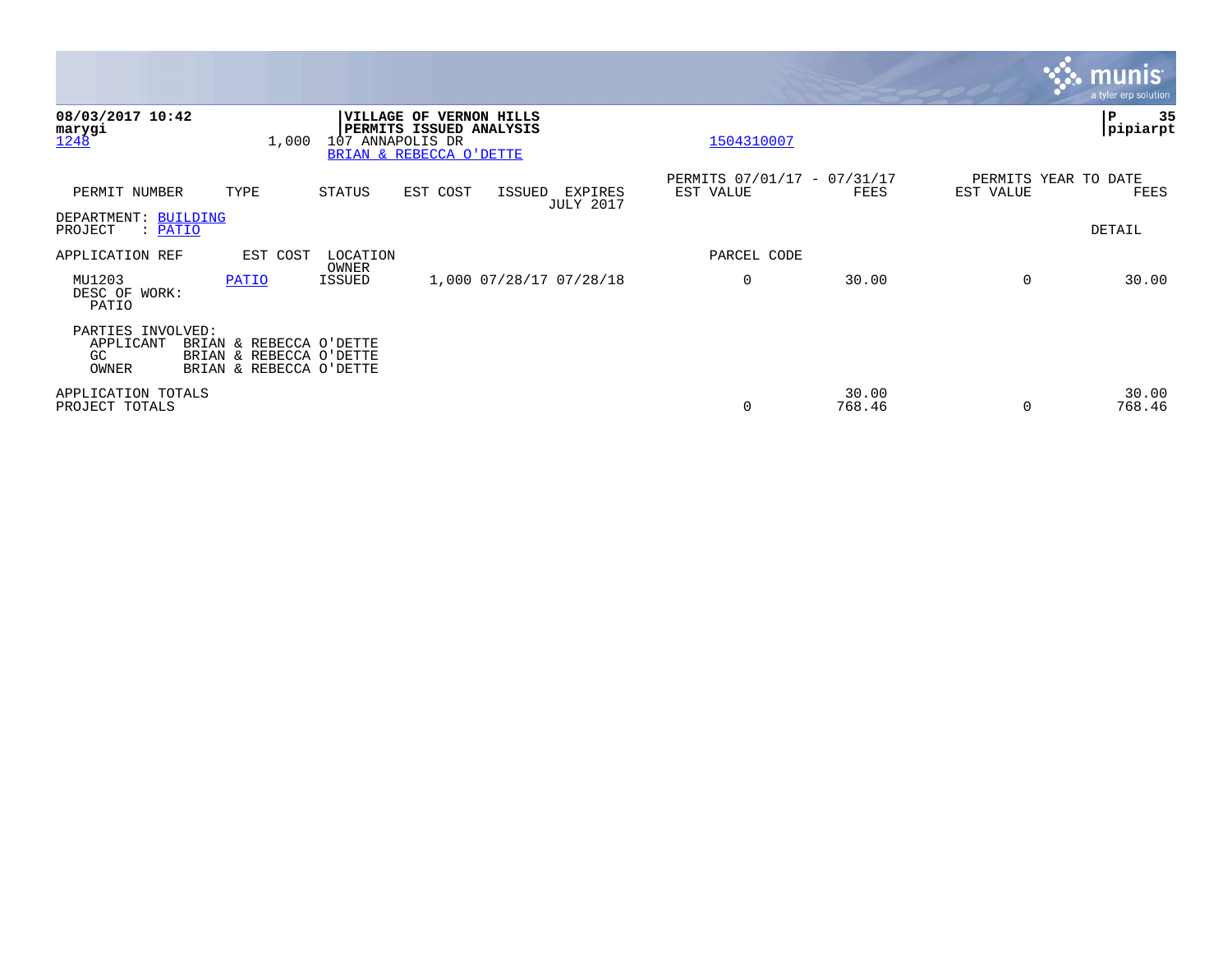08/03/2017 10:42
marygi
1248 1,000 107 ANNAPOLIS DR
BRIAN & REBECCA O'DETTE

**VILLAGE OF VERNON HILLS**
**PERMITS ISSUED ANALYSIS**

1504310007

pipiarpt

| PERMIT NUMBER | TYPE | STATUS | EST COST | ISSUED | EXPIRES JULY 2017 | PERMITS 07/01/17 - 07/31/17 EST VALUE | FEES | PERMITS YEAR TO DATE EST VALUE | FEES |
|---|---|---|---|---|---|---|---|---|---|

DEPARTMENT: BUILDING
PROJECT : PATIO

DETAIL

| APPLICATION REF | EST COST | LOCATION OWNER | | | | PARCEL CODE | | | |
|---|---|---|---|---|---|---|---|---|---|
| MU1203 | PATIO | ISSUED | 1,000 | 07/28/17 | 07/28/18 | 0 | 30.00 | 0 | 30.00 |

DESC OF WORK:
PATIO

PARTIES INVOLVED:
APPLICANT BRIAN & REBECCA O'DETTE
GC BRIAN & REBECCA O'DETTE
OWNER BRIAN & REBECCA O'DETTE

| | EST VALUE | FEES | EST VALUE | FEES |
|---|---|---|---|---|
| APPLICATION TOTALS | | 30.00 | | 30.00 |
| PROJECT TOTALS | 0 | 768.46 | 0 | 768.46 |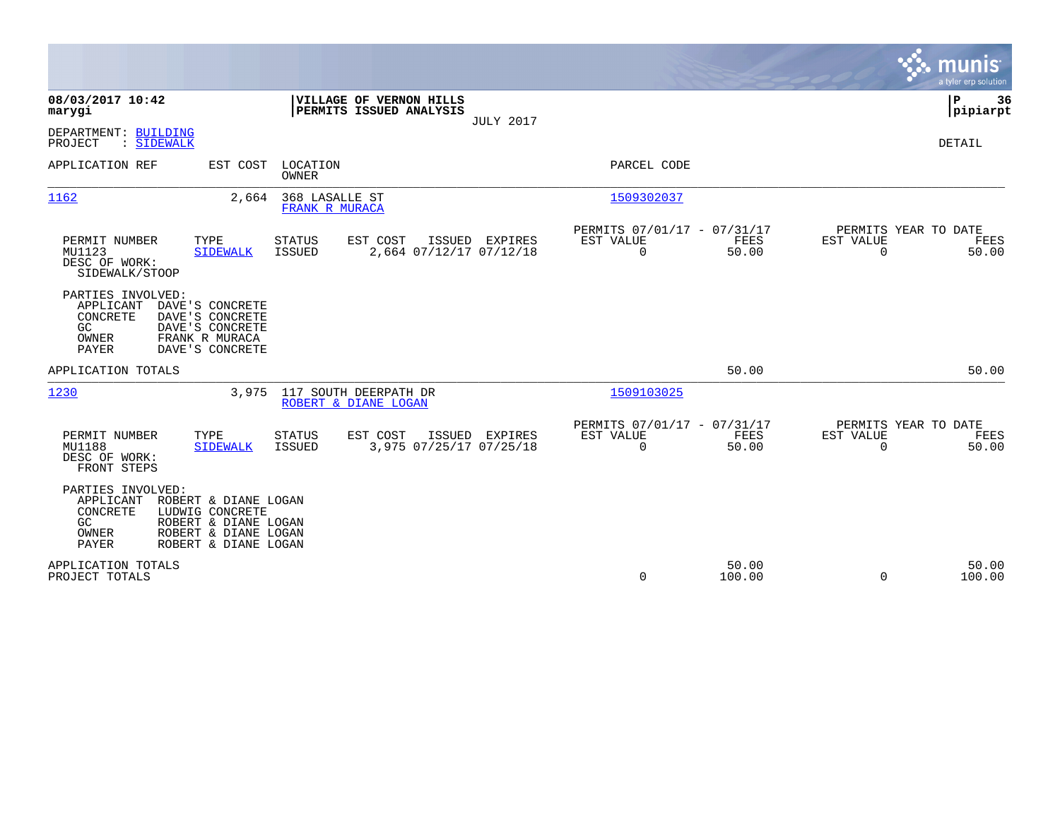**08/03/2017 10:42**
**marygi**

**VILLAGE OF VERNON HILLS**
**PERMITS ISSUED ANALYSIS**
JULY 2017

**P 36**
**pipiarpt**

DEPARTMENT: BUILDING
PROJECT : SIDEWALK

DETAIL

| APPLICATION REF | EST COST | LOCATION / OWNER | PARCEL CODE |
|---|---|---|---|
| 1162 | 2,664 | 368 LASALLE ST / FRANK R MURACA | 1509302037 |

| PERMIT NUMBER | TYPE | STATUS | EST COST | ISSUED | EXPIRES | PERMITS 07/01/17 - 07/31/17 EST VALUE | FEES | PERMITS YEAR TO DATE EST VALUE | FEES |
|---|---|---|---|---|---|---|---|---|---|
| MU1123 | SIDEWALK | ISSUED | 2,664 | 07/12/17 | 07/12/18 | 0 | 50.00 | 0 | 50.00 |

DESC OF WORK:
SIDEWALK/STOOP

PARTIES INVOLVED:

| | |
|---|---|
| APPLICANT | DAVE'S CONCRETE |
| CONCRETE | DAVE'S CONCRETE |
| GC | DAVE'S CONCRETE |
| OWNER | FRANK R MURACA |
| PAYER | DAVE'S CONCRETE |

APPLICATION TOTALS: 50.00 | 50.00

| APPLICATION REF | EST COST | LOCATION / OWNER | PARCEL CODE |
|---|---|---|---|
| 1230 | 3,975 | 117 SOUTH DEERPATH DR / ROBERT & DIANE LOGAN | 1509103025 |

| PERMIT NUMBER | TYPE | STATUS | EST COST | ISSUED | EXPIRES | PERMITS 07/01/17 - 07/31/17 EST VALUE | FEES | PERMITS YEAR TO DATE EST VALUE | FEES |
|---|---|---|---|---|---|---|---|---|---|
| MU1188 | SIDEWALK | ISSUED | 3,975 | 07/25/17 | 07/25/18 | 0 | 50.00 | 0 | 50.00 |

DESC OF WORK:
FRONT STEPS

PARTIES INVOLVED:

| | |
|---|---|
| APPLICANT | ROBERT & DIANE LOGAN |
| CONCRETE | LUDWIG CONCRETE |
| GC | ROBERT & DIANE LOGAN |
| OWNER | ROBERT & DIANE LOGAN |
| PAYER | ROBERT & DIANE LOGAN |

| | EST VALUE | FEES | YTD EST VALUE | YTD FEES |
|---|---|---|---|---|
| APPLICATION TOTALS | | 50.00 | | 50.00 |
| PROJECT TOTALS | 0 | 100.00 | 0 | 100.00 |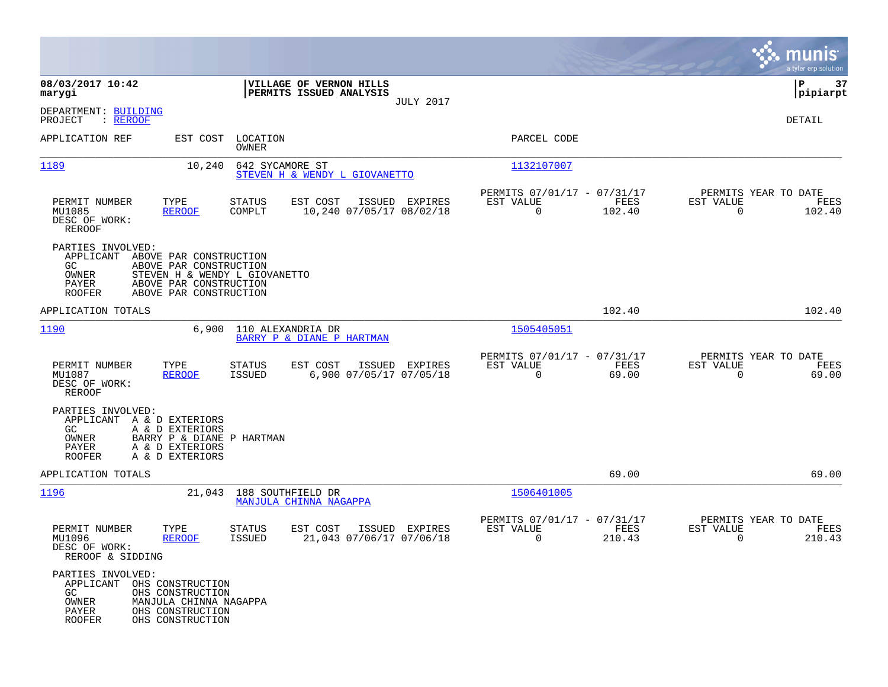**08/03/2017 10:42**
**marygi**

**VILLAGE OF VERNON HILLS**
**PERMITS ISSUED ANALYSIS**
JULY 2017

**P 37**
**pipiarpt**

DEPARTMENT: BUILDING
PROJECT : REROOF

DETAIL

| APPLICATION REF | EST COST | LOCATION / OWNER | PARCEL CODE |
|---|---|---|---|
| 1189 | 10,240 | 642 SYCAMORE ST / STEVEN H & WENDY L GIOVANETTO | 1132107007 |

| PERMIT NUMBER | TYPE | STATUS | EST COST | ISSUED | EXPIRES | PERMITS 07/01/17 - 07/31/17 EST VALUE | FEES | PERMITS YEAR TO DATE EST VALUE | FEES |
|---|---|---|---|---|---|---|---|---|---|
| MU1085 | REROOF | COMPLT | 10,240 | 07/05/17 | 08/02/18 | 0 | 102.40 | 0 | 102.40 |

DESC OF WORK:
REROOF

PARTIES INVOLVED:
- APPLICANT ABOVE PAR CONSTRUCTION
- GC ABOVE PAR CONSTRUCTION
- OWNER STEVEN H & WENDY L GIOVANETTO
- PAYER ABOVE PAR CONSTRUCTION
- ROOFER ABOVE PAR CONSTRUCTION

APPLICATION TOTALS: 102.40 | 102.40

| APPLICATION REF | EST COST | LOCATION / OWNER | PARCEL CODE |
|---|---|---|---|
| 1190 | 6,900 | 110 ALEXANDRIA DR / BARRY P & DIANE P HARTMAN | 1505405051 |

| PERMIT NUMBER | TYPE | STATUS | EST COST | ISSUED | EXPIRES | PERMITS 07/01/17 - 07/31/17 EST VALUE | FEES | PERMITS YEAR TO DATE EST VALUE | FEES |
|---|---|---|---|---|---|---|---|---|---|
| MU1087 | REROOF | ISSUED | 6,900 | 07/05/17 | 07/05/18 | 0 | 69.00 | 0 | 69.00 |

DESC OF WORK:
REROOF

PARTIES INVOLVED:
- APPLICANT A & D EXTERIORS
- GC A & D EXTERIORS
- OWNER BARRY P & DIANE P HARTMAN
- PAYER A & D EXTERIORS
- ROOFER A & D EXTERIORS

APPLICATION TOTALS: 69.00 | 69.00

| APPLICATION REF | EST COST | LOCATION / OWNER | PARCEL CODE |
|---|---|---|---|
| 1196 | 21,043 | 188 SOUTHFIELD DR / MANJULA CHINNA NAGAPPA | 1506401005 |

| PERMIT NUMBER | TYPE | STATUS | EST COST | ISSUED | EXPIRES | PERMITS 07/01/17 - 07/31/17 EST VALUE | FEES | PERMITS YEAR TO DATE EST VALUE | FEES |
|---|---|---|---|---|---|---|---|---|---|
| MU1096 | REROOF | ISSUED | 21,043 | 07/06/17 | 07/06/18 | 0 | 210.43 | 0 | 210.43 |

DESC OF WORK:
REROOF & SIDDING

PARTIES INVOLVED:
- APPLICANT OHS CONSTRUCTION
- GC OHS CONSTRUCTION
- OWNER MANJULA CHINNA NAGAPPA
- PAYER OHS CONSTRUCTION
- ROOFER OHS CONSTRUCTION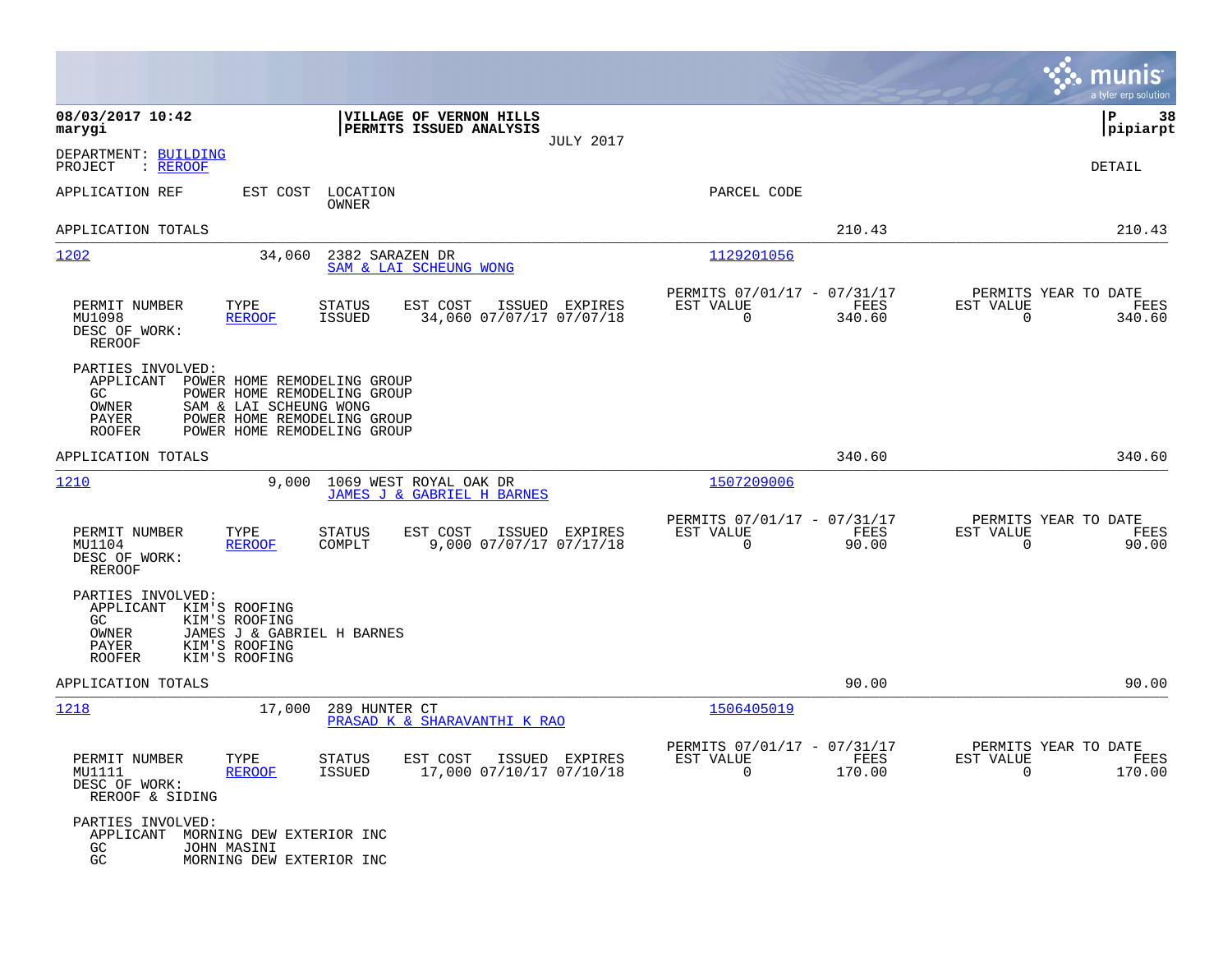**08/03/2017 10:42**
**marygi**

**VILLAGE OF VERNON HILLS**
**PERMITS ISSUED ANALYSIS**
JULY 2017

**P 38**
**pipiarpt**

DEPARTMENT: BUILDING
PROJECT : REROOF

DETAIL

| APPLICATION REF | EST COST | LOCATION / OWNER | PARCEL CODE | | |
|---|---|---|---|---|---|
| APPLICATION TOTALS | | | | 210.43 | 210.43 |

---

**1202** — EST COST 34,060 — 2382 SARAZEN DR — SAM & LAI SCHEUNG WONG — PARCEL CODE 1129201056

| PERMIT NUMBER | TYPE | STATUS | EST COST | ISSUED | EXPIRES | PERMITS 07/01/17 - 07/31/17 EST VALUE | FEES | PERMITS YEAR TO DATE EST VALUE | FEES |
|---|---|---|---|---|---|---|---|---|---|
| MU1098 | REROOF | ISSUED | 34,060 | 07/07/17 | 07/07/18 | 0 | 340.60 | 0 | 340.60 |

DESC OF WORK:
REROOF

PARTIES INVOLVED:
- APPLICANT POWER HOME REMODELING GROUP
- GC POWER HOME REMODELING GROUP
- OWNER SAM & LAI SCHEUNG WONG
- PAYER POWER HOME REMODELING GROUP
- ROOFER POWER HOME REMODELING GROUP

APPLICATION TOTALS 340.60 340.60

---

**1210** — EST COST 9,000 — 1069 WEST ROYAL OAK DR — JAMES J & GABRIEL H BARNES — PARCEL CODE 1507209006

| PERMIT NUMBER | TYPE | STATUS | EST COST | ISSUED | EXPIRES | PERMITS 07/01/17 - 07/31/17 EST VALUE | FEES | PERMITS YEAR TO DATE EST VALUE | FEES |
|---|---|---|---|---|---|---|---|---|---|
| MU1104 | REROOF | COMPLT | 9,000 | 07/07/17 | 07/17/18 | 0 | 90.00 | 0 | 90.00 |

DESC OF WORK:
REROOF

PARTIES INVOLVED:
- APPLICANT KIM'S ROOFING
- GC KIM'S ROOFING
- OWNER JAMES J & GABRIEL H BARNES
- PAYER KIM'S ROOFING
- ROOFER KIM'S ROOFING

APPLICATION TOTALS 90.00 90.00

---

**1218** — EST COST 17,000 — 289 HUNTER CT — PRASAD K & SHARAVANTHI K RAO — PARCEL CODE 1506405019

| PERMIT NUMBER | TYPE | STATUS | EST COST | ISSUED | EXPIRES | PERMITS 07/01/17 - 07/31/17 EST VALUE | FEES | PERMITS YEAR TO DATE EST VALUE | FEES |
|---|---|---|---|---|---|---|---|---|---|
| MU1111 | REROOF | ISSUED | 17,000 | 07/10/17 | 07/10/18 | 0 | 170.00 | 0 | 170.00 |

DESC OF WORK:
REROOF & SIDING

PARTIES INVOLVED:
- APPLICANT MORNING DEW EXTERIOR INC
- GC JOHN MASINI
- GC MORNING DEW EXTERIOR INC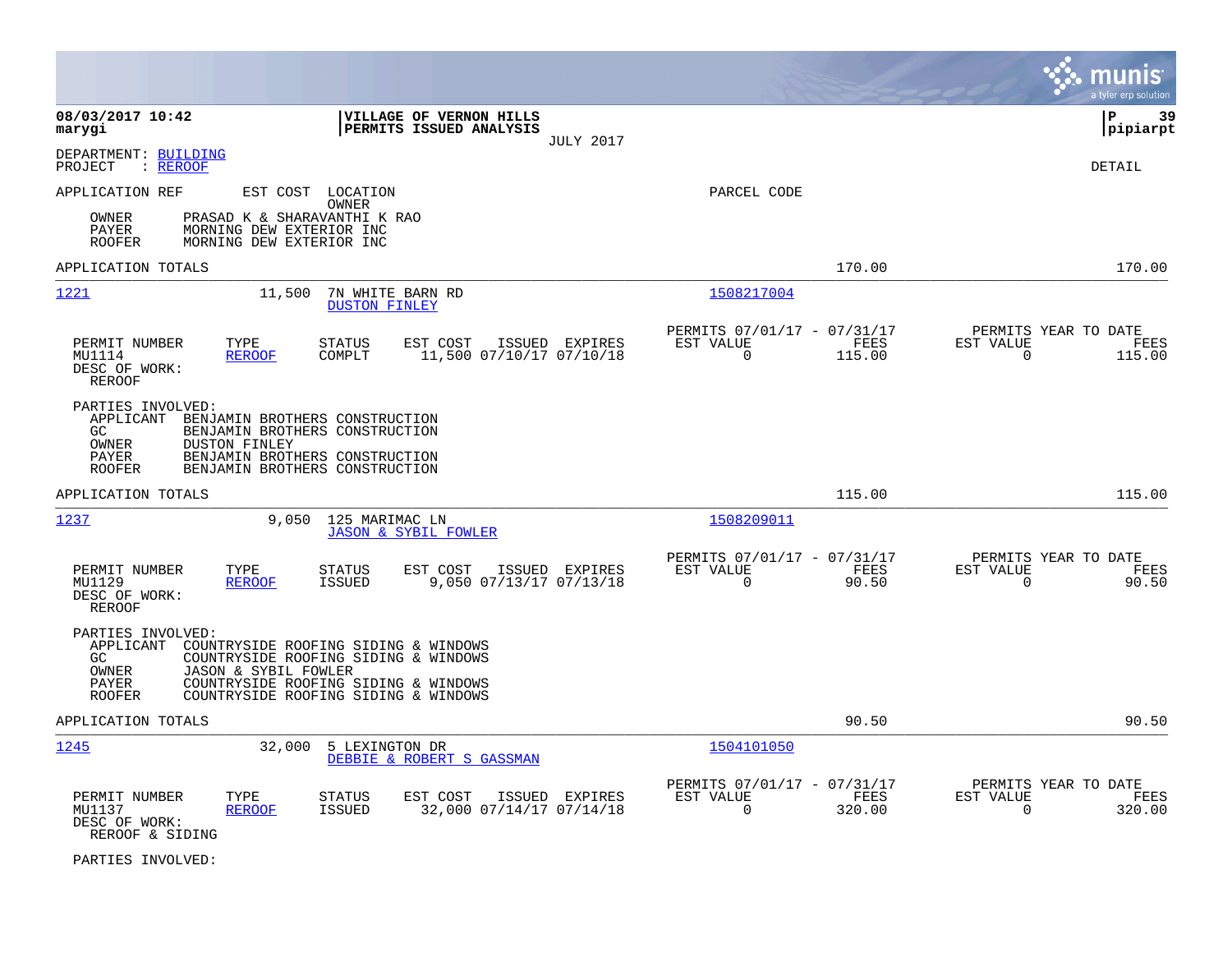**08/03/2017 10:42**
**marygi**

**VILLAGE OF VERNON HILLS**
**PERMITS ISSUED ANALYSIS**
JULY 2017

**P 39**
**pipiarpt**

DEPARTMENT: BUILDING
PROJECT : REROOF

DETAIL

APPLICATION REF | EST COST | LOCATION / OWNER | PARCEL CODE

OWNER PRASAD K & SHARAVANTHI K RAO
PAYER MORNING DEW EXTERIOR INC
ROOFER MORNING DEW EXTERIOR INC

APPLICATION TOTALS 170.00 170.00

---

**1221** 11,500 7N WHITE BARN RD — DUSTON FINLEY — 1508217004

| PERMIT NUMBER | TYPE | STATUS | EST COST | ISSUED | EXPIRES | PERMITS 07/01/17 - 07/31/17 EST VALUE | FEES | PERMITS YEAR TO DATE EST VALUE | FEES |
|---|---|---|---|---|---|---|---|---|---|
| MU1114 | REROOF | COMPLT | 11,500 | 07/10/17 | 07/10/18 | 0 | 115.00 | 0 | 115.00 |

DESC OF WORK:
REROOF

PARTIES INVOLVED:
APPLICANT BENJAMIN BROTHERS CONSTRUCTION
GC BENJAMIN BROTHERS CONSTRUCTION
OWNER DUSTON FINLEY
PAYER BENJAMIN BROTHERS CONSTRUCTION
ROOFER BENJAMIN BROTHERS CONSTRUCTION

APPLICATION TOTALS 115.00 115.00

---

**1237** 9,050 125 MARIMAC LN — JASON & SYBIL FOWLER — 1508209011

| PERMIT NUMBER | TYPE | STATUS | EST COST | ISSUED | EXPIRES | PERMITS 07/01/17 - 07/31/17 EST VALUE | FEES | PERMITS YEAR TO DATE EST VALUE | FEES |
|---|---|---|---|---|---|---|---|---|---|
| MU1129 | REROOF | ISSUED | 9,050 | 07/13/17 | 07/13/18 | 0 | 90.50 | 0 | 90.50 |

DESC OF WORK:
REROOF

PARTIES INVOLVED:
APPLICANT COUNTRYSIDE ROOFING SIDING & WINDOWS
GC COUNTRYSIDE ROOFING SIDING & WINDOWS
OWNER JASON & SYBIL FOWLER
PAYER COUNTRYSIDE ROOFING SIDING & WINDOWS
ROOFER COUNTRYSIDE ROOFING SIDING & WINDOWS

APPLICATION TOTALS 90.50 90.50

---

**1245** 32,000 5 LEXINGTON DR — DEBBIE & ROBERT S GASSMAN — 1504101050

| PERMIT NUMBER | TYPE | STATUS | EST COST | ISSUED | EXPIRES | PERMITS 07/01/17 - 07/31/17 EST VALUE | FEES | PERMITS YEAR TO DATE EST VALUE | FEES |
|---|---|---|---|---|---|---|---|---|---|
| MU1137 | REROOF | ISSUED | 32,000 | 07/14/17 | 07/14/18 | 0 | 320.00 | 0 | 320.00 |

DESC OF WORK:
REROOF & SIDING

PARTIES INVOLVED: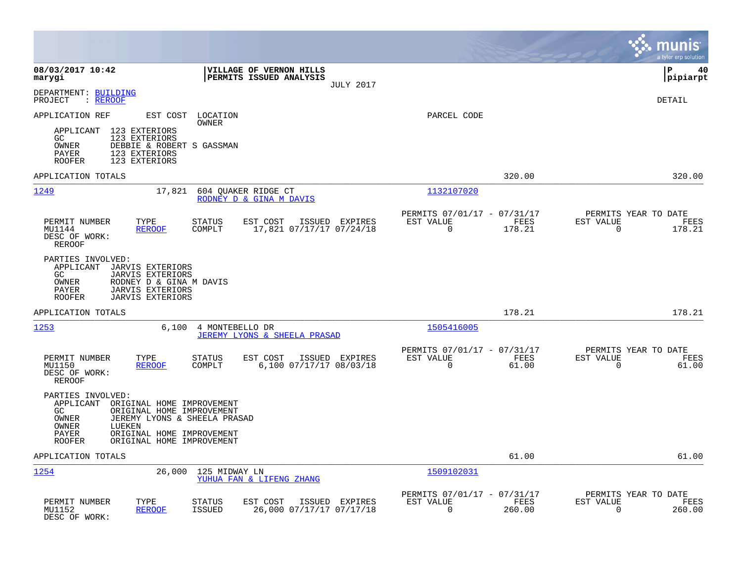08/03/2017 10:42 | VILLAGE OF VERNON HILLS | P 40
marygi | PERMITS ISSUED ANALYSIS | pipiarpt
JULY 2017

DEPARTMENT: BUILDING
PROJECT : REROOF

DETAIL

APPLICATION REF | EST COST | LOCATION / OWNER | PARCEL CODE

APPLICANT 123 EXTERIORS
GC 123 EXTERIORS
OWNER DEBBIE & ROBERT S GASSMAN
PAYER 123 EXTERIORS
ROOFER 123 EXTERIORS

APPLICATION TOTALS 320.00 320.00

---

**1249** | 17,821 | 604 QUAKER RIDGE CT | 1132107020
RODNEY D & GINA M DAVIS

| PERMIT NUMBER | TYPE | STATUS | EST COST | ISSUED | EXPIRES | PERMITS 07/01/17 - 07/31/17 EST VALUE | FEES | PERMITS YEAR TO DATE EST VALUE | FEES |
|---|---|---|---|---|---|---|---|---|---|
| MU1144 | REROOF | COMPLT | 17,821 | 07/17/17 | 07/24/18 | 0 | 178.21 | 0 | 178.21 |

DESC OF WORK:
REROOF

PARTIES INVOLVED:
APPLICANT JARVIS EXTERIORS
GC JARVIS EXTERIORS
OWNER RODNEY D & GINA M DAVIS
PAYER JARVIS EXTERIORS
ROOFER JARVIS EXTERIORS

APPLICATION TOTALS 178.21 178.21

---

**1253** | 6,100 | 4 MONTEBELLO DR | 1505416005
JEREMY LYONS & SHEELA PRASAD

| PERMIT NUMBER | TYPE | STATUS | EST COST | ISSUED | EXPIRES | PERMITS 07/01/17 - 07/31/17 EST VALUE | FEES | PERMITS YEAR TO DATE EST VALUE | FEES |
|---|---|---|---|---|---|---|---|---|---|
| MU1150 | REROOF | COMPLT | 6,100 | 07/17/17 | 08/03/18 | 0 | 61.00 | 0 | 61.00 |

DESC OF WORK:
REROOF

PARTIES INVOLVED:
APPLICANT ORIGINAL HOME IMPROVEMENT
GC ORIGINAL HOME IMPROVEMENT
OWNER JEREMY LYONS & SHEELA PRASAD
OWNER LUEKEN
PAYER ORIGINAL HOME IMPROVEMENT
ROOFER ORIGINAL HOME IMPROVEMENT

APPLICATION TOTALS 61.00 61.00

---

**1254** | 26,000 | 125 MIDWAY LN | 1509102031
YUHUA FAN & LIFENG ZHANG

| PERMIT NUMBER | TYPE | STATUS | EST COST | ISSUED | EXPIRES | PERMITS 07/01/17 - 07/31/17 EST VALUE | FEES | PERMITS YEAR TO DATE EST VALUE | FEES |
|---|---|---|---|---|---|---|---|---|---|
| MU1152 | REROOF | ISSUED | 26,000 | 07/17/17 | 07/17/18 | 0 | 260.00 | 0 | 260.00 |

DESC OF WORK: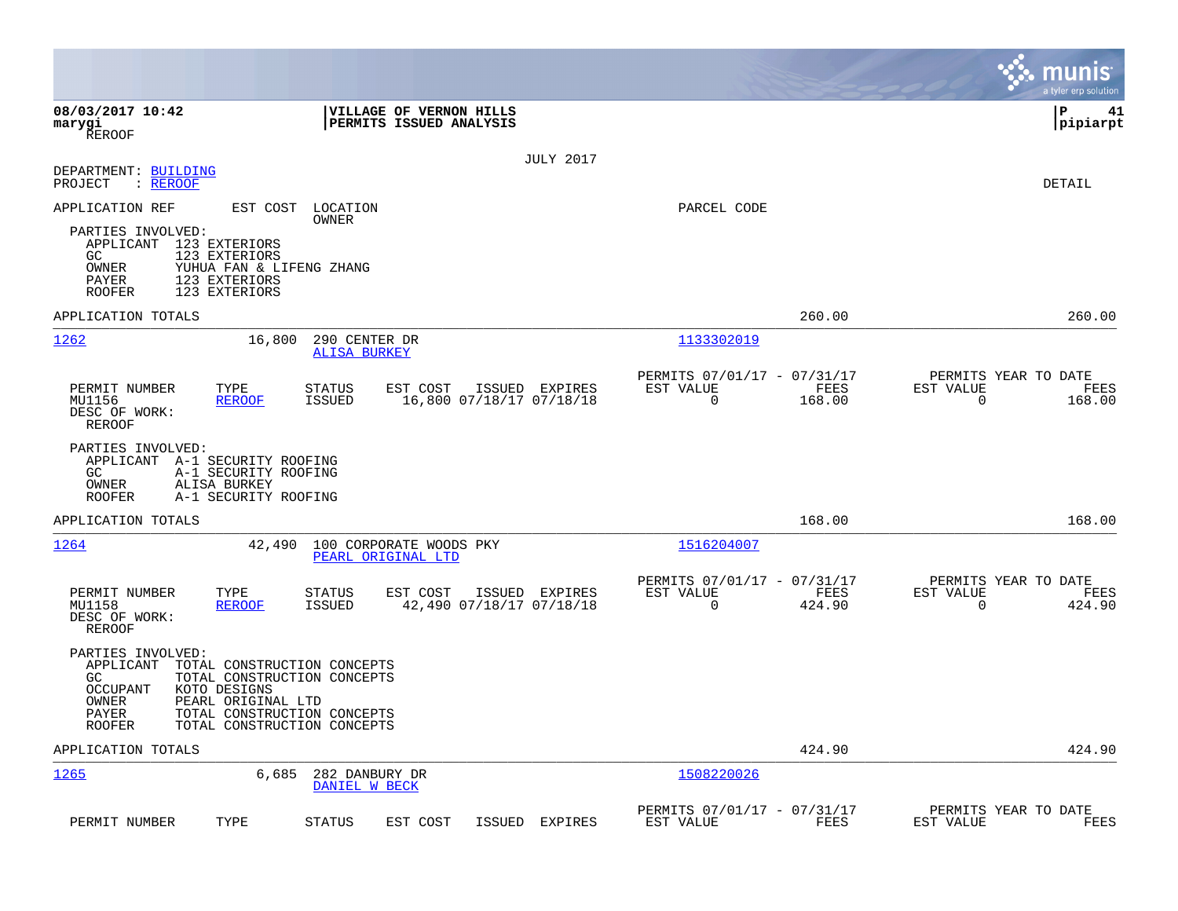08/03/2017 10:42
marygi
REROOF

**VILLAGE OF VERNON HILLS**
**PERMITS ISSUED ANALYSIS**

P 41
pipiarpt

JULY 2017

DEPARTMENT: BUILDING
PROJECT : REROOF

DETAIL

APPLICATION REF | EST COST | LOCATION / OWNER | PARCEL CODE

PARTIES INVOLVED:
- APPLICANT 123 EXTERIORS
- GC 123 EXTERIORS
- OWNER YUHUA FAN & LIFENG ZHANG
- PAYER 123 EXTERIORS
- ROOFER 123 EXTERIORS

APPLICATION TOTALS: 260.00 | 260.00

---

**1262** | 16,800 | 290 CENTER DR / ALISA BURKEY | 1133302019

| PERMIT NUMBER | TYPE | STATUS | EST COST | ISSUED | EXPIRES | PERMITS 07/01/17 - 07/31/17 EST VALUE | FEES | PERMITS YEAR TO DATE EST VALUE | FEES |
|---|---|---|---|---|---|---|---|---|---|
| MU1156 | REROOF | ISSUED | 16,800 | 07/18/17 | 07/18/18 | 0 | 168.00 | 0 | 168.00 |

DESC OF WORK:
REROOF

PARTIES INVOLVED:
- APPLICANT A-1 SECURITY ROOFING
- GC A-1 SECURITY ROOFING
- OWNER ALISA BURKEY
- ROOFER A-1 SECURITY ROOFING

APPLICATION TOTALS: 168.00 | 168.00

---

**1264** | 42,490 | 100 CORPORATE WOODS PKY / PEARL ORIGINAL LTD | 1516204007

| PERMIT NUMBER | TYPE | STATUS | EST COST | ISSUED | EXPIRES | PERMITS 07/01/17 - 07/31/17 EST VALUE | FEES | PERMITS YEAR TO DATE EST VALUE | FEES |
|---|---|---|---|---|---|---|---|---|---|
| MU1158 | REROOF | ISSUED | 42,490 | 07/18/17 | 07/18/18 | 0 | 424.90 | 0 | 424.90 |

DESC OF WORK:
REROOF

PARTIES INVOLVED:
- APPLICANT TOTAL CONSTRUCTION CONCEPTS
- GC TOTAL CONSTRUCTION CONCEPTS
- OCCUPANT KOTO DESIGNS
- OWNER PEARL ORIGINAL LTD
- PAYER TOTAL CONSTRUCTION CONCEPTS
- ROOFER TOTAL CONSTRUCTION CONCEPTS

APPLICATION TOTALS: 424.90 | 424.90

---

**1265** | 6,685 | 282 DANBURY DR / DANIEL W BECK | 1508220026

| PERMIT NUMBER | TYPE | STATUS | EST COST | ISSUED | EXPIRES | PERMITS 07/01/17 - 07/31/17 EST VALUE | FEES | PERMITS YEAR TO DATE EST VALUE | FEES |
|---|---|---|---|---|---|---|---|---|---|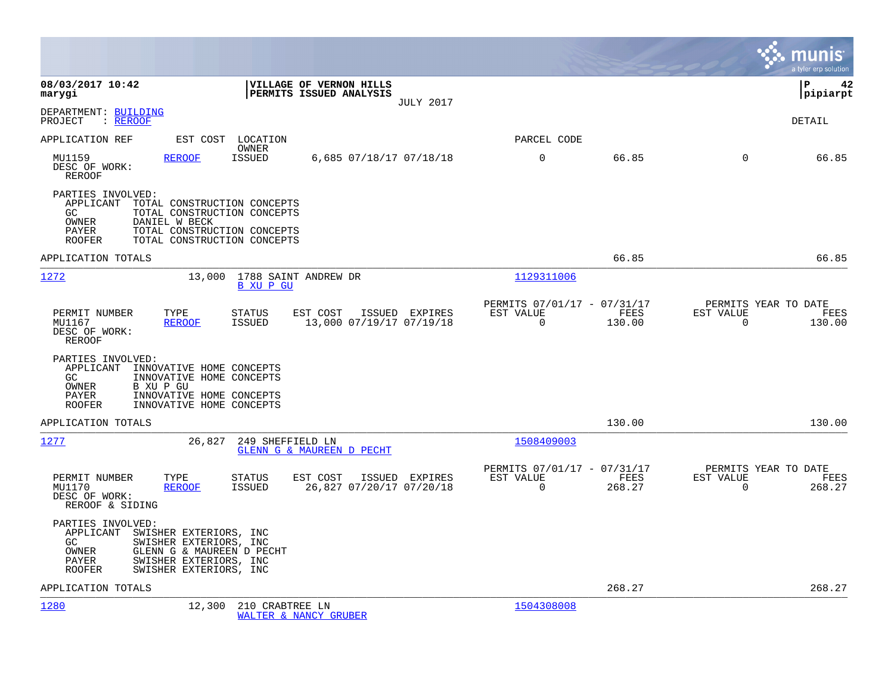**08/03/2017 10:42**
**marygi**

**VILLAGE OF VERNON HILLS**
**PERMITS ISSUED ANALYSIS**
JULY 2017

**P 42**
**pipiarpt**

DEPARTMENT: BUILDING
PROJECT : REROOF

DETAIL

| APPLICATION REF | EST COST | LOCATION / OWNER | | PARCEL CODE | | | |
|---|---|---|---|---|---|---|---|
| MU1159 | REROOF | ISSUED | 6,685 07/18/17 07/18/18 | 0 | 66.85 | 0 | 66.85 |

DESC OF WORK:
REROOF

PARTIES INVOLVED:
- APPLICANT TOTAL CONSTRUCTION CONCEPTS
- GC TOTAL CONSTRUCTION CONCEPTS
- OWNER DANIEL W BECK
- PAYER TOTAL CONSTRUCTION CONCEPTS
- ROOFER TOTAL CONSTRUCTION CONCEPTS

APPLICATION TOTALS: 66.85 | 66.85

---

**1272** — 13,000 — 1788 SAINT ANDREW DR — B XU P GU — Parcel 1129311006

| PERMIT NUMBER | TYPE | STATUS | EST COST | ISSUED | EXPIRES | PERMITS 07/01/17 - 07/31/17 EST VALUE | FEES | PERMITS YEAR TO DATE EST VALUE | FEES |
|---|---|---|---|---|---|---|---|---|---|
| MU1167 | REROOF | ISSUED | 13,000 | 07/19/17 | 07/19/18 | 0 | 130.00 | 0 | 130.00 |

DESC OF WORK:
REROOF

PARTIES INVOLVED:
- APPLICANT INNOVATIVE HOME CONCEPTS
- GC INNOVATIVE HOME CONCEPTS
- OWNER B XU P GU
- PAYER INNOVATIVE HOME CONCEPTS
- ROOFER INNOVATIVE HOME CONCEPTS

APPLICATION TOTALS: 130.00 | 130.00

---

**1277** — 26,827 — 249 SHEFFIELD LN — GLENN G & MAUREEN D PECHT — Parcel 1508409003

| PERMIT NUMBER | TYPE | STATUS | EST COST | ISSUED | EXPIRES | PERMITS 07/01/17 - 07/31/17 EST VALUE | FEES | PERMITS YEAR TO DATE EST VALUE | FEES |
|---|---|---|---|---|---|---|---|---|---|
| MU1170 | REROOF | ISSUED | 26,827 | 07/20/17 | 07/20/18 | 0 | 268.27 | 0 | 268.27 |

DESC OF WORK:
REROOF & SIDING

PARTIES INVOLVED:
- APPLICANT SWISHER EXTERIORS, INC
- GC SWISHER EXTERIORS, INC
- OWNER GLENN G & MAUREEN D PECHT
- PAYER SWISHER EXTERIORS, INC
- ROOFER SWISHER EXTERIORS, INC

APPLICATION TOTALS: 268.27 | 268.27

---

**1280** — 12,300 — 210 CRABTREE LN — WALTER & NANCY GRUBER — Parcel 1504308008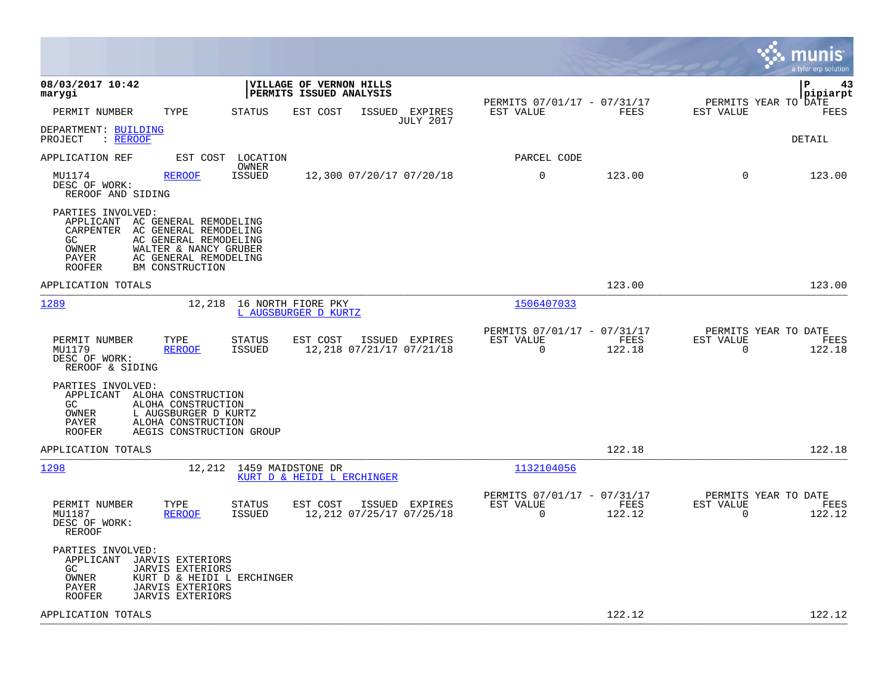08/03/2017 10:42
marygi

**VILLAGE OF VERNON HILLS**
**PERMITS ISSUED ANALYSIS**

P 43
pipiarpt

| PERMIT NUMBER | TYPE | STATUS | EST COST | ISSUED | EXPIRES | PERMITS 07/01/17 - 07/31/17 EST VALUE | FEES | PERMITS YEAR TO DATE EST VALUE | FEES |
|---|---|---|---|---|---|---|---|---|---|

JULY 2017

DEPARTMENT: BUILDING
PROJECT : REROOF

DETAIL

APPLICATION REF | EST COST | LOCATION / OWNER | PARCEL CODE

| PERMIT NUMBER | TYPE | STATUS | EST COST | ISSUED | EXPIRES | EST VALUE | FEES | EST VALUE | FEES |
|---|---|---|---|---|---|---|---|---|---|
| MU1174 | REROOF | ISSUED | 12,300 | 07/20/17 | 07/20/18 | 0 | 123.00 | 0 | 123.00 |

DESC OF WORK:
REROOF AND SIDING

PARTIES INVOLVED:
APPLICANT AC GENERAL REMODELING
CARPENTER AC GENERAL REMODELING
GC AC GENERAL REMODELING
OWNER WALTER & NANCY GRUBER
PAYER AC GENERAL REMODELING
ROOFER BM CONSTRUCTION

APPLICATION TOTALS 123.00 123.00

---

1289 | 12,218 | 16 NORTH FIORE PKY / L AUGSBURGER D KURTZ | 1506407033

| PERMIT NUMBER | TYPE | STATUS | EST COST | ISSUED | EXPIRES | PERMITS 07/01/17 - 07/31/17 EST VALUE | FEES | PERMITS YEAR TO DATE EST VALUE | FEES |
|---|---|---|---|---|---|---|---|---|---|
| MU1179 | REROOF | ISSUED | 12,218 | 07/21/17 | 07/21/18 | 0 | 122.18 | 0 | 122.18 |

DESC OF WORK:
REROOF & SIDING

PARTIES INVOLVED:
APPLICANT ALOHA CONSTRUCTION
GC ALOHA CONSTRUCTION
OWNER L AUGSBURGER D KURTZ
PAYER ALOHA CONSTRUCTION
ROOFER AEGIS CONSTRUCTION GROUP

APPLICATION TOTALS 122.18 122.18

---

1298 | 12,212 | 1459 MAIDSTONE DR / KURT D & HEIDI L ERCHINGER | 1132104056

| PERMIT NUMBER | TYPE | STATUS | EST COST | ISSUED | EXPIRES | PERMITS 07/01/17 - 07/31/17 EST VALUE | FEES | PERMITS YEAR TO DATE EST VALUE | FEES |
|---|---|---|---|---|---|---|---|---|---|
| MU1187 | REROOF | ISSUED | 12,212 | 07/25/17 | 07/25/18 | 0 | 122.12 | 0 | 122.12 |

DESC OF WORK:
REROOF

PARTIES INVOLVED:
APPLICANT JARVIS EXTERIORS
GC JARVIS EXTERIORS
OWNER KURT D & HEIDI L ERCHINGER
PAYER JARVIS EXTERIORS
ROOFER JARVIS EXTERIORS

APPLICATION TOTALS 122.12 122.12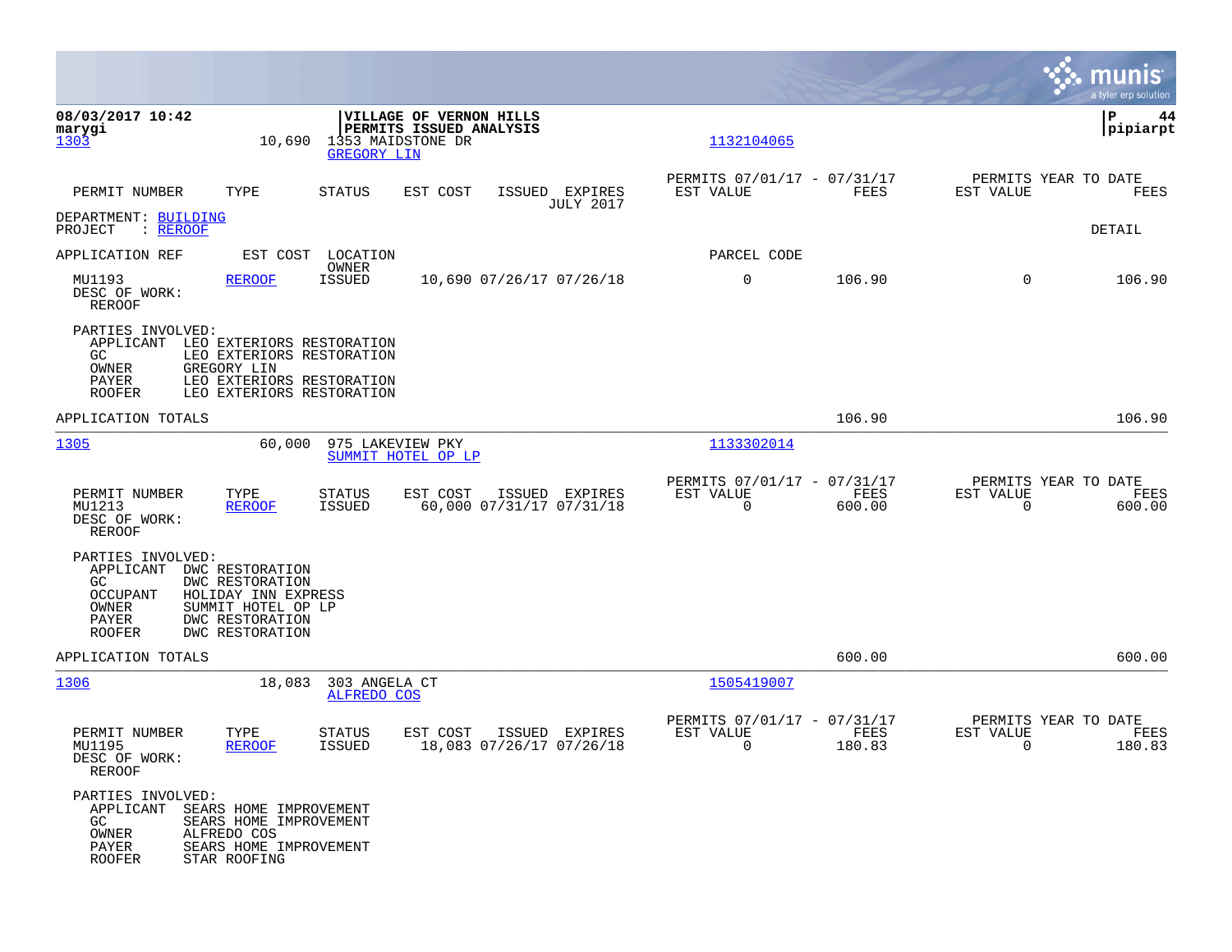**VILLAGE OF VERNON HILLS**
**PERMITS ISSUED ANALYSIS**

**08/03/2017 10:42**
**marygi**

**P 44**
**pipiarpt**

1303 | 10,690 | 1353 MAIDSTONE DR | GREGORY LIN | 1132104065

| PERMIT NUMBER | TYPE | STATUS | EST COST | ISSUED | EXPIRES | PERMITS 07/01/17 - 07/31/17 EST VALUE | FEES | PERMITS YEAR TO DATE EST VALUE | FEES |
|---|---|---|---|---|---|---|---|---|---|
| | | | | JULY 2017 | | | | | |

DEPARTMENT: BUILDING
PROJECT : REROOF

DETAIL

| APPLICATION REF | EST COST | LOCATION OWNER | | | PARCEL CODE | | | |
|---|---|---|---|---|---|---|---|---|
| MU1193 | REROOF | ISSUED | 10,690 | 07/26/17 07/26/18 | 0 | 106.90 | 0 | 106.90 |

DESC OF WORK:
REROOF

PARTIES INVOLVED:
- APPLICANT LEO EXTERIORS RESTORATION
- GC LEO EXTERIORS RESTORATION
- OWNER GREGORY LIN
- PAYER LEO EXTERIORS RESTORATION
- ROOFER LEO EXTERIORS RESTORATION

APPLICATION TOTALS 106.90 106.90

---

1305 | 60,000 | 975 LAKEVIEW PKY | SUMMIT HOTEL OP LP | 1133302014

| PERMIT NUMBER | TYPE | STATUS | EST COST | ISSUED | EXPIRES | PERMITS 07/01/17 - 07/31/17 EST VALUE | FEES | PERMITS YEAR TO DATE EST VALUE | FEES |
|---|---|---|---|---|---|---|---|---|---|
| MU1213 | REROOF | ISSUED | 60,000 | 07/31/17 | 07/31/18 | 0 | 600.00 | 0 | 600.00 |

DESC OF WORK:
REROOF

PARTIES INVOLVED:
- APPLICANT DWC RESTORATION
- GC DWC RESTORATION
- OCCUPANT HOLIDAY INN EXPRESS
- OWNER SUMMIT HOTEL OP LP
- PAYER DWC RESTORATION
- ROOFER DWC RESTORATION

APPLICATION TOTALS 600.00 600.00

---

1306 | 18,083 | 303 ANGELA CT | ALFREDO COS | 1505419007

| PERMIT NUMBER | TYPE | STATUS | EST COST | ISSUED | EXPIRES | PERMITS 07/01/17 - 07/31/17 EST VALUE | FEES | PERMITS YEAR TO DATE EST VALUE | FEES |
|---|---|---|---|---|---|---|---|---|---|
| MU1195 | REROOF | ISSUED | 18,083 | 07/26/17 | 07/26/18 | 0 | 180.83 | 0 | 180.83 |

DESC OF WORK:
REROOF

PARTIES INVOLVED:
- APPLICANT SEARS HOME IMPROVEMENT
- GC SEARS HOME IMPROVEMENT
- OWNER ALFREDO COS
- PAYER SEARS HOME IMPROVEMENT
- ROOFER STAR ROOFING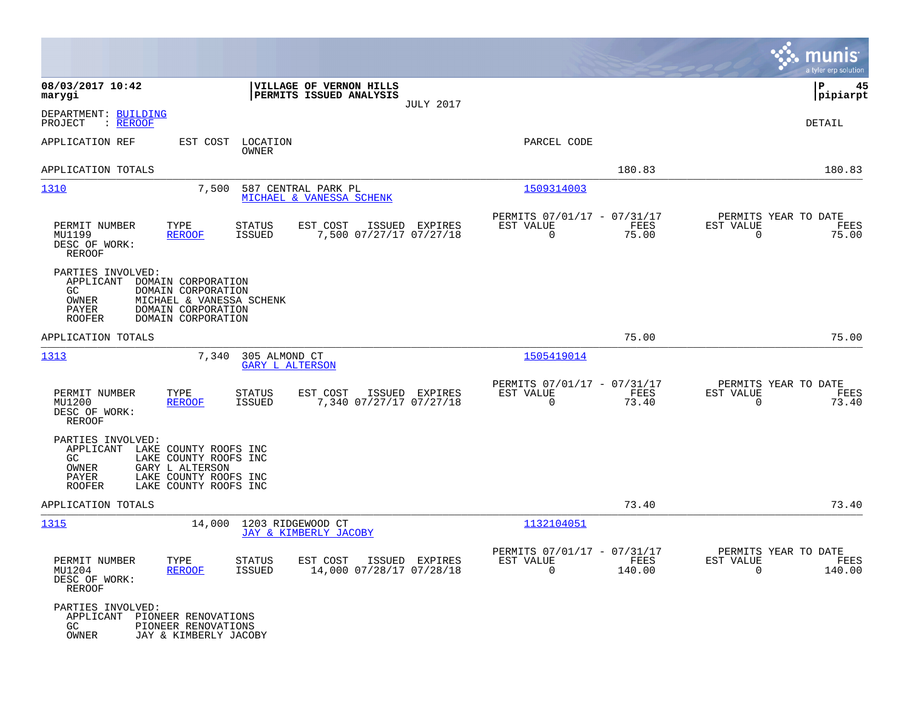08/03/2017 10:42
marygi

**VILLAGE OF VERNON HILLS**
**PERMITS ISSUED ANALYSIS**
JULY 2017

P 45
pipiarpt

DEPARTMENT: BUILDING
PROJECT : REROOF

DETAIL

| APPLICATION REF | EST COST | LOCATION / OWNER | PARCEL CODE | | |
|---|---|---|---|---|---|
| APPLICATION TOTALS | | | | 180.83 | 180.83 |

---

**1310** | 7,500 | 587 CENTRAL PARK PL | MICHAEL & VANESSA SCHENK | 1509314003

| PERMIT NUMBER | TYPE | STATUS | EST COST | ISSUED | EXPIRES | PERMITS 07/01/17 - 07/31/17 EST VALUE | FEES | PERMITS YEAR TO DATE EST VALUE | FEES |
|---|---|---|---|---|---|---|---|---|---|
| MU1199 | REROOF | ISSUED | 7,500 | 07/27/17 | 07/27/18 | 0 | 75.00 | 0 | 75.00 |

DESC OF WORK:
REROOF

PARTIES INVOLVED:
- APPLICANT DOMAIN CORPORATION
- GC DOMAIN CORPORATION
- OWNER MICHAEL & VANESSA SCHENK
- PAYER DOMAIN CORPORATION
- ROOFER DOMAIN CORPORATION

APPLICATION TOTALS: 75.00 | 75.00

---

**1313** | 7,340 | 305 ALMOND CT | GARY L ALTERSON | 1505419014

| PERMIT NUMBER | TYPE | STATUS | EST COST | ISSUED | EXPIRES | PERMITS 07/01/17 - 07/31/17 EST VALUE | FEES | PERMITS YEAR TO DATE EST VALUE | FEES |
|---|---|---|---|---|---|---|---|---|---|
| MU1200 | REROOF | ISSUED | 7,340 | 07/27/17 | 07/27/18 | 0 | 73.40 | 0 | 73.40 |

DESC OF WORK:
REROOF

PARTIES INVOLVED:
- APPLICANT LAKE COUNTY ROOFS INC
- GC LAKE COUNTY ROOFS INC
- OWNER GARY L ALTERSON
- PAYER LAKE COUNTY ROOFS INC
- ROOFER LAKE COUNTY ROOFS INC

APPLICATION TOTALS: 73.40 | 73.40

---

**1315** | 14,000 | 1203 RIDGEWOOD CT | JAY & KIMBERLY JACOBY | 1132104051

| PERMIT NUMBER | TYPE | STATUS | EST COST | ISSUED | EXPIRES | PERMITS 07/01/17 - 07/31/17 EST VALUE | FEES | PERMITS YEAR TO DATE EST VALUE | FEES |
|---|---|---|---|---|---|---|---|---|---|
| MU1204 | REROOF | ISSUED | 14,000 | 07/28/17 | 07/28/18 | 0 | 140.00 | 0 | 140.00 |

DESC OF WORK:
REROOF

PARTIES INVOLVED:
- APPLICANT PIONEER RENOVATIONS
- GC PIONEER RENOVATIONS
- OWNER JAY & KIMBERLY JACOBY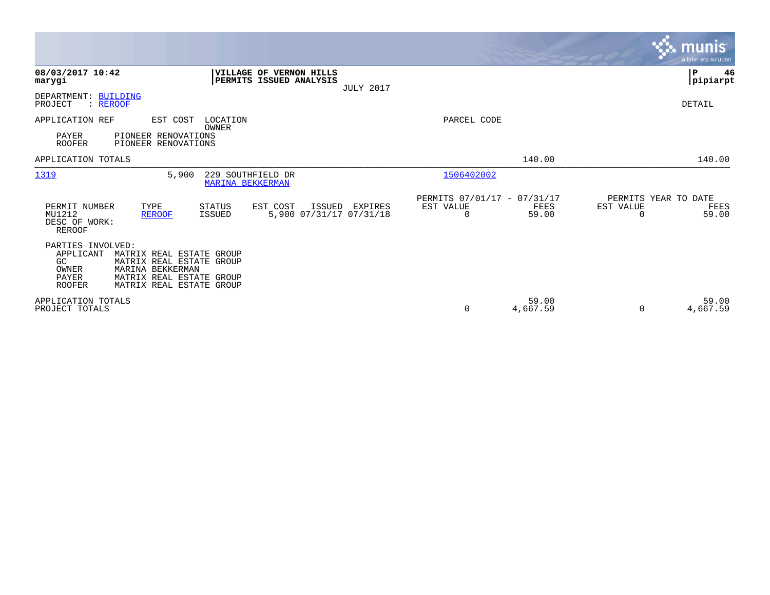**08/03/2017 10:42**
**marygi**

**VILLAGE OF VERNON HILLS**
**PERMITS ISSUED ANALYSIS**
JULY 2017

**P 46**
**pipiarpt**

DEPARTMENT: BUILDING
PROJECT : REROOF

DETAIL

| APPLICATION REF | EST COST | LOCATION / OWNER | PARCEL CODE | | |
|---|---|---|---|---|---|
| PAYER | PIONEER RENOVATIONS | | | | |
| ROOFER | PIONEER RENOVATIONS | | | | |
| APPLICATION TOTALS | | | | 140.00 | 140.00 |
| 1319 | 5,900 | 229 SOUTHFIELD DR / MARINA BEKKERMAN | 1506402002 | | |

| PERMIT NUMBER | TYPE | STATUS | EST COST | ISSUED | EXPIRES | PERMITS 07/01/17 - 07/31/17 EST VALUE | FEES | PERMITS YEAR TO DATE EST VALUE | FEES |
|---|---|---|---|---|---|---|---|---|---|
| MU1212 | REROOF | ISSUED | 5,900 | 07/31/17 | 07/31/18 | 0 | 59.00 | 0 | 59.00 |

DESC OF WORK:
REROOF

PARTIES INVOLVED:

| | |
|---|---|
| APPLICANT | MATRIX REAL ESTATE GROUP |
| GC | MATRIX REAL ESTATE GROUP |
| OWNER | MARINA BEKKERMAN |
| PAYER | MATRIX REAL ESTATE GROUP |
| ROOFER | MATRIX REAL ESTATE GROUP |

| | EST VALUE | FEES | EST VALUE | FEES |
|---|---|---|---|---|
| APPLICATION TOTALS | | 59.00 | | 59.00 |
| PROJECT TOTALS | 0 | 4,667.59 | 0 | 4,667.59 |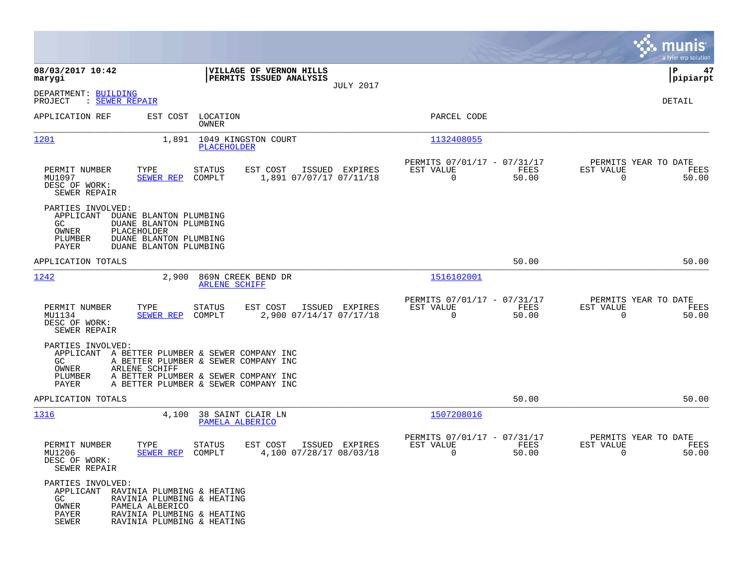**08/03/2017 10:42**
**marygi**

**VILLAGE OF VERNON HILLS**
**PERMITS ISSUED ANALYSIS**
JULY 2017

**P 47**
**pipiarpt**

DEPARTMENT: BUILDING
PROJECT : SEWER REPAIR

DETAIL

| APPLICATION REF | EST COST | LOCATION / OWNER | PARCEL CODE |
|---|---|---|---|
| 1201 | 1,891 | 1049 KINGSTON COURT / PLACEHOLDER | 1132408055 |

| PERMIT NUMBER | TYPE | STATUS | EST COST | ISSUED | EXPIRES | PERMITS 07/01/17 - 07/31/17 EST VALUE | FEES | PERMITS YEAR TO DATE EST VALUE | FEES |
|---|---|---|---|---|---|---|---|---|---|
| MU1097 | SEWER REP | COMPLT | 1,891 | 07/07/17 | 07/11/18 | 0 | 50.00 | 0 | 50.00 |

DESC OF WORK:
SEWER REPAIR

PARTIES INVOLVED:
- APPLICANT DUANE BLANTON PLUMBING
- GC DUANE BLANTON PLUMBING
- OWNER PLACEHOLDER
- PLUMBER DUANE BLANTON PLUMBING
- PAYER DUANE BLANTON PLUMBING

APPLICATION TOTALS: 50.00 | 50.00

| APPLICATION REF | EST COST | LOCATION / OWNER | PARCEL CODE |
|---|---|---|---|
| 1242 | 2,900 | 869N CREEK BEND DR / ARLENE SCHIFF | 1516102001 |

| PERMIT NUMBER | TYPE | STATUS | EST COST | ISSUED | EXPIRES | PERMITS 07/01/17 - 07/31/17 EST VALUE | FEES | PERMITS YEAR TO DATE EST VALUE | FEES |
|---|---|---|---|---|---|---|---|---|---|
| MU1134 | SEWER REP | COMPLT | 2,900 | 07/14/17 | 07/17/18 | 0 | 50.00 | 0 | 50.00 |

DESC OF WORK:
SEWER REPAIR

PARTIES INVOLVED:
- APPLICANT A BETTER PLUMBER & SEWER COMPANY INC
- GC A BETTER PLUMBER & SEWER COMPANY INC
- OWNER ARLENE SCHIFF
- PLUMBER A BETTER PLUMBER & SEWER COMPANY INC
- PAYER A BETTER PLUMBER & SEWER COMPANY INC

APPLICATION TOTALS: 50.00 | 50.00

| APPLICATION REF | EST COST | LOCATION / OWNER | PARCEL CODE |
|---|---|---|---|
| 1316 | 4,100 | 38 SAINT CLAIR LN / PAMELA ALBERICO | 1507208016 |

| PERMIT NUMBER | TYPE | STATUS | EST COST | ISSUED | EXPIRES | PERMITS 07/01/17 - 07/31/17 EST VALUE | FEES | PERMITS YEAR TO DATE EST VALUE | FEES |
|---|---|---|---|---|---|---|---|---|---|
| MU1206 | SEWER REP | COMPLT | 4,100 | 07/28/17 | 08/03/18 | 0 | 50.00 | 0 | 50.00 |

DESC OF WORK:
SEWER REPAIR

PARTIES INVOLVED:
- APPLICANT RAVINIA PLUMBING & HEATING
- GC RAVINIA PLUMBING & HEATING
- OWNER PAMELA ALBERICO
- PAYER RAVINIA PLUMBING & HEATING
- SEWER RAVINIA PLUMBING & HEATING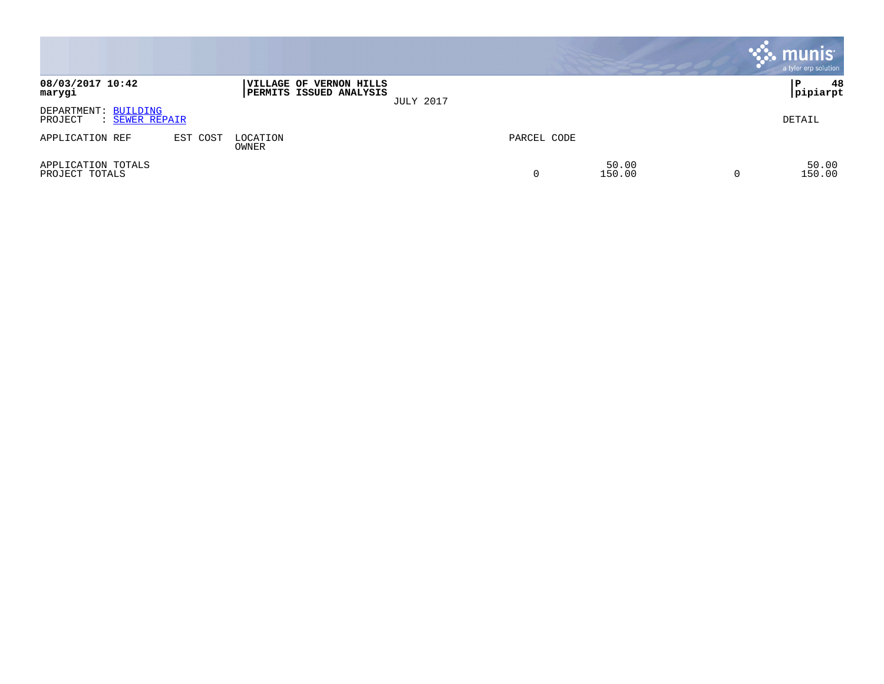**08/03/2017 10:42**
**marygi**

**VILLAGE OF VERNON HILLS**
**PERMITS ISSUED ANALYSIS**
JULY 2017

**P 48**
**pipiarpt**

DEPARTMENT: BUILDING
PROJECT : SEWER REPAIR

DETAIL

| APPLICATION REF | EST COST | LOCATION<br>OWNER | PARCEL CODE | | | |
|---|---|---|---|---|---|---|
| APPLICATION TOTALS | | | | 50.00 | | 50.00 |
| PROJECT TOTALS | | | 0 | 150.00 | 0 | 150.00 |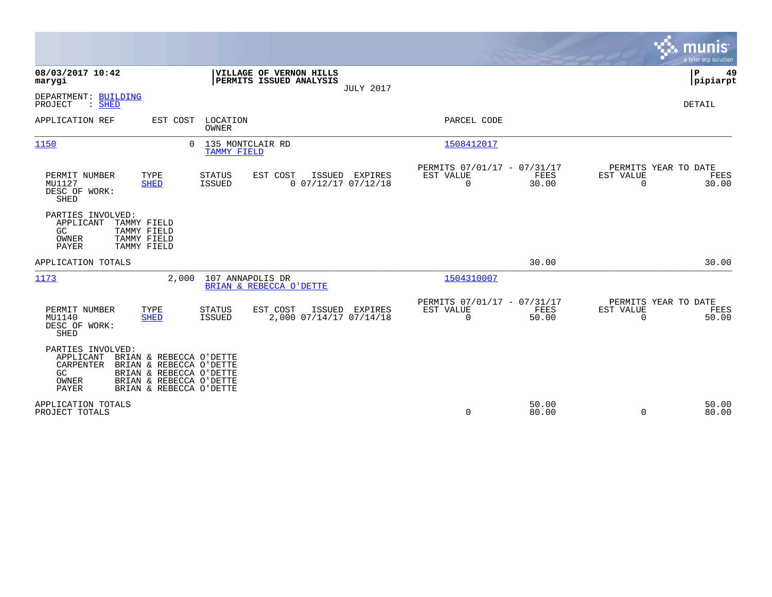**08/03/2017 10:42**
**marygi**

**VILLAGE OF VERNON HILLS**
**PERMITS ISSUED ANALYSIS**
JULY 2017

**P 49**
**pipiarpt**

DEPARTMENT: BUILDING
PROJECT : SHED

DETAIL

| APPLICATION REF | EST COST | LOCATION / OWNER | PARCEL CODE |
|---|---|---|---|
| 1150 | 0 | 135 MONTCLAIR RD / TAMMY FIELD | 1508412017 |

| PERMIT NUMBER | TYPE | STATUS | EST COST | ISSUED | EXPIRES | PERMITS 07/01/17 - 07/31/17 EST VALUE | FEES | PERMITS YEAR TO DATE EST VALUE | FEES |
|---|---|---|---|---|---|---|---|---|---|
| MU1127 | SHED | ISSUED | 0 | 07/12/17 | 07/12/18 | 0 | 30.00 | 0 | 30.00 |

DESC OF WORK:
SHED

PARTIES INVOLVED:
- APPLICANT TAMMY FIELD
- GC TAMMY FIELD
- OWNER TAMMY FIELD
- PAYER TAMMY FIELD

APPLICATION TOTALS 30.00 30.00

| APPLICATION REF | EST COST | LOCATION / OWNER | PARCEL CODE |
|---|---|---|---|
| 1173 | 2,000 | 107 ANNAPOLIS DR / BRIAN & REBECCA O'DETTE | 1504310007 |

| PERMIT NUMBER | TYPE | STATUS | EST COST | ISSUED | EXPIRES | PERMITS 07/01/17 - 07/31/17 EST VALUE | FEES | PERMITS YEAR TO DATE EST VALUE | FEES |
|---|---|---|---|---|---|---|---|---|---|
| MU1140 | SHED | ISSUED | 2,000 | 07/14/17 | 07/14/18 | 0 | 50.00 | 0 | 50.00 |

DESC OF WORK:
SHED

PARTIES INVOLVED:
- APPLICANT BRIAN & REBECCA O'DETTE
- CARPENTER BRIAN & REBECCA O'DETTE
- GC BRIAN & REBECCA O'DETTE
- OWNER BRIAN & REBECCA O'DETTE
- PAYER BRIAN & REBECCA O'DETTE

| | EST VALUE | FEES | EST VALUE | FEES |
|---|---|---|---|---|
| APPLICATION TOTALS | | 50.00 | | 50.00 |
| PROJECT TOTALS | 0 | 80.00 | 0 | 80.00 |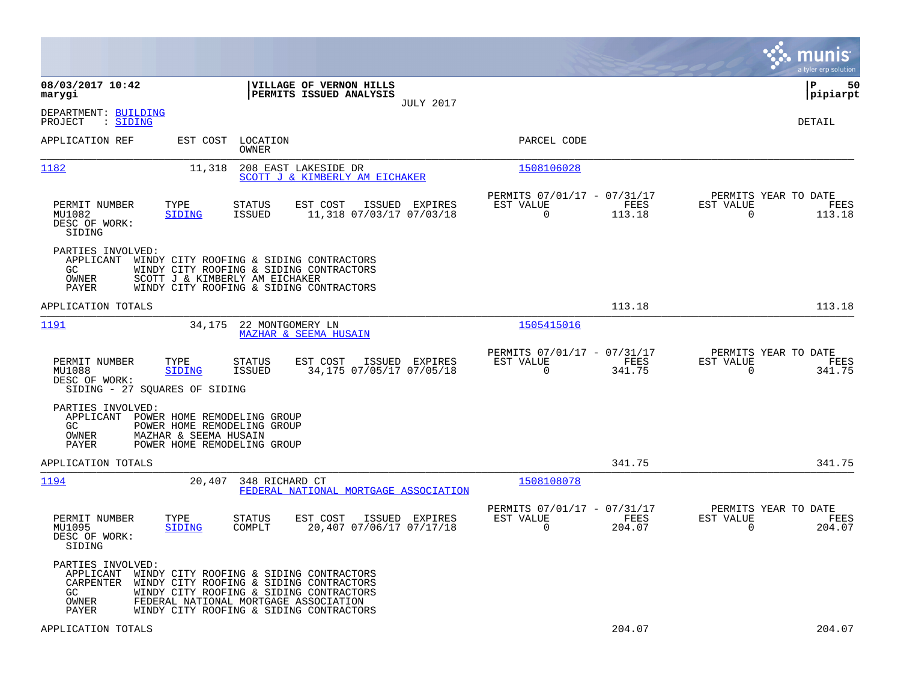**08/03/2017 10:42**
**marygi**

**VILLAGE OF VERNON HILLS**
**PERMITS ISSUED ANALYSIS**
JULY 2017

**pipiarpt**

DEPARTMENT: BUILDING
PROJECT : SIDING

DETAIL

| APPLICATION REF | EST COST | LOCATION / OWNER | PARCEL CODE |
|---|---|---|---|
| 1182 | 11,318 | 208 EAST LAKESIDE DR / SCOTT J & KIMBERLY AM EICHAKER | 1508106028 |

| PERMIT NUMBER | TYPE | STATUS | EST COST | ISSUED | EXPIRES | PERMITS 07/01/17 - 07/31/17 EST VALUE | FEES | PERMITS YEAR TO DATE EST VALUE | FEES |
|---|---|---|---|---|---|---|---|---|---|
| MU1082 | SIDING | ISSUED | 11,318 | 07/03/17 | 07/03/18 | 0 | 113.18 | 0 | 113.18 |

DESC OF WORK:
SIDING

PARTIES INVOLVED:
- APPLICANT WINDY CITY ROOFING & SIDING CONTRACTORS
- GC WINDY CITY ROOFING & SIDING CONTRACTORS
- OWNER SCOTT J & KIMBERLY AM EICHAKER
- PAYER WINDY CITY ROOFING & SIDING CONTRACTORS

APPLICATION TOTALS 113.18 113.18

| APPLICATION REF | EST COST | LOCATION / OWNER | PARCEL CODE |
|---|---|---|---|
| 1191 | 34,175 | 22 MONTGOMERY LN / MAZHAR & SEEMA HUSAIN | 1505415016 |

| PERMIT NUMBER | TYPE | STATUS | EST COST | ISSUED | EXPIRES | PERMITS 07/01/17 - 07/31/17 EST VALUE | FEES | PERMITS YEAR TO DATE EST VALUE | FEES |
|---|---|---|---|---|---|---|---|---|---|
| MU1088 | SIDING | ISSUED | 34,175 | 07/05/17 | 07/05/18 | 0 | 341.75 | 0 | 341.75 |

DESC OF WORK:
SIDING - 27 SQUARES OF SIDING

PARTIES INVOLVED:
- APPLICANT POWER HOME REMODELING GROUP
- GC POWER HOME REMODELING GROUP
- OWNER MAZHAR & SEEMA HUSAIN
- PAYER POWER HOME REMODELING GROUP

APPLICATION TOTALS 341.75 341.75

| APPLICATION REF | EST COST | LOCATION / OWNER | PARCEL CODE |
|---|---|---|---|
| 1194 | 20,407 | 348 RICHARD CT / FEDERAL NATIONAL MORTGAGE ASSOCIATION | 1508108078 |

| PERMIT NUMBER | TYPE | STATUS | EST COST | ISSUED | EXPIRES | PERMITS 07/01/17 - 07/31/17 EST VALUE | FEES | PERMITS YEAR TO DATE EST VALUE | FEES |
|---|---|---|---|---|---|---|---|---|---|
| MU1095 | SIDING | COMPLT | 20,407 | 07/06/17 | 07/17/18 | 0 | 204.07 | 0 | 204.07 |

DESC OF WORK:
SIDING

PARTIES INVOLVED:
- APPLICANT WINDY CITY ROOFING & SIDING CONTRACTORS
- CARPENTER WINDY CITY ROOFING & SIDING CONTRACTORS
- GC WINDY CITY ROOFING & SIDING CONTRACTORS
- OWNER FEDERAL NATIONAL MORTGAGE ASSOCIATION
- PAYER WINDY CITY ROOFING & SIDING CONTRACTORS

APPLICATION TOTALS 204.07 204.07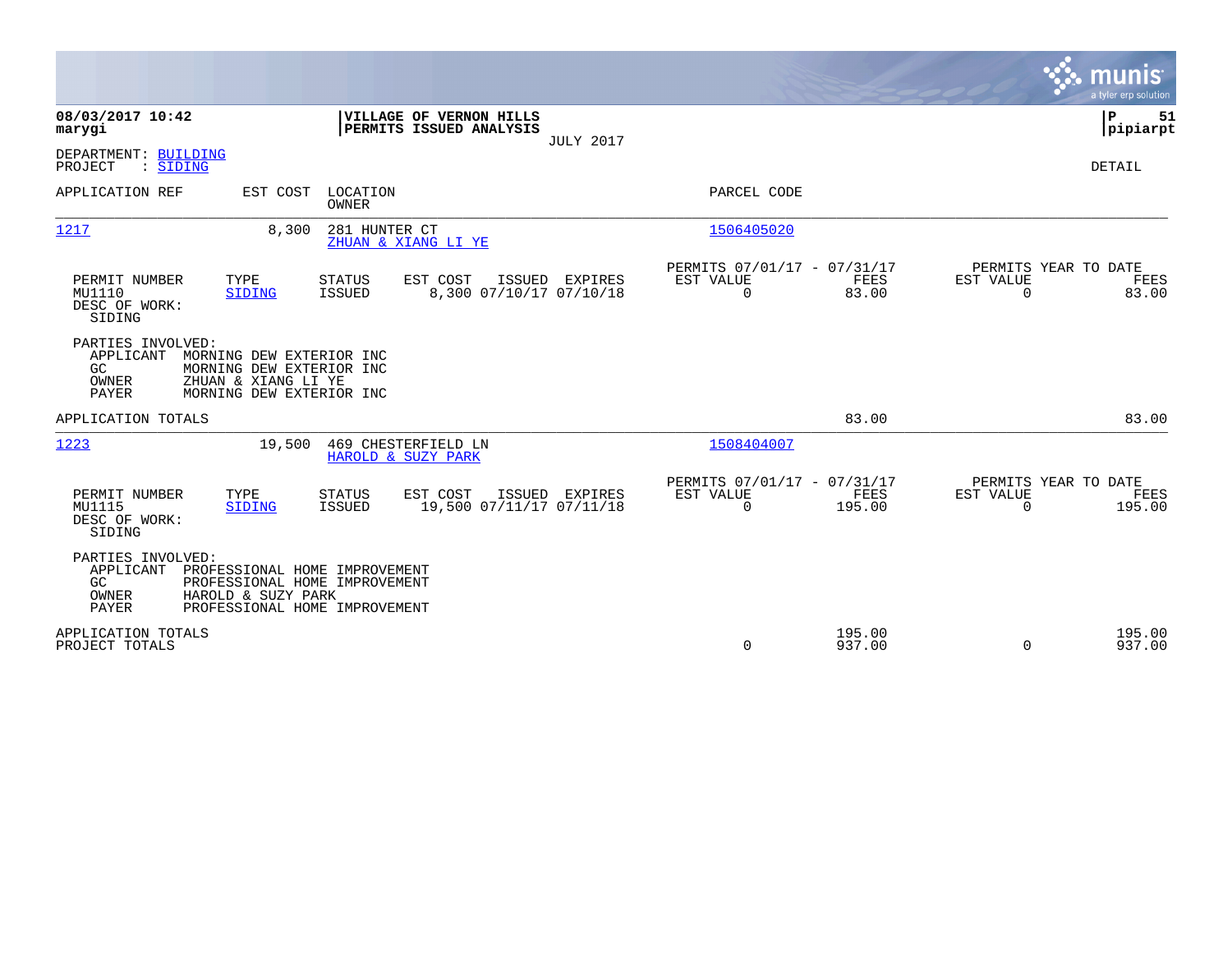**08/03/2017 10:42**
**marygi**

**VILLAGE OF VERNON HILLS**
**PERMITS ISSUED ANALYSIS**
JULY 2017

**P 51**
**pipiarpt**

DEPARTMENT: BUILDING
PROJECT : SIDING

DETAIL

| APPLICATION REF | EST COST | LOCATION / OWNER | PARCEL CODE |
|---|---|---|---|
| 1217 | 8,300 | 281 HUNTER CT / ZHUAN & XIANG LI YE | 1506405020 |

| PERMIT NUMBER | TYPE | STATUS | EST COST | ISSUED | EXPIRES | PERMITS 07/01/17 - 07/31/17 EST VALUE | FEES | PERMITS YEAR TO DATE EST VALUE | FEES |
|---|---|---|---|---|---|---|---|---|---|
| MU1110 | SIDING | ISSUED | 8,300 | 07/10/17 | 07/10/18 | 0 | 83.00 | 0 | 83.00 |

DESC OF WORK:
SIDING

PARTIES INVOLVED:
- APPLICANT MORNING DEW EXTERIOR INC
- GC MORNING DEW EXTERIOR INC
- OWNER ZHUAN & XIANG LI YE
- PAYER MORNING DEW EXTERIOR INC

APPLICATION TOTALS 83.00 83.00

| APPLICATION REF | EST COST | LOCATION / OWNER | PARCEL CODE |
|---|---|---|---|
| 1223 | 19,500 | 469 CHESTERFIELD LN / HAROLD & SUZY PARK | 1508404007 |

| PERMIT NUMBER | TYPE | STATUS | EST COST | ISSUED | EXPIRES | PERMITS 07/01/17 - 07/31/17 EST VALUE | FEES | PERMITS YEAR TO DATE EST VALUE | FEES |
|---|---|---|---|---|---|---|---|---|---|
| MU1115 | SIDING | ISSUED | 19,500 | 07/11/17 | 07/11/18 | 0 | 195.00 | 0 | 195.00 |

DESC OF WORK:
SIDING

PARTIES INVOLVED:
- APPLICANT PROFESSIONAL HOME IMPROVEMENT
- GC PROFESSIONAL HOME IMPROVEMENT
- OWNER HAROLD & SUZY PARK
- PAYER PROFESSIONAL HOME IMPROVEMENT

| | EST VALUE | FEES | EST VALUE | FEES |
|---|---|---|---|---|
| APPLICATION TOTALS | | 195.00 | | 195.00 |
| PROJECT TOTALS | 0 | 937.00 | 0 | 937.00 |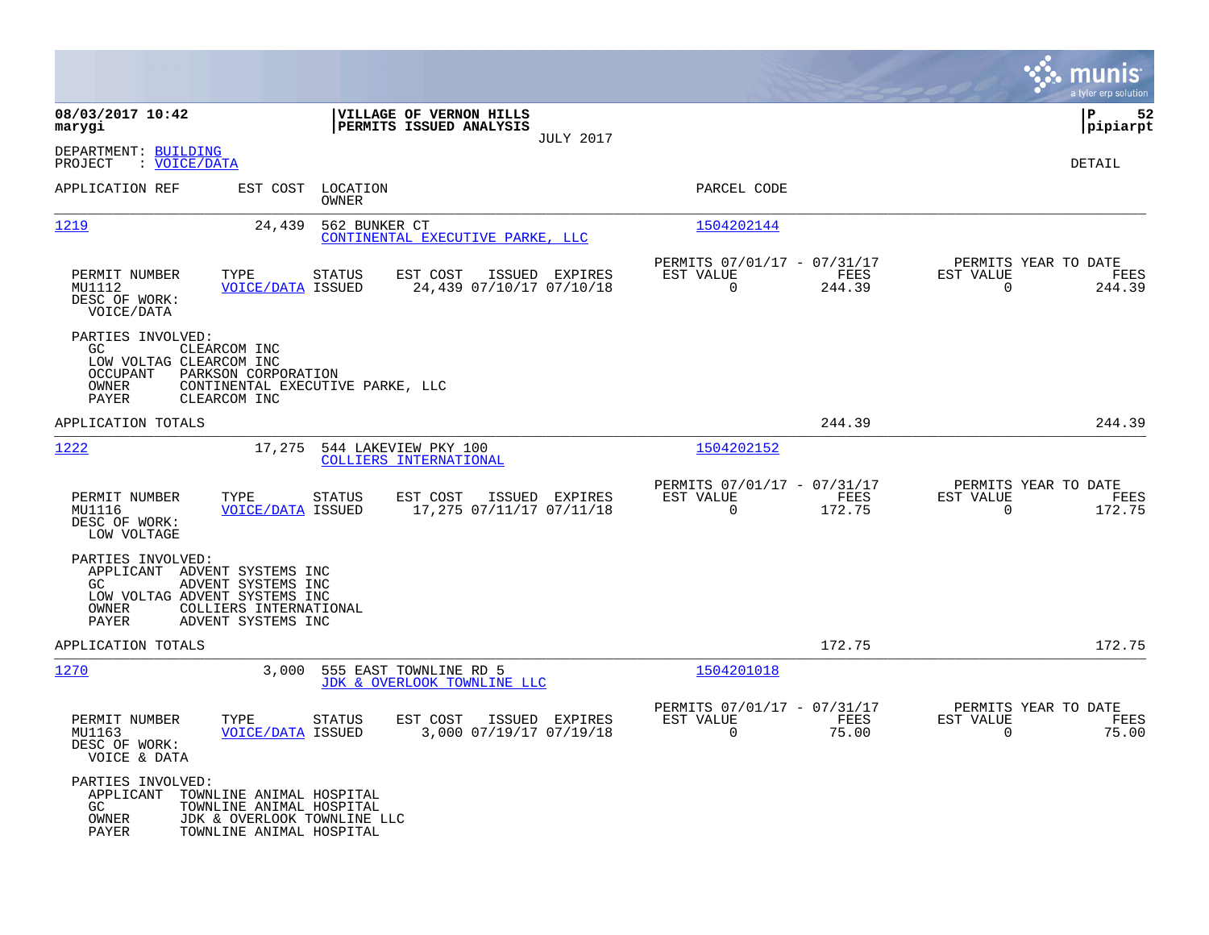**08/03/2017 10:42**
**marygi**

**VILLAGE OF VERNON HILLS**
**PERMITS ISSUED ANALYSIS**
JULY 2017

**P 52**
**pipiarpt**

DEPARTMENT: BUILDING
PROJECT : VOICE/DATA

DETAIL

| APPLICATION REF | EST COST | LOCATION / OWNER | PARCEL CODE |
|---|---|---|---|
| 1219 | 24,439 | 562 BUNKER CT / CONTINENTAL EXECUTIVE PARKE, LLC | 1504202144 |

| PERMIT NUMBER | TYPE | STATUS | EST COST | ISSUED | EXPIRES | PERMITS 07/01/17 - 07/31/17 EST VALUE | FEES | PERMITS YEAR TO DATE EST VALUE | FEES |
|---|---|---|---|---|---|---|---|---|---|
| MU1112 | VOICE/DATA | ISSUED | 24,439 | 07/10/17 | 07/10/18 | 0 | 244.39 | 0 | 244.39 |

DESC OF WORK:
VOICE/DATA

PARTIES INVOLVED:
GC CLEARCOM INC
LOW VOLTAG CLEARCOM INC
OCCUPANT PARKSON CORPORATION
OWNER CONTINENTAL EXECUTIVE PARKE, LLC
PAYER CLEARCOM INC

APPLICATION TOTALS 244.39 244.39

| APPLICATION REF | EST COST | LOCATION / OWNER | PARCEL CODE |
|---|---|---|---|
| 1222 | 17,275 | 544 LAKEVIEW PKY 100 / COLLIERS INTERNATIONAL | 1504202152 |

| PERMIT NUMBER | TYPE | STATUS | EST COST | ISSUED | EXPIRES | PERMITS 07/01/17 - 07/31/17 EST VALUE | FEES | PERMITS YEAR TO DATE EST VALUE | FEES |
|---|---|---|---|---|---|---|---|---|---|
| MU1116 | VOICE/DATA | ISSUED | 17,275 | 07/11/17 | 07/11/18 | 0 | 172.75 | 0 | 172.75 |

DESC OF WORK:
LOW VOLTAGE

PARTIES INVOLVED:
APPLICANT ADVENT SYSTEMS INC
GC ADVENT SYSTEMS INC
LOW VOLTAG ADVENT SYSTEMS INC
OWNER COLLIERS INTERNATIONAL
PAYER ADVENT SYSTEMS INC

APPLICATION TOTALS 172.75 172.75

| APPLICATION REF | EST COST | LOCATION / OWNER | PARCEL CODE |
|---|---|---|---|
| 1270 | 3,000 | 555 EAST TOWNLINE RD 5 / JDK & OVERLOOK TOWNLINE LLC | 1504201018 |

| PERMIT NUMBER | TYPE | STATUS | EST COST | ISSUED | EXPIRES | PERMITS 07/01/17 - 07/31/17 EST VALUE | FEES | PERMITS YEAR TO DATE EST VALUE | FEES |
|---|---|---|---|---|---|---|---|---|---|
| MU1163 | VOICE/DATA | ISSUED | 3,000 | 07/19/17 | 07/19/18 | 0 | 75.00 | 0 | 75.00 |

DESC OF WORK:
VOICE & DATA

PARTIES INVOLVED:
APPLICANT TOWNLINE ANIMAL HOSPITAL
GC TOWNLINE ANIMAL HOSPITAL
OWNER JDK & OVERLOOK TOWNLINE LLC
PAYER TOWNLINE ANIMAL HOSPITAL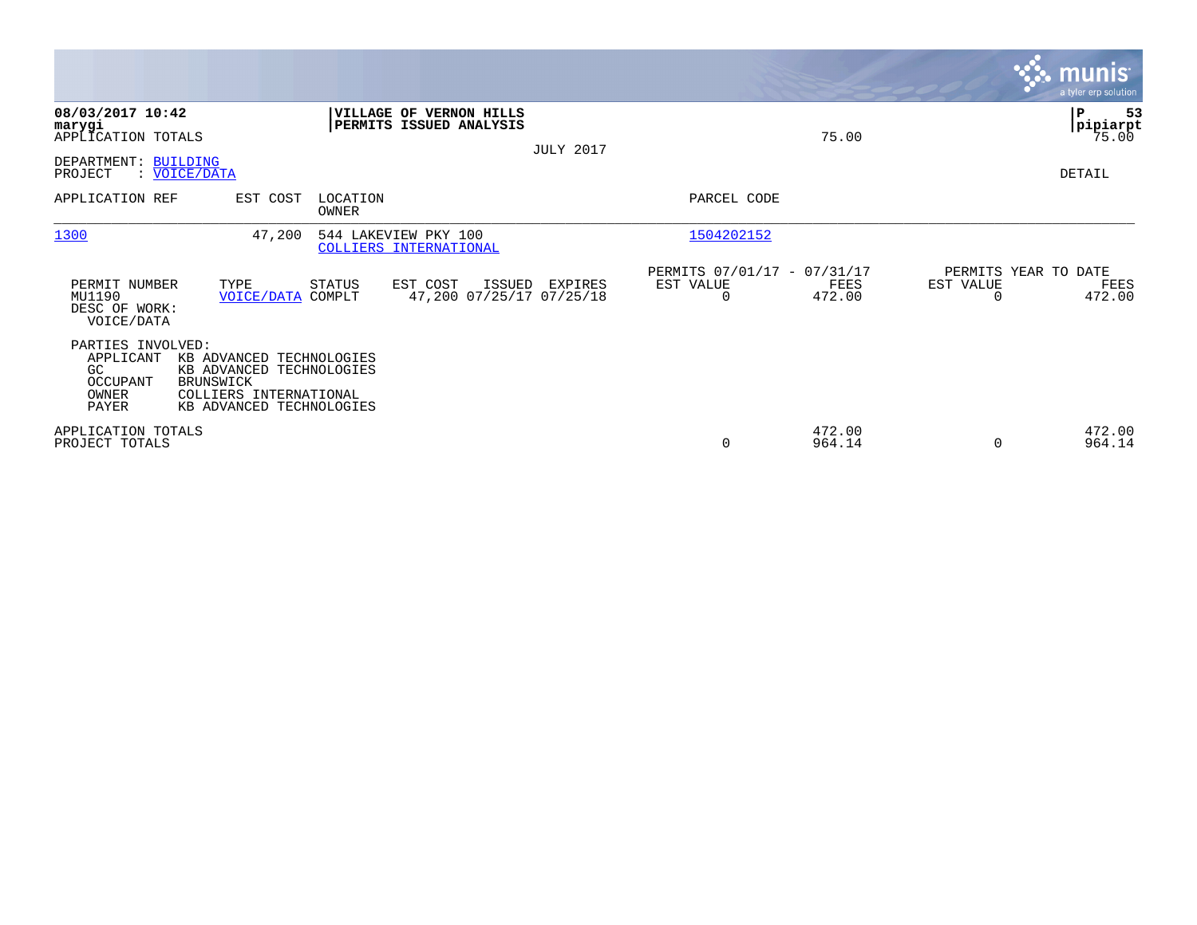08/03/2017 10:42
marygi
APPLICATION TOTALS

**VILLAGE OF VERNON HILLS**
**PERMITS ISSUED ANALYSIS**

JULY 2017

75.00

P 53
pipiarpt
75.00

DEPARTMENT: BUILDING
PROJECT : VOICE/DATA

DETAIL

| APPLICATION REF | EST COST | LOCATION / OWNER | PARCEL CODE |
|---|---|---|---|
| 1300 | 47,200 | 544 LAKEVIEW PKY 100 / COLLIERS INTERNATIONAL | 1504202152 |

| PERMIT NUMBER | TYPE | STATUS | EST COST | ISSUED | EXPIRES | PERMITS 07/01/17 - 07/31/17 EST VALUE | FEES | PERMITS YEAR TO DATE EST VALUE | FEES |
|---|---|---|---|---|---|---|---|---|---|
| MU1190 | VOICE/DATA | COMPLT | 47,200 | 07/25/17 | 07/25/18 | 0 | 472.00 | 0 | 472.00 |

DESC OF WORK:
VOICE/DATA

PARTIES INVOLVED:

| | |
|---|---|
| APPLICANT | KB ADVANCED TECHNOLOGIES |
| GC | KB ADVANCED TECHNOLOGIES |
| OCCUPANT | BRUNSWICK |
| OWNER | COLLIERS INTERNATIONAL |
| PAYER | KB ADVANCED TECHNOLOGIES |

| | EST VALUE | FEES | YTD EST VALUE | YTD FEES |
|---|---|---|---|---|
| APPLICATION TOTALS | | 472.00 | | 472.00 |
| PROJECT TOTALS | 0 | 964.14 | 0 | 964.14 |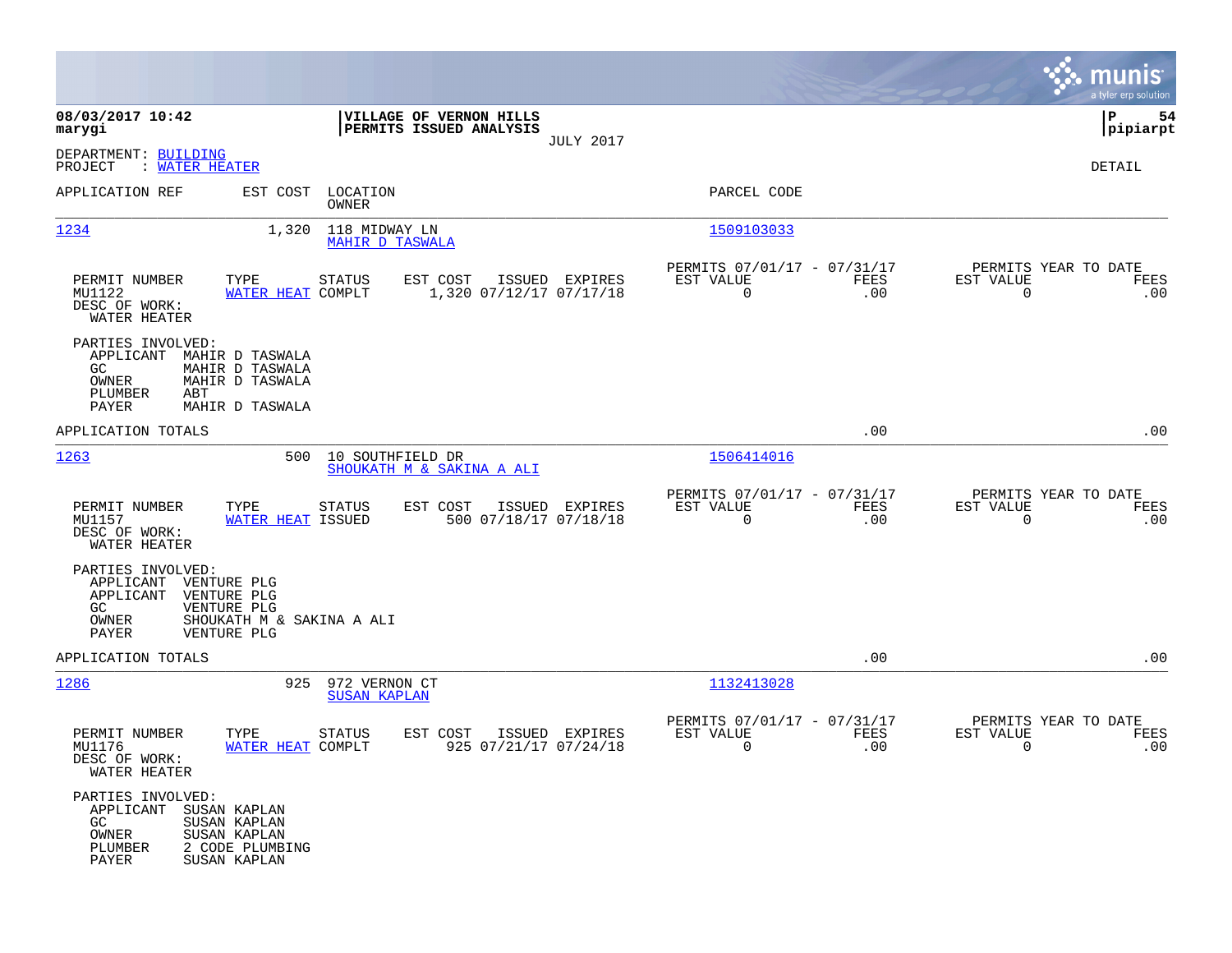**08/03/2017 10:42**
**marygi**

**VILLAGE OF VERNON HILLS**
**PERMITS ISSUED ANALYSIS**
JULY 2017

**pipiarpt**

DEPARTMENT: BUILDING
PROJECT : WATER HEATER

DETAIL

| APPLICATION REF | EST COST | LOCATION / OWNER | PARCEL CODE |
|---|---|---|---|
| 1234 | 1,320 | 118 MIDWAY LN / MAHIR D TASWALA | 1509103033 |

| PERMIT NUMBER | TYPE | STATUS | EST COST | ISSUED | EXPIRES | PERMITS 07/01/17 - 07/31/17 EST VALUE | FEES | PERMITS YEAR TO DATE EST VALUE | FEES |
|---|---|---|---|---|---|---|---|---|---|
| MU1122 | WATER HEAT | COMPLT | 1,320 | 07/12/17 | 07/17/18 | 0 | .00 | 0 | .00 |

DESC OF WORK:
WATER HEATER

PARTIES INVOLVED:
- APPLICANT MAHIR D TASWALA
- GC MAHIR D TASWALA
- OWNER MAHIR D TASWALA
- PLUMBER ABT
- PAYER MAHIR D TASWALA

APPLICATION TOTALS .00 .00

| APPLICATION REF | EST COST | LOCATION / OWNER | PARCEL CODE |
|---|---|---|---|
| 1263 | 500 | 10 SOUTHFIELD DR / SHOUKATH M & SAKINA A ALI | 1506414016 |

| PERMIT NUMBER | TYPE | STATUS | EST COST | ISSUED | EXPIRES | PERMITS 07/01/17 - 07/31/17 EST VALUE | FEES | PERMITS YEAR TO DATE EST VALUE | FEES |
|---|---|---|---|---|---|---|---|---|---|
| MU1157 | WATER HEAT | ISSUED | 500 | 07/18/17 | 07/18/18 | 0 | .00 | 0 | .00 |

DESC OF WORK:
WATER HEATER

PARTIES INVOLVED:
- APPLICANT VENTURE PLG
- APPLICANT VENTURE PLG
- GC VENTURE PLG
- OWNER SHOUKATH M & SAKINA A ALI
- PAYER VENTURE PLG

APPLICATION TOTALS .00 .00

| APPLICATION REF | EST COST | LOCATION / OWNER | PARCEL CODE |
|---|---|---|---|
| 1286 | 925 | 972 VERNON CT / SUSAN KAPLAN | 1132413028 |

| PERMIT NUMBER | TYPE | STATUS | EST COST | ISSUED | EXPIRES | PERMITS 07/01/17 - 07/31/17 EST VALUE | FEES | PERMITS YEAR TO DATE EST VALUE | FEES |
|---|---|---|---|---|---|---|---|---|---|
| MU1176 | WATER HEAT | COMPLT | 925 | 07/21/17 | 07/24/18 | 0 | .00 | 0 | .00 |

DESC OF WORK:
WATER HEATER

PARTIES INVOLVED:
- APPLICANT SUSAN KAPLAN
- GC SUSAN KAPLAN
- OWNER SUSAN KAPLAN
- PLUMBER 2 CODE PLUMBING
- PAYER SUSAN KAPLAN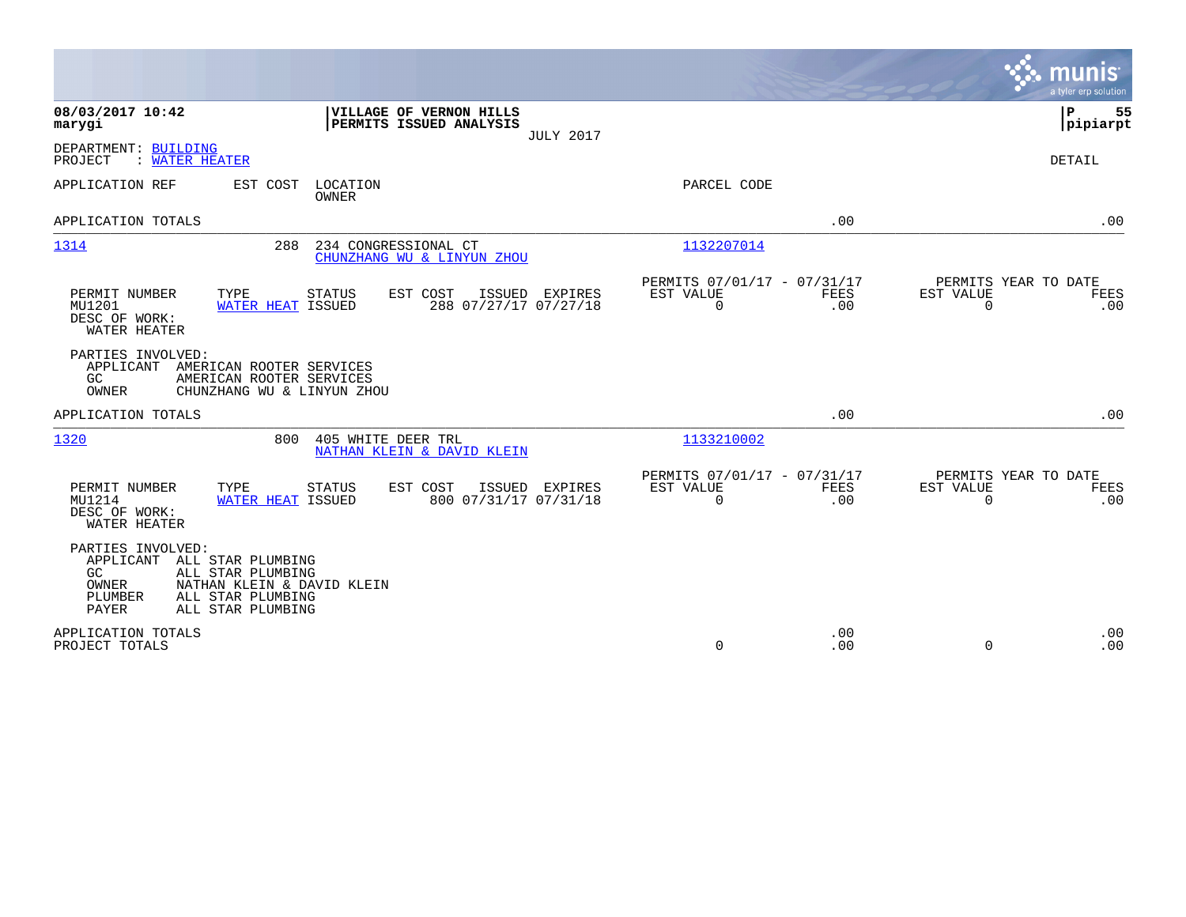**08/03/2017 10:42**
**marygi**

**VILLAGE OF VERNON HILLS**
**PERMITS ISSUED ANALYSIS**
JULY 2017

**P 55**
**pipiarpt**

DEPARTMENT: BUILDING
PROJECT : WATER HEATER

DETAIL

| APPLICATION REF | EST COST | LOCATION / OWNER | PARCEL CODE | | |
|---|---|---|---|---|---|
| APPLICATION TOTALS | | | | .00 | .00 |
| 1314 | 288 | 234 CONGRESSIONAL CT / CHUNZHANG WU & LINYUN ZHOU | 1132207014 | | |

| PERMIT NUMBER | TYPE | STATUS | EST COST | ISSUED | EXPIRES | PERMITS 07/01/17 - 07/31/17 EST VALUE | FEES | PERMITS YEAR TO DATE EST VALUE | FEES |
|---|---|---|---|---|---|---|---|---|---|
| MU1201 | WATER HEAT | ISSUED | 288 | 07/27/17 | 07/27/18 | 0 | .00 | 0 | .00 |

DESC OF WORK:
WATER HEATER

PARTIES INVOLVED:
APPLICANT AMERICAN ROOTER SERVICES
GC AMERICAN ROOTER SERVICES
OWNER CHUNZHANG WU & LINYUN ZHOU

| APPLICATION REF | EST COST | LOCATION / OWNER | PARCEL CODE | | |
|---|---|---|---|---|---|
| APPLICATION TOTALS | | | | .00 | .00 |
| 1320 | 800 | 405 WHITE DEER TRL / NATHAN KLEIN & DAVID KLEIN | 1133210002 | | |

| PERMIT NUMBER | TYPE | STATUS | EST COST | ISSUED | EXPIRES | PERMITS 07/01/17 - 07/31/17 EST VALUE | FEES | PERMITS YEAR TO DATE EST VALUE | FEES |
|---|---|---|---|---|---|---|---|---|---|
| MU1214 | WATER HEAT | ISSUED | 800 | 07/31/17 | 07/31/18 | 0 | .00 | 0 | .00 |

DESC OF WORK:
WATER HEATER

PARTIES INVOLVED:
APPLICANT ALL STAR PLUMBING
GC ALL STAR PLUMBING
OWNER NATHAN KLEIN & DAVID KLEIN
PLUMBER ALL STAR PLUMBING
PAYER ALL STAR PLUMBING

| | EST VALUE | FEES | EST VALUE | FEES |
|---|---|---|---|---|
| APPLICATION TOTALS | | .00 | | .00 |
| PROJECT TOTALS | 0 | .00 | 0 | .00 |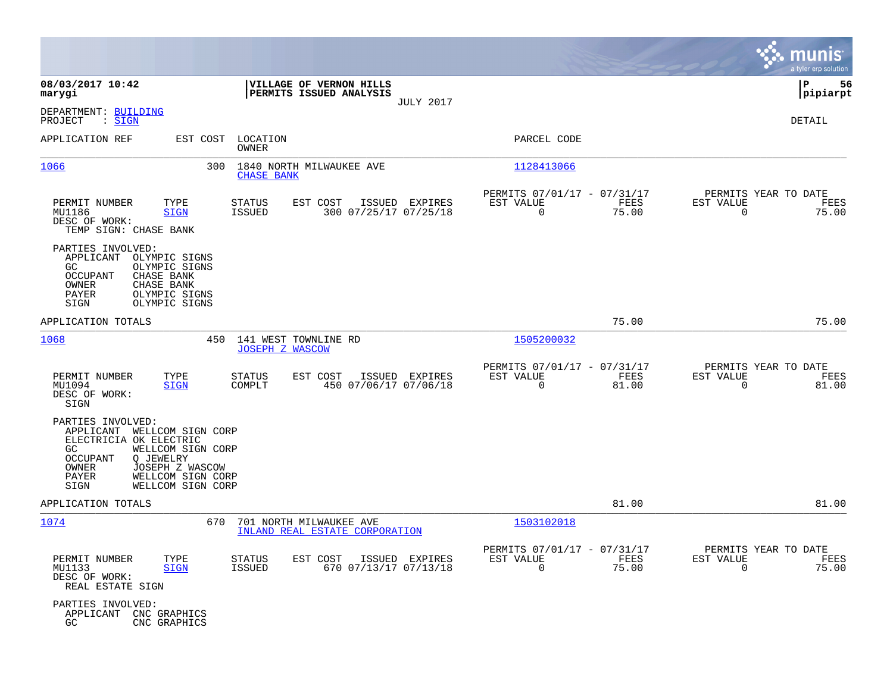**08/03/2017 10:42**
**marygi**

**VILLAGE OF VERNON HILLS**
**PERMITS ISSUED ANALYSIS**
JULY 2017

**P 56**
**pipiarpt**

DEPARTMENT: BUILDING
PROJECT : SIGN

DETAIL

| APPLICATION REF | EST COST | LOCATION / OWNER | PARCEL CODE |
|---|---|---|---|
| 1066 | 300 | 1840 NORTH MILWAUKEE AVE / CHASE BANK | 1128413066 |

| PERMIT NUMBER | TYPE | STATUS | EST COST | ISSUED | EXPIRES | PERMITS 07/01/17 - 07/31/17 EST VALUE | FEES | PERMITS YEAR TO DATE EST VALUE | FEES |
|---|---|---|---|---|---|---|---|---|---|
| MU1186 | SIGN | ISSUED | 300 | 07/25/17 | 07/25/18 | 0 | 75.00 | 0 | 75.00 |

DESC OF WORK:
TEMP SIGN: CHASE BANK

PARTIES INVOLVED:
- APPLICANT OLYMPIC SIGNS
- GC OLYMPIC SIGNS
- OCCUPANT CHASE BANK
- OWNER CHASE BANK
- PAYER OLYMPIC SIGNS
- SIGN OLYMPIC SIGNS

APPLICATION TOTALS 75.00 75.00

| APPLICATION REF | EST COST | LOCATION / OWNER | PARCEL CODE |
|---|---|---|---|
| 1068 | 450 | 141 WEST TOWNLINE RD / JOSEPH Z WASCOW | 1505200032 |

| PERMIT NUMBER | TYPE | STATUS | EST COST | ISSUED | EXPIRES | PERMITS 07/01/17 - 07/31/17 EST VALUE | FEES | PERMITS YEAR TO DATE EST VALUE | FEES |
|---|---|---|---|---|---|---|---|---|---|
| MU1094 | SIGN | COMPLT | 450 | 07/06/17 | 07/06/18 | 0 | 81.00 | 0 | 81.00 |

DESC OF WORK:
SIGN

PARTIES INVOLVED:
- APPLICANT WELLCOM SIGN CORP
- ELECTRICIA OK ELECTRIC
- GC WELLCOM SIGN CORP
- OCCUPANT Q JEWELRY
- OWNER JOSEPH Z WASCOW
- PAYER WELLCOM SIGN CORP
- SIGN WELLCOM SIGN CORP

APPLICATION TOTALS 81.00 81.00

| APPLICATION REF | EST COST | LOCATION / OWNER | PARCEL CODE |
|---|---|---|---|
| 1074 | 670 | 701 NORTH MILWAUKEE AVE / INLAND REAL ESTATE CORPORATION | 1503102018 |

| PERMIT NUMBER | TYPE | STATUS | EST COST | ISSUED | EXPIRES | PERMITS 07/01/17 - 07/31/17 EST VALUE | FEES | PERMITS YEAR TO DATE EST VALUE | FEES |
|---|---|---|---|---|---|---|---|---|---|
| MU1133 | SIGN | ISSUED | 670 | 07/13/17 | 07/13/18 | 0 | 75.00 | 0 | 75.00 |

DESC OF WORK:
REAL ESTATE SIGN

PARTIES INVOLVED:
- APPLICANT CNC GRAPHICS
- GC CNC GRAPHICS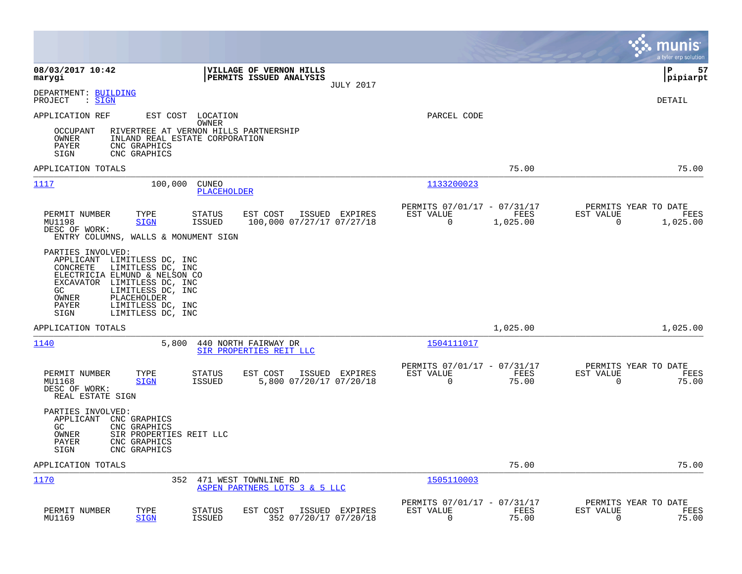**VILLAGE OF VERNON HILLS**
**PERMITS ISSUED ANALYSIS**
JULY 2017

08/03/2017 10:42
marygi

pipiarpt

DEPARTMENT: BUILDING
PROJECT : SIGN

DETAIL

APPLICATION REF    EST COST    LOCATION / OWNER    PARCEL CODE

OCCUPANT    RIVERTREE AT VERNON HILLS PARTNERSHIP
OWNER    INLAND REAL ESTATE CORPORATION
PAYER    CNC GRAPHICS
SIGN    CNC GRAPHICS

APPLICATION TOTALS    75.00    75.00

---

**1117**    100,000    CUNEO / PLACEHOLDER    1133200023

| PERMIT NUMBER | TYPE | STATUS | EST COST | ISSUED | EXPIRES | PERMITS 07/01/17 - 07/31/17 EST VALUE | FEES | PERMITS YEAR TO DATE EST VALUE | FEES |
|---|---|---|---|---|---|---|---|---|---|
| MU1198 | SIGN | ISSUED | 100,000 | 07/27/17 | 07/27/18 | 0 | 1,025.00 | 0 | 1,025.00 |

DESC OF WORK:
ENTRY COLUMNS, WALLS & MONUMENT SIGN

PARTIES INVOLVED:
- APPLICANT LIMITLESS DC, INC
- CONCRETE LIMITLESS DC, INC
- ELECTRICIA ELMUND & NELSON CO
- EXCAVATOR LIMITLESS DC, INC
- GC LIMITLESS DC, INC
- OWNER PLACEHOLDER
- PAYER LIMITLESS DC, INC
- SIGN LIMITLESS DC, INC

APPLICATION TOTALS    1,025.00    1,025.00

---

**1140**    5,800    440 NORTH FAIRWAY DR / SIR PROPERTIES REIT LLC    1504111017

| PERMIT NUMBER | TYPE | STATUS | EST COST | ISSUED | EXPIRES | PERMITS 07/01/17 - 07/31/17 EST VALUE | FEES | PERMITS YEAR TO DATE EST VALUE | FEES |
|---|---|---|---|---|---|---|---|---|---|
| MU1168 | SIGN | ISSUED | 5,800 | 07/20/17 | 07/20/18 | 0 | 75.00 | 0 | 75.00 |

DESC OF WORK:
REAL ESTATE SIGN

PARTIES INVOLVED:
- APPLICANT CNC GRAPHICS
- GC CNC GRAPHICS
- OWNER SIR PROPERTIES REIT LLC
- PAYER CNC GRAPHICS
- SIGN CNC GRAPHICS

APPLICATION TOTALS    75.00    75.00

---

**1170**    352    471 WEST TOWNLINE RD / ASPEN PARTNERS LOTS 3 & 5 LLC    1505110003

| PERMIT NUMBER | TYPE | STATUS | EST COST | ISSUED | EXPIRES | PERMITS 07/01/17 - 07/31/17 EST VALUE | FEES | PERMITS YEAR TO DATE EST VALUE | FEES |
|---|---|---|---|---|---|---|---|---|---|
| MU1169 | SIGN | ISSUED | 352 | 07/20/17 | 07/20/18 | 0 | 75.00 | 0 | 75.00 |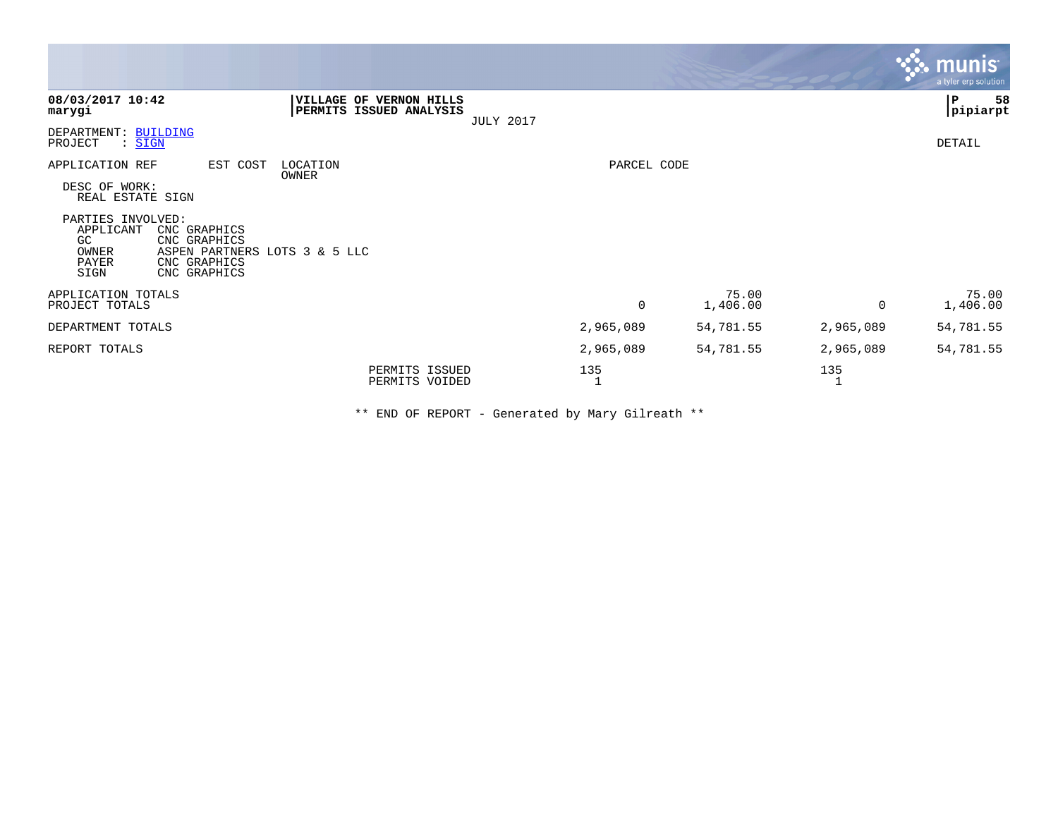**08/03/2017 10:42**
**marygi**

**VILLAGE OF VERNON HILLS**
**PERMITS ISSUED ANALYSIS**
JULY 2017

**P 58**
**pipiarpt**

DEPARTMENT: BUILDING
PROJECT : SIGN

DETAIL

| APPLICATION REF | EST COST | LOCATION / OWNER | PARCEL CODE | | | |
|---|---|---|---|---|---|---|

DESC OF WORK:
REAL ESTATE SIGN

PARTIES INVOLVED:
- APPLICANT CNC GRAPHICS
- GC CNC GRAPHICS
- OWNER ASPEN PARTNERS LOTS 3 & 5 LLC
- PAYER CNC GRAPHICS
- SIGN CNC GRAPHICS

| | | | | |
|---|---|---|---|---|
| APPLICATION TOTALS | | 75.00 | | 75.00 |
| PROJECT TOTALS | 0 | 1,406.00 | 0 | 1,406.00 |
| DEPARTMENT TOTALS | 2,965,089 | 54,781.55 | 2,965,089 | 54,781.55 |
| REPORT TOTALS | 2,965,089 | 54,781.55 | 2,965,089 | 54,781.55 |
| PERMITS ISSUED | 135 | | 135 | |
| PERMITS VOIDED | 1 | | 1 | |

** END OF REPORT - Generated by Mary Gilreath **